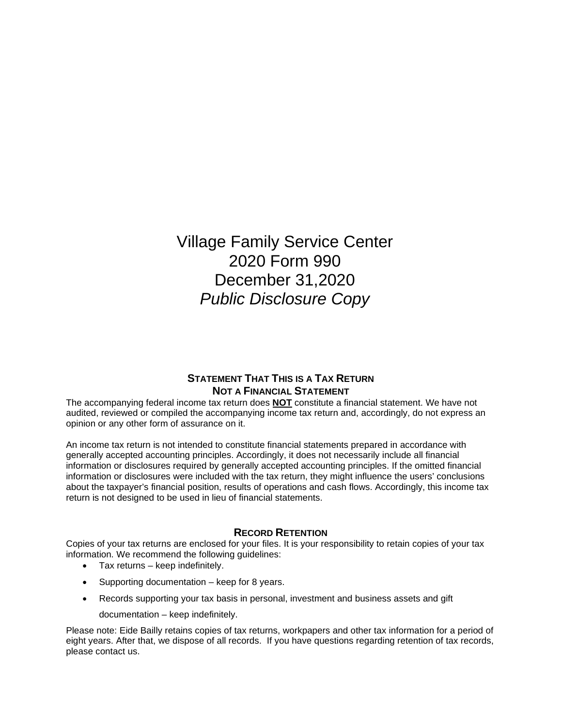# Village Family Service Center
# 2020 Form 990
# December 31,2020
# *Public Disclosure Copy*

### STATEMENT THAT THIS IS A TAX RETURN NOT A FINANCIAL STATEMENT

The accompanying federal income tax return does **NOT** constitute a financial statement. We have not audited, reviewed or compiled the accompanying income tax return and, accordingly, do not express an opinion or any other form of assurance on it.

An income tax return is not intended to constitute financial statements prepared in accordance with generally accepted accounting principles. Accordingly, it does not necessarily include all financial information or disclosures required by generally accepted accounting principles. If the omitted financial information or disclosures were included with the tax return, they might influence the users' conclusions about the taxpayer's financial position, results of operations and cash flows. Accordingly, this income tax return is not designed to be used in lieu of financial statements.

### RECORD RETENTION

Copies of your tax returns are enclosed for your files. It is your responsibility to retain copies of your tax information. We recommend the following guidelines:

- Tax returns – keep indefinitely.
- Supporting documentation – keep for 8 years.
- Records supporting your tax basis in personal, investment and business assets and gift documentation – keep indefinitely.

Please note: Eide Bailly retains copies of tax returns, workpapers and other tax information for a period of eight years. After that, we dispose of all records. If you have questions regarding retention of tax records, please contact us.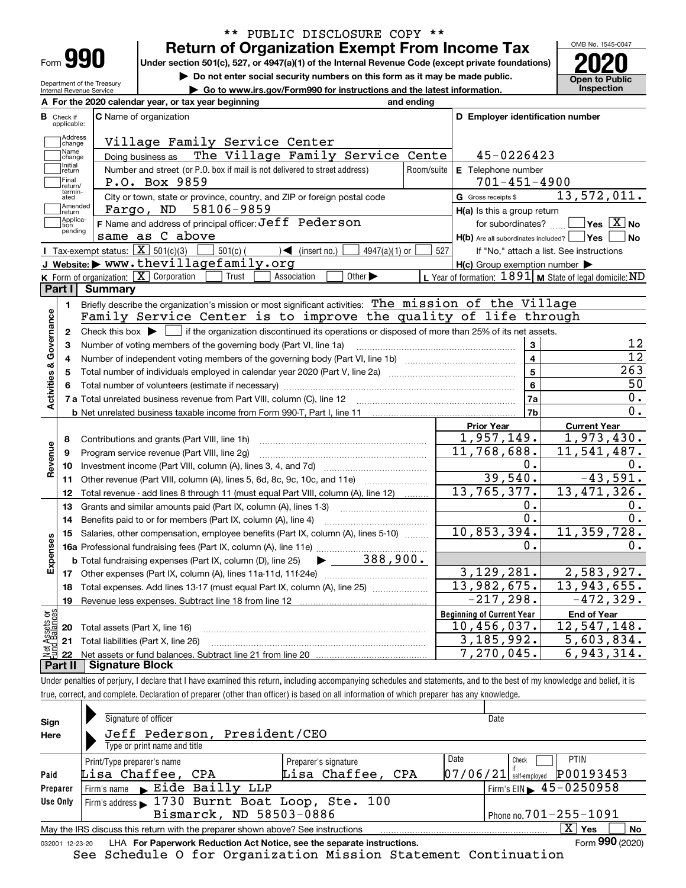\*\* PUBLIC DISCLOSURE COPY \*\*

# Form 990 — Return of Organization Exempt From Income Tax (2020)

Under section 501(c), 527, or 4947(a)(1) of the Internal Revenue Code (except private foundations)

▶ Do not enter social security numbers on this form as it may be made public.

▶ Go to www.irs.gov/Form990 for instructions and the latest information.

Department of the Treasury, Internal Revenue Service

OMB No. 1545-0047 — Open to Public Inspection

**A** For the 2020 calendar year, or tax year beginning and ending

**B** Check if applicable: Address change, Name change, Initial return, Final return/terminated, Amended return, Application pending

**C** Name of organization: Village Family Service Center

Doing business as: The Village Family Service Cente

Number and street (or P.O. box if mail is not delivered to street address): P.O. Box 9859

City or town, state or province, country, and ZIP or foreign postal code: Fargo, ND 58106-9859

**D** Employer identification number: 45-0226423

**E** Telephone number: 701-451-4900

**G** Gross receipts $ 13,572,011.

**F** Name and address of principal officer: Jeff Pederson, same as C above

**H(a)** Is this a group return for subordinates? Yes [ ] No [X]

**H(b)** Are all subordinates included? Yes [ ] No [ ] If "No," attach a list. See instructions

**H(c)** Group exemption number ▶

**I** Tax-exempt status: [X] 501(c)(3) [ ] 501(c) ( ) ◀ (insert no.) [ ] 4947(a)(1) or [ ] 527

**J** Website: ▶ www.thevillagefamily.org

**K** Form of organization: [X] Corporation [ ] Trust [ ] Association [ ] Other ▶

**L** Year of formation: 1891 **M** State of legal domicile: ND

## Part I Summary

**Activities & Governance**

1. Briefly describe the organization's mission or most significant activities: The mission of the Village Family Service Center is to improve the quality of life through
2. Check this box ▶ [ ] if the organization discontinued its operations or disposed of more than 25% of its net assets.

| Line | Description | No. | Value |
|---|---|---|---|
| 3 | Number of voting members of the governing body (Part VI, line 1a) | 3 | 12 |
| 4 | Number of independent voting members of the governing body (Part VI, line 1b) | 4 | 12 |
| 5 | Total number of individuals employed in calendar year 2020 (Part V, line 2a) | 5 | 263 |
| 6 | Total number of volunteers (estimate if necessary) | 6 | 50 |
| 7a | Total unrelated business revenue from Part VIII, column (C), line 12 | 7a | 0. |
| 7b | Net unrelated business taxable income from Form 990-T, Part I, line 11 | 7b | 0. |

| Section | Line | Description | Prior Year | Current Year |
|---|---|---|---|---|
| Revenue | 8 | Contributions and grants (Part VIII, line 1h) | 1,957,149. | 1,973,430. |
| | 9 | Program service revenue (Part VIII, line 2g) | 11,768,688. | 11,541,487. |
| | 10 | Investment income (Part VIII, column (A), lines 3, 4, and 7d) | 0. | 0. |
| | 11 | Other revenue (Part VIII, column (A), lines 5, 6d, 8c, 9c, 10c, and 11e) | 39,540. | -43,591. |
| | 12 | Total revenue - add lines 8 through 11 (must equal Part VIII, column (A), line 12) | 13,765,377. | 13,471,326. |
| Expenses | 13 | Grants and similar amounts paid (Part IX, column (A), lines 1-3) | 0. | 0. |
| | 14 | Benefits paid to or for members (Part IX, column (A), line 4) | 0. | 0. |
| | 15 | Salaries, other compensation, employee benefits (Part IX, column (A), lines 5-10) | 10,853,394. | 11,359,728. |
| | 16a | Professional fundraising fees (Part IX, column (A), line 11e) | 0. | 0. |
| | b | Total fundraising expenses (Part IX, column (D), line 25) ▶ 388,900. | | |
| | 17 | Other expenses (Part IX, column (A), lines 11a-11d, 11f-24e) | 3,129,281. | 2,583,927. |
| | 18 | Total expenses. Add lines 13-17 (must equal Part IX, column (A), line 25) | 13,982,675. | 13,943,655. |
| | 19 | Revenue less expenses. Subtract line 18 from line 12 | -217,298. | -472,329. |

| Section | Line | Description | Beginning of Current Year | End of Year |
|---|---|---|---|---|
| Net Assets or Fund Balances | 20 | Total assets (Part X, line 16) | 10,456,037. | 12,547,148. |
| | 21 | Total liabilities (Part X, line 26) | 3,185,992. | 5,603,834. |
| | 22 | Net assets or fund balances. Subtract line 21 from line 20 | 7,270,045. | 6,943,314. |

## Part II Signature Block

Under penalties of perjury, I declare that I have examined this return, including accompanying schedules and statements, and to the best of my knowledge and belief, it is true, correct, and complete. Declaration of preparer (other than officer) is based on all information of which preparer has any knowledge.

**Sign Here**

Signature of officer — Date

Jeff Pederson, President/CEO

Type or print name and title

**Paid Preparer Use Only**

| Print/Type preparer's name | Preparer's signature | Date | Check if self-employed | PTIN |
|---|---|---|---|---|
| Lisa Chaffee, CPA | Lisa Chaffee, CPA | 07/06/21 | [ ] | P00193453 |

Firm's name ▶ Eide Bailly LLP — Firm's EIN ▶ 45-0250958

Firm's address ▶ 1730 Burnt Boat Loop, Ste. 100, Bismarck, ND 58503-0886 — Phone no. 701-255-1091

May the IRS discuss this return with the preparer shown above? See instructions [X] Yes [ ] No

032001 12-23-20 LHA For Paperwork Reduction Act Notice, see the separate instructions. Form **990** (2020)

See Schedule O for Organization Mission Statement Continuation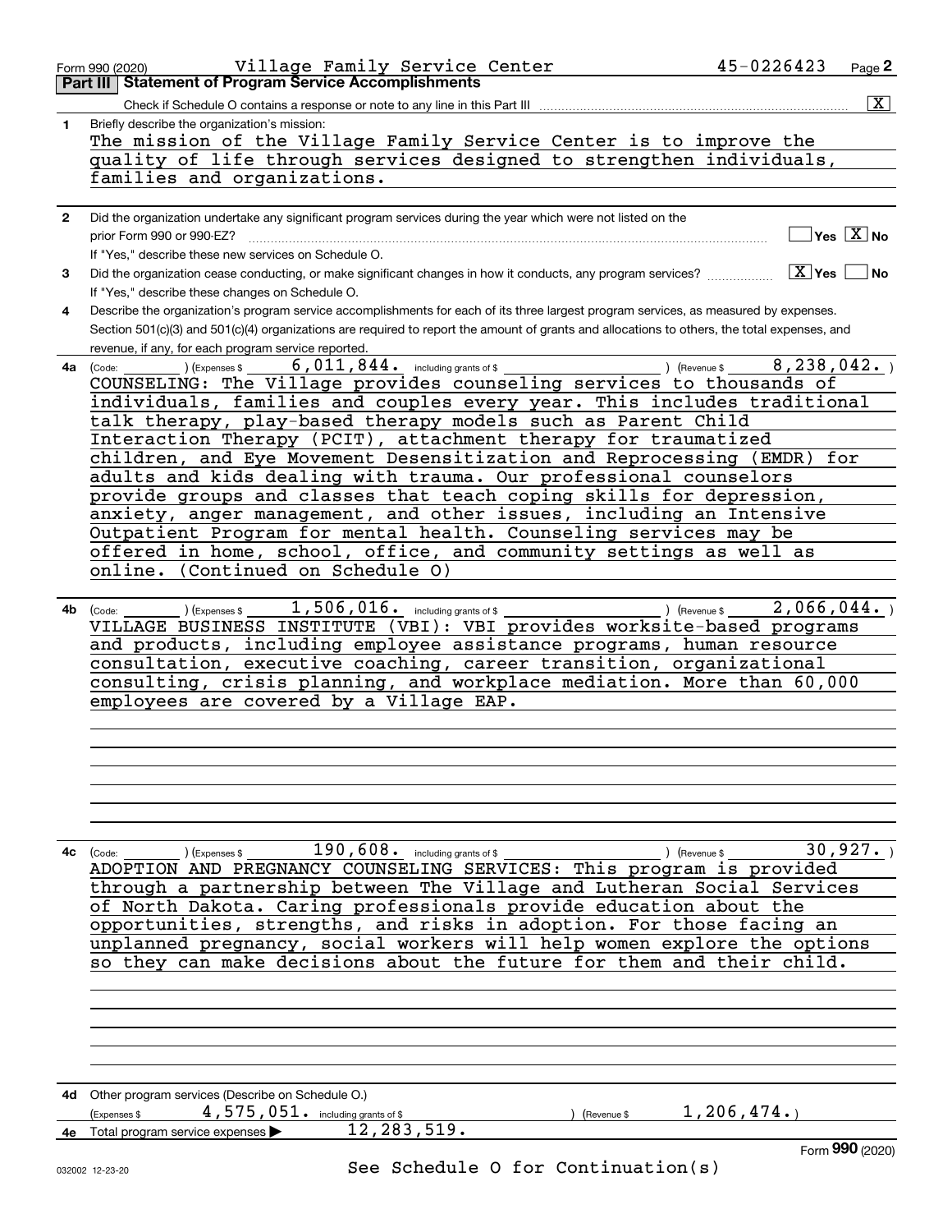Form 990 (2020) Village Family Service Center 45-0226423 Page 2

## Part III Statement of Program Service Accomplishments

Check if Schedule O contains a response or note to any line in this Part III .......... [X]

**1** Briefly describe the organization's mission:

The mission of the Village Family Service Center is to improve the quality of life through services designed to strengthen individuals, families and organizations.

**2** Did the organization undertake any significant program services during the year which were not listed on the prior Form 990 or 990-EZ? .......... [ ] Yes [X] No

If "Yes," describe these new services on Schedule O.

**3** Did the organization cease conducting, or make significant changes in how it conducts, any program services? .......... [X] Yes [ ] No

If "Yes," describe these changes on Schedule O.

**4** Describe the organization's program service accomplishments for each of its three largest program services, as measured by expenses. Section 501(c)(3) and 501(c)(4) organizations are required to report the amount of grants and allocations to others, the total expenses, and revenue, if any, for each program service reported.

**4a** (Code: ) (Expenses $ 6,011,844. including grants of $ ) (Revenue $ 8,238,042. )

COUNSELING: The Village provides counseling services to thousands of individuals, families and couples every year. This includes traditional talk therapy, play-based therapy models such as Parent Child Interaction Therapy (PCIT), attachment therapy for traumatized children, and Eye Movement Desensitization and Reprocessing (EMDR) for adults and kids dealing with trauma. Our professional counselors provide groups and classes that teach coping skills for depression, anxiety, anger management, and other issues, including an Intensive Outpatient Program for mental health. Counseling services may be offered in home, school, office, and community settings as well as online. (Continued on Schedule O)

**4b** (Code: ) (Expenses $ 1,506,016. including grants of $ ) (Revenue $ 2,066,044. )

VILLAGE BUSINESS INSTITUTE (VBI): VBI provides worksite-based programs and products, including employee assistance programs, human resource consultation, executive coaching, career transition, organizational consulting, crisis planning, and workplace mediation. More than 60,000 employees are covered by a Village EAP.

**4c** (Code: ) (Expenses $ 190,608. including grants of $ ) (Revenue $ 30,927. )

ADOPTION AND PREGNANCY COUNSELING SERVICES: This program is provided through a partnership between The Village and Lutheran Social Services of North Dakota. Caring professionals provide education about the opportunities, strengths, and risks in adoption. For those facing an unplanned pregnancy, social workers will help women explore the options so they can make decisions about the future for them and their child.

**4d** Other program services (Describe on Schedule O.)

(Expenses $ 4,575,051. including grants of $ ) (Revenue $ 1,206,474.)

**4e** Total program service expenses ▶ 12,283,519.

See Schedule O for Continuation(s)

Form 990 (2020)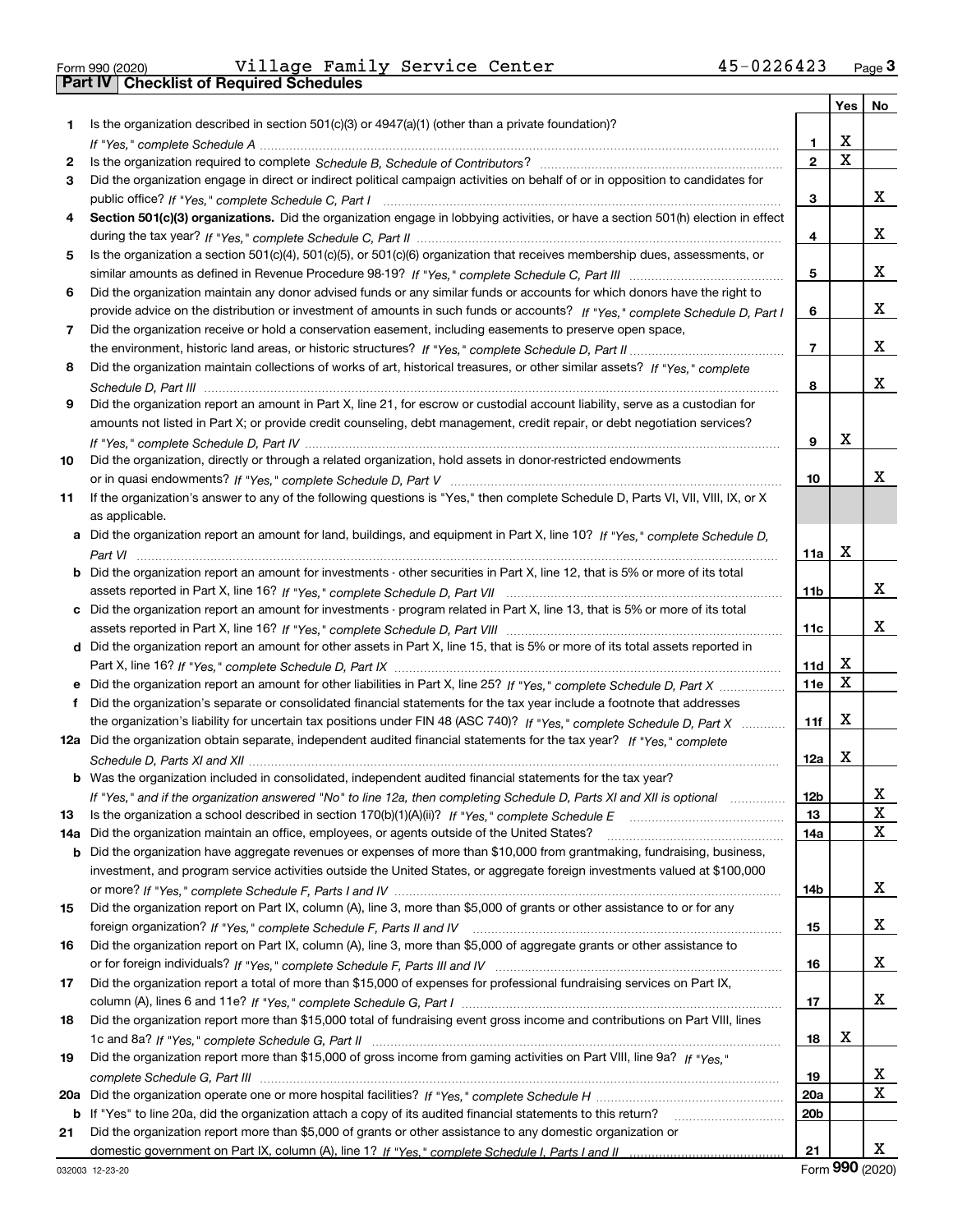Form 990 (2020) Village Family Service Center 45-0226423 Page 3

## Part IV Checklist of Required Schedules

| | | | Yes | No |
|---|---|---|---|---|
| 1 | Is the organization described in section 501(c)(3) or 4947(a)(1) (other than a private foundation)? *If "Yes," complete Schedule A* | 1 | X | |
| 2 | Is the organization required to complete *Schedule B, Schedule of Contributors*? | 2 | X | |
| 3 | Did the organization engage in direct or indirect political campaign activities on behalf of or in opposition to candidates for public office? *If "Yes," complete Schedule C, Part I* | 3 | | X |
| 4 | **Section 501(c)(3) organizations.** Did the organization engage in lobbying activities, or have a section 501(h) election in effect during the tax year? *If "Yes," complete Schedule C, Part II* | 4 | | X |
| 5 | Is the organization a section 501(c)(4), 501(c)(5), or 501(c)(6) organization that receives membership dues, assessments, or similar amounts as defined in Revenue Procedure 98-19? *If "Yes," complete Schedule C, Part III* | 5 | | X |
| 6 | Did the organization maintain any donor advised funds or any similar funds or accounts for which donors have the right to provide advice on the distribution or investment of amounts in such funds or accounts? *If "Yes," complete Schedule D, Part I* | 6 | | X |
| 7 | Did the organization receive or hold a conservation easement, including easements to preserve open space, the environment, historic land areas, or historic structures? *If "Yes," complete Schedule D, Part II* | 7 | | X |
| 8 | Did the organization maintain collections of works of art, historical treasures, or other similar assets? *If "Yes," complete Schedule D, Part III* | 8 | | X |
| 9 | Did the organization report an amount in Part X, line 21, for escrow or custodial account liability, serve as a custodian for amounts not listed in Part X; or provide credit counseling, debt management, credit repair, or debt negotiation services? *If "Yes," complete Schedule D, Part IV* | 9 | X | |
| 10 | Did the organization, directly or through a related organization, hold assets in donor-restricted endowments or in quasi endowments? *If "Yes," complete Schedule D, Part V* | 10 | | X |
| 11 | If the organization's answer to any of the following questions is "Yes," then complete Schedule D, Parts VI, VII, VIII, IX, or X as applicable. | | | |
| a | Did the organization report an amount for land, buildings, and equipment in Part X, line 10? *If "Yes," complete Schedule D, Part VI* | 11a | X | |
| b | Did the organization report an amount for investments - other securities in Part X, line 12, that is 5% or more of its total assets reported in Part X, line 16? *If "Yes," complete Schedule D, Part VII* | 11b | | X |
| c | Did the organization report an amount for investments - program related in Part X, line 13, that is 5% or more of its total assets reported in Part X, line 16? *If "Yes," complete Schedule D, Part VIII* | 11c | | X |
| d | Did the organization report an amount for other assets in Part X, line 15, that is 5% or more of its total assets reported in Part X, line 16? *If "Yes," complete Schedule D, Part IX* | 11d | X | |
| e | Did the organization report an amount for other liabilities in Part X, line 25? *If "Yes," complete Schedule D, Part X* | 11e | X | |
| f | Did the organization's separate or consolidated financial statements for the tax year include a footnote that addresses the organization's liability for uncertain tax positions under FIN 48 (ASC 740)? *If "Yes," complete Schedule D, Part X* | 11f | X | |
| 12a | Did the organization obtain separate, independent audited financial statements for the tax year? *If "Yes," complete Schedule D, Parts XI and XII* | 12a | X | |
| b | Was the organization included in consolidated, independent audited financial statements for the tax year? *If "Yes," and if the organization answered "No" to line 12a, then completing Schedule D, Parts XI and XII is optional* | 12b | | X |
| 13 | Is the organization a school described in section 170(b)(1)(A)(ii)? *If "Yes," complete Schedule E* | 13 | | X |
| 14a | Did the organization maintain an office, employees, or agents outside of the United States? | 14a | | X |
| b | Did the organization have aggregate revenues or expenses of more than $10,000 from grantmaking, fundraising, business, investment, and program service activities outside the United States, or aggregate foreign investments valued at $100,000 or more? *If "Yes," complete Schedule F, Parts I and IV* | 14b | | X |
| 15 | Did the organization report on Part IX, column (A), line 3, more than $5,000 of grants or other assistance to or for any foreign organization? *If "Yes," complete Schedule F, Parts II and IV* | 15 | | X |
| 16 | Did the organization report on Part IX, column (A), line 3, more than $5,000 of aggregate grants or other assistance to or for foreign individuals? *If "Yes," complete Schedule F, Parts III and IV* | 16 | | X |
| 17 | Did the organization report a total of more than $15,000 of expenses for professional fundraising services on Part IX, column (A), lines 6 and 11e? *If "Yes," complete Schedule G, Part I* | 17 | | X |
| 18 | Did the organization report more than $15,000 total of fundraising event gross income and contributions on Part VIII, lines 1c and 8a? *If "Yes," complete Schedule G, Part II* | 18 | X | |
| 19 | Did the organization report more than $15,000 of gross income from gaming activities on Part VIII, line 9a? *If "Yes," complete Schedule G, Part III* | 19 | | X |
| 20a | Did the organization operate one or more hospital facilities? *If "Yes," complete Schedule H* | 20a | | X |
| b | If "Yes" to line 20a, did the organization attach a copy of its audited financial statements to this return? | 20b | | |
| 21 | Did the organization report more than $5,000 of grants or other assistance to any domestic organization or domestic government on Part IX, column (A), line 1? *If "Yes," complete Schedule I, Parts I and II* | 21 | | X |

032003 12-23-20 Form **990** (2020)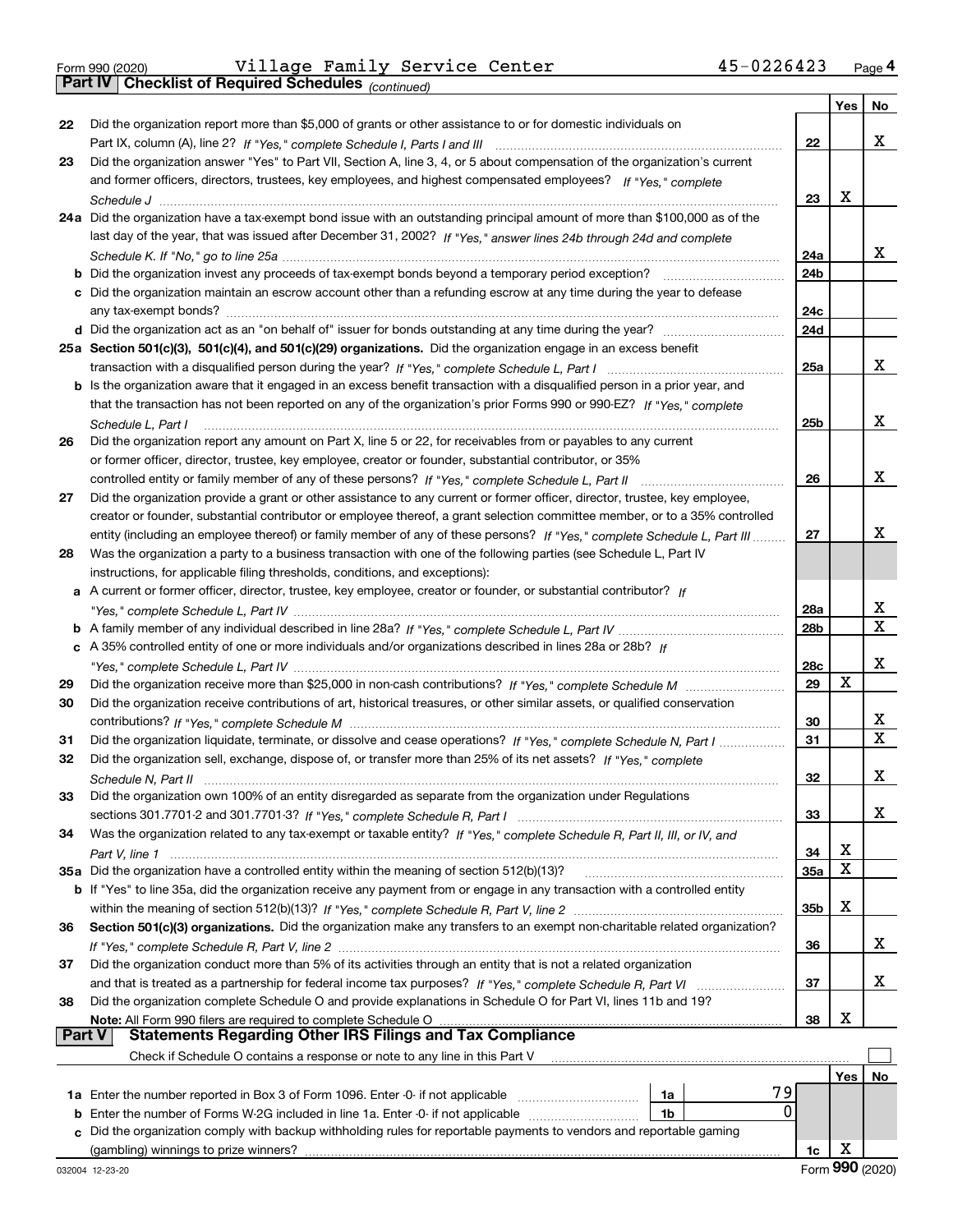Form 990 (2020) Village Family Service Center 45-0226423 Page 4

## Part IV Checklist of Required Schedules *(continued)*

| | | | Yes | No |
|---|---|---|---|---|
| 22 | Did the organization report more than $5,000 of grants or other assistance to or for domestic individuals on Part IX, column (A), line 2? *If "Yes," complete Schedule I, Parts I and III* | 22 | | X |
| 23 | Did the organization answer "Yes" to Part VII, Section A, line 3, 4, or 5 about compensation of the organization's current and former officers, directors, trustees, key employees, and highest compensated employees? *If "Yes," complete Schedule J* | 23 | X | |
| 24a | Did the organization have a tax-exempt bond issue with an outstanding principal amount of more than $100,000 as of the last day of the year, that was issued after December 31, 2002? *If "Yes," answer lines 24b through 24d and complete Schedule K. If "No," go to line 25a* | 24a | | X |
| b | Did the organization invest any proceeds of tax-exempt bonds beyond a temporary period exception? | 24b | | |
| c | Did the organization maintain an escrow account other than a refunding escrow at any time during the year to defease any tax-exempt bonds? | 24c | | |
| d | Did the organization act as an "on behalf of" issuer for bonds outstanding at any time during the year? | 24d | | |
| 25a | **Section 501(c)(3), 501(c)(4), and 501(c)(29) organizations.** Did the organization engage in an excess benefit transaction with a disqualified person during the year? *If "Yes," complete Schedule L, Part I* | 25a | | X |
| b | Is the organization aware that it engaged in an excess benefit transaction with a disqualified person in a prior year, and that the transaction has not been reported on any of the organization's prior Forms 990 or 990-EZ? *If "Yes," complete Schedule L, Part I* | 25b | | X |
| 26 | Did the organization report any amount on Part X, line 5 or 22, for receivables from or payables to any current or former officer, director, trustee, key employee, creator or founder, substantial contributor, or 35% controlled entity or family member of any of these persons? *If "Yes," complete Schedule L, Part II* | 26 | | X |
| 27 | Did the organization provide a grant or other assistance to any current or former officer, director, trustee, key employee, creator or founder, substantial contributor or employee thereof, a grant selection committee member, or to a 35% controlled entity (including an employee thereof) or family member of any of these persons? *If "Yes," complete Schedule L, Part III* | 27 | | X |
| 28 | Was the organization a party to a business transaction with one of the following parties (see Schedule L, Part IV instructions, for applicable filing thresholds, conditions, and exceptions): | | | |
| a | A current or former officer, director, trustee, key employee, creator or founder, or substantial contributor? *If "Yes," complete Schedule L, Part IV* | 28a | | X |
| b | A family member of any individual described in line 28a? *If "Yes," complete Schedule L, Part IV* | 28b | | X |
| c | A 35% controlled entity of one or more individuals and/or organizations described in lines 28a or 28b? *If "Yes," complete Schedule L, Part IV* | 28c | | X |
| 29 | Did the organization receive more than $25,000 in non-cash contributions? *If "Yes," complete Schedule M* | 29 | X | |
| 30 | Did the organization receive contributions of art, historical treasures, or other similar assets, or qualified conservation contributions? *If "Yes," complete Schedule M* | 30 | | X |
| 31 | Did the organization liquidate, terminate, or dissolve and cease operations? *If "Yes," complete Schedule N, Part I* | 31 | | X |
| 32 | Did the organization sell, exchange, dispose of, or transfer more than 25% of its net assets? *If "Yes," complete Schedule N, Part II* | 32 | | X |
| 33 | Did the organization own 100% of an entity disregarded as separate from the organization under Regulations sections 301.7701-2 and 301.7701-3? *If "Yes," complete Schedule R, Part I* | 33 | | X |
| 34 | Was the organization related to any tax-exempt or taxable entity? *If "Yes," complete Schedule R, Part II, III, or IV, and Part V, line 1* | 34 | X | |
| 35a | Did the organization have a controlled entity within the meaning of section 512(b)(13)? | 35a | X | |
| b | If "Yes" to line 35a, did the organization receive any payment from or engage in any transaction with a controlled entity within the meaning of section 512(b)(13)? *If "Yes," complete Schedule R, Part V, line 2* | 35b | X | |
| 36 | **Section 501(c)(3) organizations.** Did the organization make any transfers to an exempt non-charitable related organization? *If "Yes," complete Schedule R, Part V, line 2* | 36 | | X |
| 37 | Did the organization conduct more than 5% of its activities through an entity that is not a related organization and that is treated as a partnership for federal income tax purposes? *If "Yes," complete Schedule R, Part VI* | 37 | | X |
| 38 | Did the organization complete Schedule O and provide explanations in Schedule O for Part VI, lines 11b and 19? **Note:** All Form 990 filers are required to complete Schedule O | 38 | X | |

## Part V Statements Regarding Other IRS Filings and Tax Compliance

Check if Schedule O contains a response or note to any line in this Part V ☐

| | | | | | Yes | No |
|---|---|---|---|---|---|---|
| 1a | Enter the number reported in Box 3 of Form 1096. Enter -0- if not applicable | 1a | 79 | | | |
| b | Enter the number of Forms W-2G included in line 1a. Enter -0- if not applicable | 1b | 0 | | | |
| c | Did the organization comply with backup withholding rules for reportable payments to vendors and reportable gaming (gambling) winnings to prize winners? | | | 1c | X | |

032004 12-23-20 Form **990** (2020)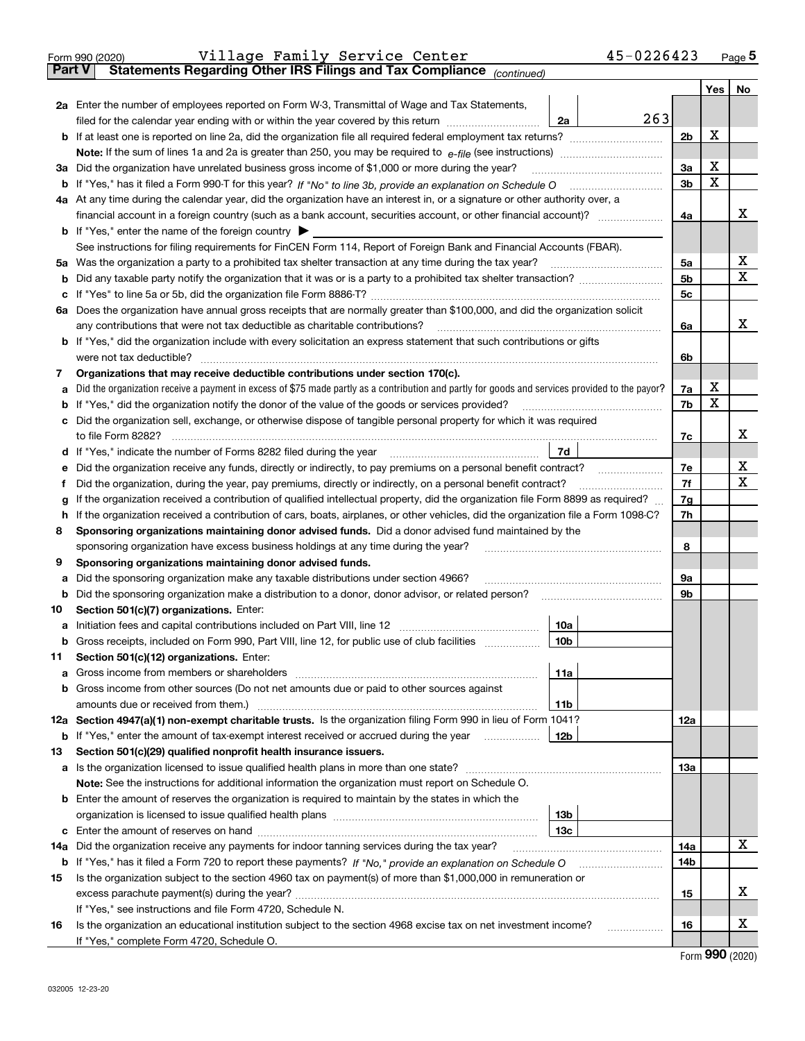Form 990 (2020) Village Family Service Center 45-0226423 Page 5

## Part V Statements Regarding Other IRS Filings and Tax Compliance *(continued)*

| | | | | | Yes | No |
|---|---|---|---|---|---|---|
| **2a** | Enter the number of employees reported on Form W-3, Transmittal of Wage and Tax Statements, filed for the calendar year ending with or within the year covered by this return | 2a | 263 | | | |
| **b** | If at least one is reported on line 2a, did the organization file all required federal employment tax returns? | | | 2b | X | |
| | **Note:** If the sum of lines 1a and 2a is greater than 250, you may be required to *e-file* (see instructions) | | | | | |
| **3a** | Did the organization have unrelated business gross income of $1,000 or more during the year? | | | 3a | X | |
| **b** | If "Yes," has it filed a Form 990-T for this year? *If "No" to line 3b, provide an explanation on Schedule O* | | | 3b | X | |
| **4a** | At any time during the calendar year, did the organization have an interest in, or a signature or other authority over, a financial account in a foreign country (such as a bank account, securities account, or other financial account)? | | | 4a | | X |
| **b** | If "Yes," enter the name of the foreign country ▶ | | | | | |
| | See instructions for filing requirements for FinCEN Form 114, Report of Foreign Bank and Financial Accounts (FBAR). | | | | | |
| **5a** | Was the organization a party to a prohibited tax shelter transaction at any time during the tax year? | | | 5a | | X |
| **b** | Did any taxable party notify the organization that it was or is a party to a prohibited tax shelter transaction? | | | 5b | | X |
| **c** | If "Yes" to line 5a or 5b, did the organization file Form 8886-T? | | | 5c | | |
| **6a** | Does the organization have annual gross receipts that are normally greater than $100,000, and did the organization solicit any contributions that were not tax deductible as charitable contributions? | | | 6a | | X |
| **b** | If "Yes," did the organization include with every solicitation an express statement that such contributions or gifts were not tax deductible? | | | 6b | | |
| **7** | **Organizations that may receive deductible contributions under section 170(c).** | | | | | |
| **a** | Did the organization receive a payment in excess of $75 made partly as a contribution and partly for goods and services provided to the payor? | | | 7a | X | |
| **b** | If "Yes," did the organization notify the donor of the value of the goods or services provided? | | | 7b | X | |
| **c** | Did the organization sell, exchange, or otherwise dispose of tangible personal property for which it was required to file Form 8282? | | | 7c | | X |
| **d** | If "Yes," indicate the number of Forms 8282 filed during the year | 7d | | | | |
| **e** | Did the organization receive any funds, directly or indirectly, to pay premiums on a personal benefit contract? | | | 7e | | X |
| **f** | Did the organization, during the year, pay premiums, directly or indirectly, on a personal benefit contract? | | | 7f | | X |
| **g** | If the organization received a contribution of qualified intellectual property, did the organization file Form 8899 as required? | | | 7g | | |
| **h** | If the organization received a contribution of cars, boats, airplanes, or other vehicles, did the organization file a Form 1098-C? | | | 7h | | |
| **8** | **Sponsoring organizations maintaining donor advised funds.** Did a donor advised fund maintained by the sponsoring organization have excess business holdings at any time during the year? | | | 8 | | |
| **9** | **Sponsoring organizations maintaining donor advised funds.** | | | | | |
| **a** | Did the sponsoring organization make any taxable distributions under section 4966? | | | 9a | | |
| **b** | Did the sponsoring organization make a distribution to a donor, donor advisor, or related person? | | | 9b | | |
| **10** | **Section 501(c)(7) organizations.** Enter: | | | | | |
| **a** | Initiation fees and capital contributions included on Part VIII, line 12 | 10a | | | | |
| **b** | Gross receipts, included on Form 990, Part VIII, line 12, for public use of club facilities | 10b | | | | |
| **11** | **Section 501(c)(12) organizations.** Enter: | | | | | |
| **a** | Gross income from members or shareholders | 11a | | | | |
| **b** | Gross income from other sources (Do not net amounts due or paid to other sources against amounts due or received from them.) | 11b | | | | |
| **12a** | **Section 4947(a)(1) non-exempt charitable trusts.** Is the organization filing Form 990 in lieu of Form 1041? | | | 12a | | |
| **b** | If "Yes," enter the amount of tax-exempt interest received or accrued during the year | 12b | | | | |
| **13** | **Section 501(c)(29) qualified nonprofit health insurance issuers.** | | | | | |
| **a** | Is the organization licensed to issue qualified health plans in more than one state? | | | 13a | | |
| | **Note:** See the instructions for additional information the organization must report on Schedule O. | | | | | |
| **b** | Enter the amount of reserves the organization is required to maintain by the states in which the organization is licensed to issue qualified health plans | 13b | | | | |
| **c** | Enter the amount of reserves on hand | 13c | | | | |
| **14a** | Did the organization receive any payments for indoor tanning services during the tax year? | | | 14a | | X |
| **b** | If "Yes," has it filed a Form 720 to report these payments? *If "No," provide an explanation on Schedule O* | | | 14b | | |
| **15** | Is the organization subject to the section 4960 tax on payment(s) of more than $1,000,000 in remuneration or excess parachute payment(s) during the year? | | | 15 | | X |
| | If "Yes," see instructions and file Form 4720, Schedule N. | | | | | |
| **16** | Is the organization an educational institution subject to the section 4968 excise tax on net investment income? | | | 16 | | X |
| | If "Yes," complete Form 4720, Schedule O. | | | | | |

Form **990** (2020)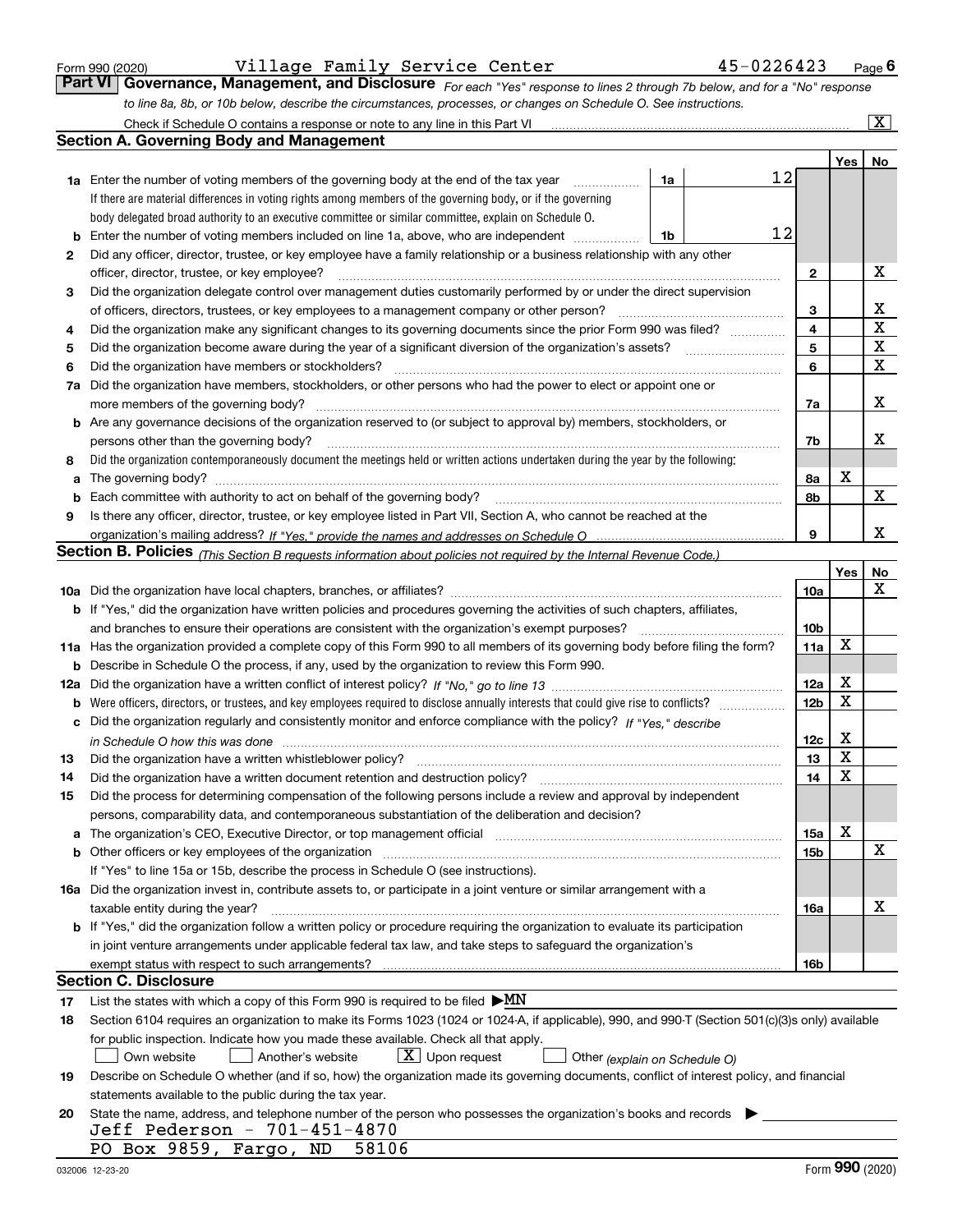Form 990 (2020) Village Family Service Center 45-0226423 Page 6

## Part VI Governance, Management, and Disclosure

*For each "Yes" response to lines 2 through 7b below, and for a "No" response to line 8a, 8b, or 10b below, describe the circumstances, processes, or changes on Schedule O. See instructions.*

Check if Schedule O contains a response or note to any line in this Part VI [X]

### Section A. Governing Body and Management

| | | | | Yes | No |
|---|---|---|---|---|---|
| **1a** | Enter the number of voting members of the governing body at the end of the tax year. If there are material differences in voting rights among members of the governing body, or if the governing body delegated broad authority to an executive committee or similar committee, explain on Schedule O. | 1a: 12 | | | |
| **b** | Enter the number of voting members included on line 1a, above, who are independent | 1b: 12 | | | |
| **2** | Did any officer, director, trustee, or key employee have a family relationship or a business relationship with any other officer, director, trustee, or key employee? | | 2 | | X |
| **3** | Did the organization delegate control over management duties customarily performed by or under the direct supervision of officers, directors, trustees, or key employees to a management company or other person? | | 3 | | X |
| **4** | Did the organization make any significant changes to its governing documents since the prior Form 990 was filed? | | 4 | | X |
| **5** | Did the organization become aware during the year of a significant diversion of the organization's assets? | | 5 | | X |
| **6** | Did the organization have members or stockholders? | | 6 | | X |
| **7a** | Did the organization have members, stockholders, or other persons who had the power to elect or appoint one or more members of the governing body? | | 7a | | X |
| **b** | Are any governance decisions of the organization reserved to (or subject to approval by) members, stockholders, or persons other than the governing body? | | 7b | | X |
| **8** | Did the organization contemporaneously document the meetings held or written actions undertaken during the year by the following: | | | | |
| **a** | The governing body? | | 8a | X | |
| **b** | Each committee with authority to act on behalf of the governing body? | | 8b | | X |
| **9** | Is there any officer, director, trustee, or key employee listed in Part VII, Section A, who cannot be reached at the organization's mailing address? *If "Yes," provide the names and addresses on Schedule O* | | 9 | | X |

### Section B. Policies *(This Section B requests information about policies not required by the Internal Revenue Code.)*

| | | | Yes | No |
|---|---|---|---|---|
| **10a** | Did the organization have local chapters, branches, or affiliates? | 10a | | X |
| **b** | If "Yes," did the organization have written policies and procedures governing the activities of such chapters, affiliates, and branches to ensure their operations are consistent with the organization's exempt purposes? | 10b | | |
| **11a** | Has the organization provided a complete copy of this Form 990 to all members of its governing body before filing the form? | 11a | X | |
| **b** | Describe in Schedule O the process, if any, used by the organization to review this Form 990. | | | |
| **12a** | Did the organization have a written conflict of interest policy? *If "No," go to line 13* | 12a | X | |
| **b** | Were officers, directors, or trustees, and key employees required to disclose annually interests that could give rise to conflicts? | 12b | X | |
| **c** | Did the organization regularly and consistently monitor and enforce compliance with the policy? *If "Yes," describe in Schedule O how this was done* | 12c | X | |
| **13** | Did the organization have a written whistleblower policy? | 13 | X | |
| **14** | Did the organization have a written document retention and destruction policy? | 14 | X | |
| **15** | Did the process for determining compensation of the following persons include a review and approval by independent persons, comparability data, and contemporaneous substantiation of the deliberation and decision? | | | |
| **a** | The organization's CEO, Executive Director, or top management official | 15a | X | |
| **b** | Other officers or key employees of the organization | 15b | | X |
| | If "Yes" to line 15a or 15b, describe the process in Schedule O (see instructions). | | | |
| **16a** | Did the organization invest in, contribute assets to, or participate in a joint venture or similar arrangement with a taxable entity during the year? | 16a | | X |
| **b** | If "Yes," did the organization follow a written policy or procedure requiring the organization to evaluate its participation in joint venture arrangements under applicable federal tax law, and take steps to safeguard the organization's exempt status with respect to such arrangements? | 16b | | |

### Section C. Disclosure

**17** List the states with which a copy of this Form 990 is required to be filed ▶MN

**18** Section 6104 requires an organization to make its Forms 1023 (1024 or 1024-A, if applicable), 990, and 990-T (Section 501(c)(3)s only) available for public inspection. Indicate how you made these available. Check all that apply.

[ ] Own website [ ] Another's website [X] Upon request [ ] Other *(explain on Schedule O)*

**19** Describe on Schedule O whether (and if so, how) the organization made its governing documents, conflict of interest policy, and financial statements available to the public during the tax year.

**20** State the name, address, and telephone number of the person who possesses the organization's books and records ▶

Jeff Pederson - 701-451-4870
PO Box 9859, Fargo, ND 58106

032006 12-23-20 Form **990** (2020)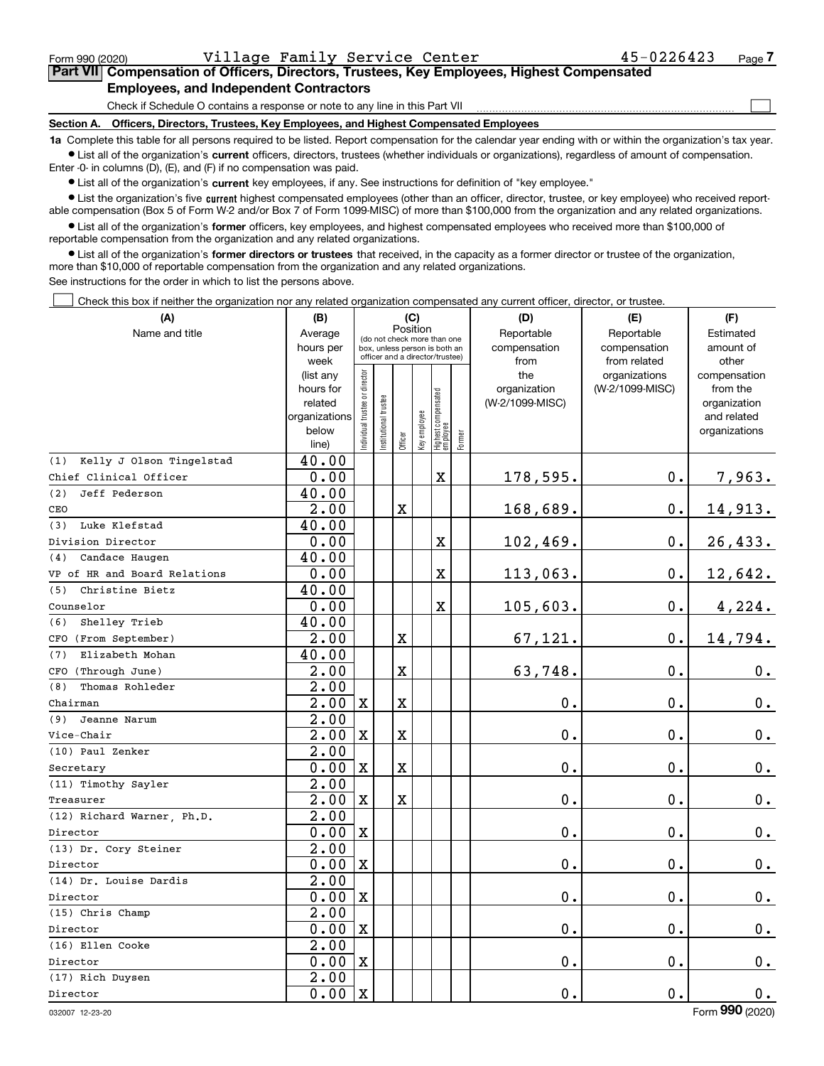Form 990 (2020) Village Family Service Center 45-0226423 Page 7

**Part VII Compensation of Officers, Directors, Trustees, Key Employees, Highest Compensated Employees, and Independent Contractors**

Check if Schedule O contains a response or note to any line in this Part VII ☐

**Section A. Officers, Directors, Trustees, Key Employees, and Highest Compensated Employees**

**1a** Complete this table for all persons required to be listed. Report compensation for the calendar year ending with or within the organization's tax year.

- List all of the organization's **current** officers, directors, trustees (whether individuals or organizations), regardless of amount of compensation. Enter -0- in columns (D), (E), and (F) if no compensation was paid.
- List all of the organization's **current** key employees, if any. See instructions for definition of "key employee."
- List the organization's five **current** highest compensated employees (other than an officer, director, trustee, or key employee) who received reportable compensation (Box 5 of Form W-2 and/or Box 7 of Form 1099-MISC) of more than $100,000 from the organization and any related organizations.
- List all of the organization's **former** officers, key employees, and highest compensated employees who received more than $100,000 of reportable compensation from the organization and any related organizations.
- List all of the organization's **former directors or trustees** that received, in the capacity as a former director or trustee of the organization, more than $10,000 of reportable compensation from the organization and any related organizations.

See instructions for the order in which to list the persons above.

☐ Check this box if neither the organization nor any related organization compensated any current officer, director, or trustee.

| (A) Name and title | (B) Average hours per week (list any hours for related organizations below line) | (C) Position: Individual trustee or director | Institutional trustee | Officer | Key employee | Highest compensated employee | Former | (D) Reportable compensation from the organization (W-2/1099-MISC) | (E) Reportable compensation from related organizations (W-2/1099-MISC) | (F) Estimated amount of other compensation from the organization and related organizations |
|---|---|---|---|---|---|---|---|---|---|---|
| (1) Kelly J Olson Tingelstad<br>Chief Clinical Officer | 40.00<br>0.00 | | | | | X | | 178,595. | 0. | 7,963. |
| (2) Jeff Pederson<br>CEO | 40.00<br>2.00 | | | X | | | | 168,689. | 0. | 14,913. |
| (3) Luke Klefstad<br>Division Director | 40.00<br>0.00 | | | | | X | | 102,469. | 0. | 26,433. |
| (4) Candace Haugen<br>VP of HR and Board Relations | 40.00<br>0.00 | | | | | X | | 113,063. | 0. | 12,642. |
| (5) Christine Bietz<br>Counselor | 40.00<br>0.00 | | | | | X | | 105,603. | 0. | 4,224. |
| (6) Shelley Trieb<br>CFO (From September) | 40.00<br>2.00 | | | X | | | | 67,121. | 0. | 14,794. |
| (7) Elizabeth Mohan<br>CFO (Through June) | 40.00<br>2.00 | | | X | | | | 63,748. | 0. | 0. |
| (8) Thomas Rohleder<br>Chairman | 2.00<br>2.00 | X | | X | | | | 0. | 0. | 0. |
| (9) Jeanne Narum<br>Vice-Chair | 2.00<br>2.00 | X | | X | | | | 0. | 0. | 0. |
| (10) Paul Zenker<br>Secretary | 2.00<br>0.00 | X | | X | | | | 0. | 0. | 0. |
| (11) Timothy Sayler<br>Treasurer | 2.00<br>2.00 | X | | X | | | | 0. | 0. | 0. |
| (12) Richard Warner, Ph.D.<br>Director | 2.00<br>0.00 | X | | | | | | 0. | 0. | 0. |
| (13) Dr. Cory Steiner<br>Director | 2.00<br>0.00 | X | | | | | | 0. | 0. | 0. |
| (14) Dr. Louise Dardis<br>Director | 2.00<br>0.00 | X | | | | | | 0. | 0. | 0. |
| (15) Chris Champ<br>Director | 2.00<br>0.00 | X | | | | | | 0. | 0. | 0. |
| (16) Ellen Cooke<br>Director | 2.00<br>0.00 | X | | | | | | 0. | 0. | 0. |
| (17) Rich Duysen<br>Director | 2.00<br>0.00 | X | | | | | | 0. | 0. | 0. |

032007 12-23-20 Form **990** (2020)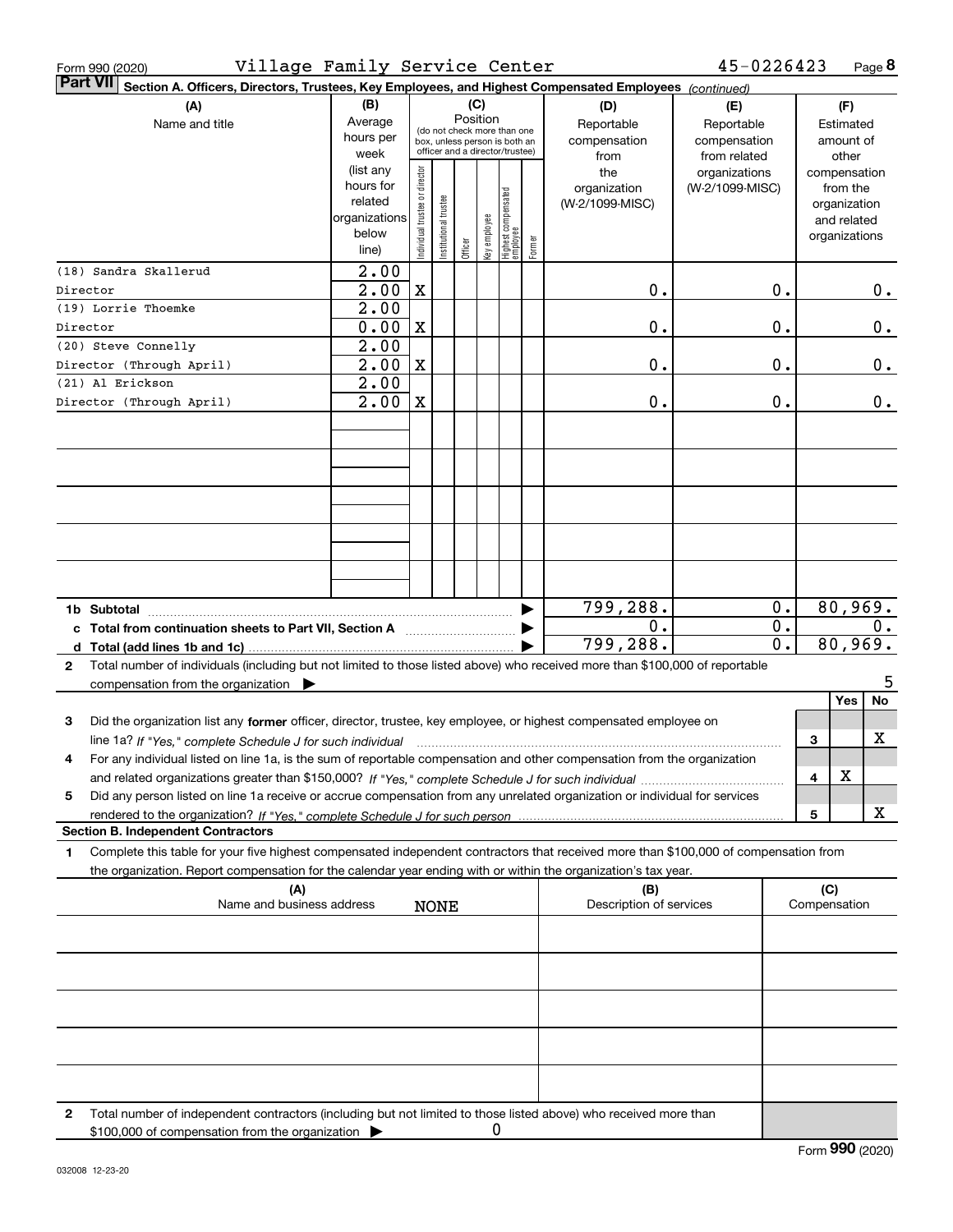Form 990 (2020) Village Family Service Center 45-0226423 Page **8**

**Part VII** **Section A. Officers, Directors, Trustees, Key Employees, and Highest Compensated Employees** *(continued)*

| (A) Name and title | (B) Average hours per week (list any hours for related organizations below line) | (C) Position: Individual trustee or director | Institutional trustee | Officer | Key employee | Highest compensated employee | Former | (D) Reportable compensation from the organization (W-2/1099-MISC) | (E) Reportable compensation from related organizations (W-2/1099-MISC) | (F) Estimated amount of other compensation from the organization and related organizations |
|---|---|---|---|---|---|---|---|---|---|---|
| (18) Sandra Skallerud<br>Director | 2.00<br>2.00 | X | | | | | | 0. | 0. | 0. |
| (19) Lorrie Thoemke<br>Director | 2.00<br>0.00 | X | | | | | | 0. | 0. | 0. |
| (20) Steve Connelly<br>Director (Through April) | 2.00<br>2.00 | X | | | | | | 0. | 0. | 0. |
| (21) Al Erickson<br>Director (Through April) | 2.00<br>2.00 | X | | | | | | 0. | 0. | 0. |
| **1b Subtotal** | | | | | | | | 799,288. | 0. | 80,969. |
| **c Total from continuation sheets to Part VII, Section A** | | | | | | | | 0. | 0. | 0. |
| **d Total (add lines 1b and 1c)** | | | | | | | | 799,288. | 0. | 80,969. |

**2** Total number of individuals (including but not limited to those listed above) who received more than $100,000 of reportable compensation from the organization ▶ 5

| | | Yes | No |
|---|---|---|---|
| **3** Did the organization list any **former** officer, director, trustee, key employee, or highest compensated employee on line 1a? *If "Yes," complete Schedule J for such individual* | 3 | | X |
| **4** For any individual listed on line 1a, is the sum of reportable compensation and other compensation from the organization and related organizations greater than $150,000? *If "Yes," complete Schedule J for such individual* | 4 | X | |
| **5** Did any person listed on line 1a receive or accrue compensation from any unrelated organization or individual for services rendered to the organization? *If "Yes," complete Schedule J for such person* | 5 | | X |

**Section B. Independent Contractors**

**1** Complete this table for your five highest compensated independent contractors that received more than $100,000 of compensation from the organization. Report compensation for the calendar year ending with or within the organization's tax year.

| (A) Name and business address | (B) Description of services | (C) Compensation |
|---|---|---|
| NONE | | |
| | | |
| | | |
| | | |
| | | |

**2** Total number of independent contractors (including but not limited to those listed above) who received more than $100,000 of compensation from the organization ▶ 0

Form **990** (2020)

032008 12-23-20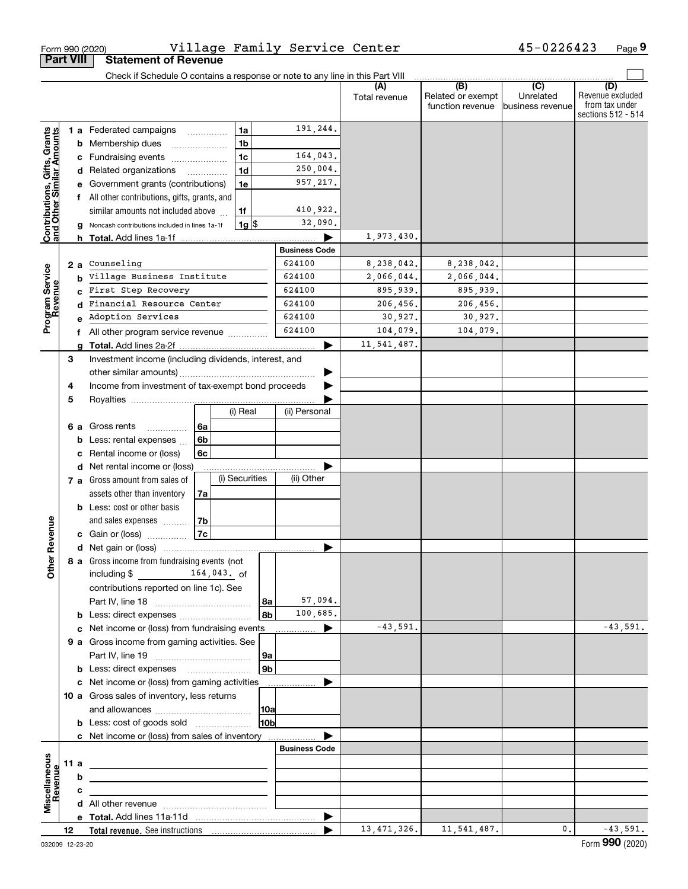Form 990 (2020) Village Family Service Center 45-0226423 Page 9

**Part VIII Statement of Revenue**

Check if Schedule O contains a response or note to any line in this Part VIII

| | | | | (A) Total revenue | (B) Related or exempt function revenue | (C) Unrelated business revenue | (D) Revenue excluded from tax under sections 512 - 514 |
|---|---|---|---|---|---|---|---|
| **Contributions, Gifts, Grants and Other Similar Amounts** | 1 a Federated campaigns | 1a | 191,244. | | | | |
| | b Membership dues | 1b | | | | | |
| | c Fundraising events | 1c | 164,043. | | | | |
| | d Related organizations | 1d | 250,004. | | | | |
| | e Government grants (contributions) | 1e | 957,217. | | | | |
| | f All other contributions, gifts, grants, and similar amounts not included above | 1f | 410,922. | | | | |
| | g Noncash contributions included in lines 1a-1f | 1g $ | 32,090. | | | | |
| | h **Total.** Add lines 1a-1f | | ▶ | 1,973,430. | | | |
| | | | **Business Code** | | | | |
| **Program Service Revenue** | 2 a Counseling | | 624100 | 8,238,042. | 8,238,042. | | |
| | b Village Business Institute | | 624100 | 2,066,044. | 2,066,044. | | |
| | c First Step Recovery | | 624100 | 895,939. | 895,939. | | |
| | d Financial Resource Center | | 624100 | 206,456. | 206,456. | | |
| | e Adoption Services | | 624100 | 30,927. | 30,927. | | |
| | f All other program service revenue | | 624100 | 104,079. | 104,079. | | |
| | g **Total.** Add lines 2a-2f | | ▶ | 11,541,487. | | | |
| **Other Revenue** | 3 Investment income (including dividends, interest, and other similar amounts) | | ▶ | | | | |
| | 4 Income from investment of tax-exempt bond proceeds | | ▶ | | | | |
| | 5 Royalties | | ▶ | | | | |
| | | (i) Real | (ii) Personal | | | | |
| | 6 a Gross rents 6a | | | | | | |
| | b Less: rental expenses 6b | | | | | | |
| | c Rental income or (loss) 6c | | | | | | |
| | d Net rental income or (loss) | | ▶ | | | | |
| | | (i) Securities | (ii) Other | | | | |
| | 7 a Gross amount from sales of assets other than inventory 7a | | | | | | |
| | b Less: cost or other basis and sales expenses 7b | | | | | | |
| | c Gain or (loss) 7c | | | | | | |
| | d Net gain or (loss) | | ▶ | | | | |
| | 8 a Gross income from fundraising events (not including $ 164,043. of contributions reported on line 1c). See Part IV, line 18 | 8a | 57,094. | | | | |
| | b Less: direct expenses | 8b | 100,685. | | | | |
| | c Net income or (loss) from fundraising events | | ▶ | -43,591. | | | -43,591. |
| | 9 a Gross income from gaming activities. See Part IV, line 19 | 9a | | | | | |
| | b Less: direct expenses | 9b | | | | | |
| | c Net income or (loss) from gaming activities | | ▶ | | | | |
| | 10 a Gross sales of inventory, less returns and allowances | 10a | | | | | |
| | b Less: cost of goods sold | 10b | | | | | |
| | c Net income or (loss) from sales of inventory | | ▶ | | | | |
| | | | **Business Code** | | | | |
| **Miscellaneous Revenue** | 11 a | | | | | | |
| | b | | | | | | |
| | c | | | | | | |
| | d All other revenue | | | | | | |
| | e **Total.** Add lines 11a-11d | | ▶ | | | | |
| | 12 **Total revenue.** See instructions | | ▶ | 13,471,326. | 11,541,487. | 0. | -43,591. |

032009 12-23-20 Form **990** (2020)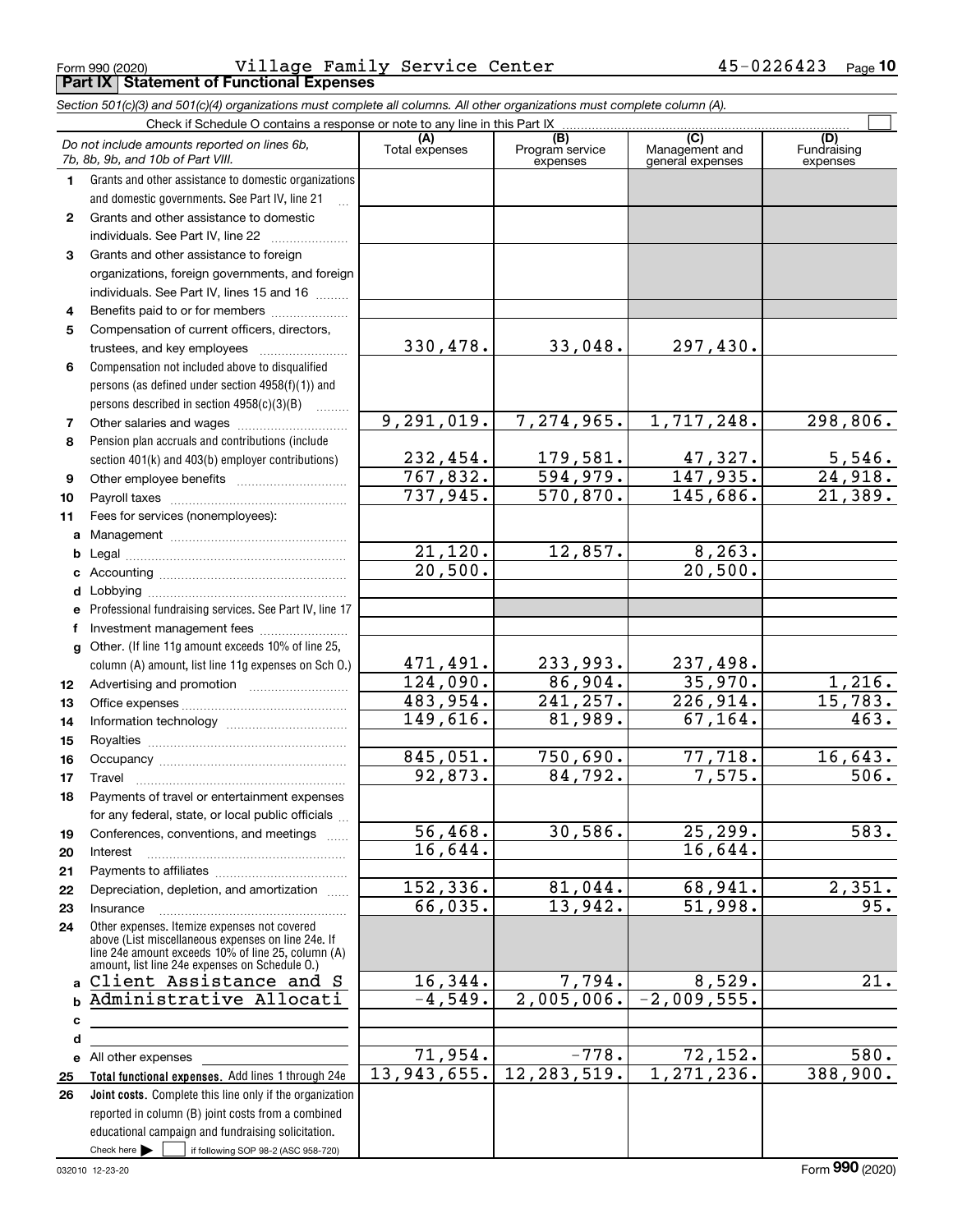Form 990 (2020) Village Family Service Center 45-0226423 Page **10**

**Part IX Statement of Functional Expenses**

*Section 501(c)(3) and 501(c)(4) organizations must complete all columns. All other organizations must complete column (A).*

Check if Schedule O contains a response or note to any line in this Part IX ☐

| | *Do not include amounts reported on lines 6b, 7b, 8b, 9b, and 10b of Part VIII.* | (A) Total expenses | (B) Program service expenses | (C) Management and general expenses | (D) Fundraising expenses |
|---|---|---|---|---|---|
| 1 | Grants and other assistance to domestic organizations and domestic governments. See Part IV, line 21 | | | | |
| 2 | Grants and other assistance to domestic individuals. See Part IV, line 22 | | | | |
| 3 | Grants and other assistance to foreign organizations, foreign governments, and foreign individuals. See Part IV, lines 15 and 16 | | | | |
| 4 | Benefits paid to or for members | | | | |
| 5 | Compensation of current officers, directors, trustees, and key employees | 330,478. | 33,048. | 297,430. | |
| 6 | Compensation not included above to disqualified persons (as defined under section 4958(f)(1)) and persons described in section 4958(c)(3)(B) | | | | |
| 7 | Other salaries and wages | 9,291,019. | 7,274,965. | 1,717,248. | 298,806. |
| 8 | Pension plan accruals and contributions (include section 401(k) and 403(b) employer contributions) | 232,454. | 179,581. | 47,327. | 5,546. |
| 9 | Other employee benefits | 767,832. | 594,979. | 147,935. | 24,918. |
| 10 | Payroll taxes | 737,945. | 570,870. | 145,686. | 21,389. |
| 11 | Fees for services (nonemployees): | | | | |
| a | Management | | | | |
| b | Legal | 21,120. | 12,857. | 8,263. | |
| c | Accounting | 20,500. | | 20,500. | |
| d | Lobbying | | | | |
| e | Professional fundraising services. See Part IV, line 17 | | | | |
| f | Investment management fees | | | | |
| g | Other. (If line 11g amount exceeds 10% of line 25, column (A) amount, list line 11g expenses on Sch O.) | 471,491. | 233,993. | 237,498. | |
| 12 | Advertising and promotion | 124,090. | 86,904. | 35,970. | 1,216. |
| 13 | Office expenses | 483,954. | 241,257. | 226,914. | 15,783. |
| 14 | Information technology | 149,616. | 81,989. | 67,164. | 463. |
| 15 | Royalties | | | | |
| 16 | Occupancy | 845,051. | 750,690. | 77,718. | 16,643. |
| 17 | Travel | 92,873. | 84,792. | 7,575. | 506. |
| 18 | Payments of travel or entertainment expenses for any federal, state, or local public officials | | | | |
| 19 | Conferences, conventions, and meetings | 56,468. | 30,586. | 25,299. | 583. |
| 20 | Interest | 16,644. | | 16,644. | |
| 21 | Payments to affiliates | | | | |
| 22 | Depreciation, depletion, and amortization | 152,336. | 81,044. | 68,941. | 2,351. |
| 23 | Insurance | 66,035. | 13,942. | 51,998. | 95. |
| 24 | Other expenses. Itemize expenses not covered above (List miscellaneous expenses on line 24e. If line 24e amount exceeds 10% of line 25, column (A) amount, list line 24e expenses on Schedule O.) | | | | |
| a | Client Assistance and S | 16,344. | 7,794. | 8,529. | 21. |
| b | Administrative Allocati | -4,549. | 2,005,006. | -2,009,555. | |
| c | | | | | |
| d | | | | | |
| e | All other expenses | 71,954. | -778. | 72,152. | 580. |
| 25 | **Total functional expenses.** Add lines 1 through 24e | 13,943,655. | 12,283,519. | 1,271,236. | 388,900. |
| 26 | **Joint costs.** Complete this line only if the organization reported in column (B) joint costs from a combined educational campaign and fundraising solicitation. Check here ☐ if following SOP 98-2 (ASC 958-720) | | | | |

032010 12-23-20 Form **990** (2020)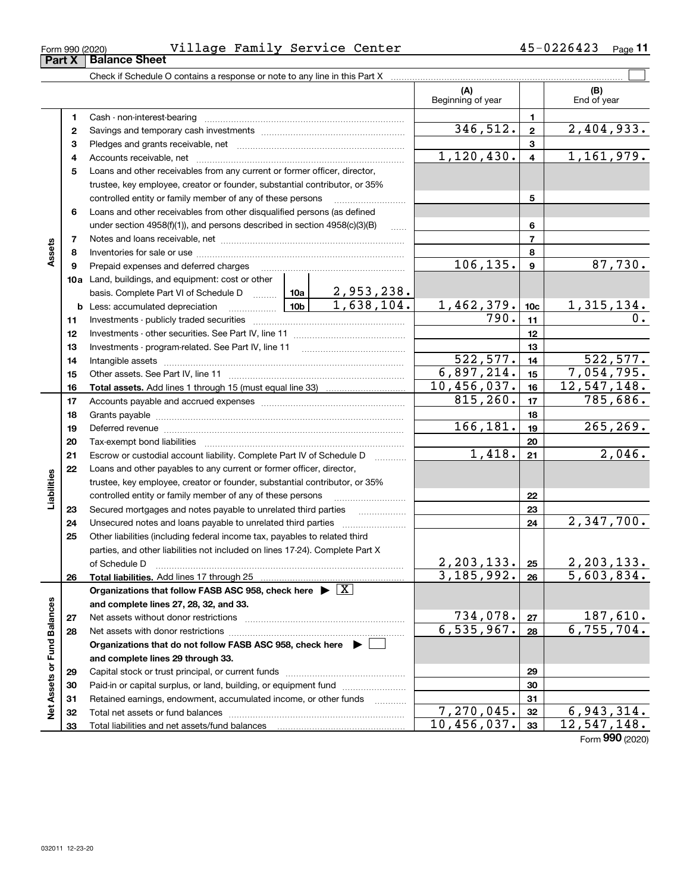Form 990 (2020) Village Family Service Center 45-0226423

## Part X Balance Sheet

Check if Schedule O contains a response or note to any line in this Part X ☐

| | | | | (A) Beginning of year | | (B) End of year |
|---|---|---|---|---|---|---|
| **Assets** | 1 | Cash - non-interest-bearing | | | 1 | |
| | 2 | Savings and temporary cash investments | | 346,512. | 2 | 2,404,933. |
| | 3 | Pledges and grants receivable, net | | | 3 | |
| | 4 | Accounts receivable, net | | 1,120,430. | 4 | 1,161,979. |
| | 5 | Loans and other receivables from any current or former officer, director, trustee, key employee, creator or founder, substantial contributor, or 35% controlled entity or family member of any of these persons | | | 5 | |
| | 6 | Loans and other receivables from other disqualified persons (as defined under section 4958(f)(1)), and persons described in section 4958(c)(3)(B) | | | 6 | |
| | 7 | Notes and loans receivable, net | | | 7 | |
| | 8 | Inventories for sale or use | | | 8 | |
| | 9 | Prepaid expenses and deferred charges | | 106,135. | 9 | 87,730. |
| | 10a | Land, buildings, and equipment: cost or other basis. Complete Part VI of Schedule D | 10a 2,953,238. | | | |
| | b | Less: accumulated depreciation | 10b 1,638,104. | 1,462,379. | 10c | 1,315,134. |
| | 11 | Investments - publicly traded securities | | 790. | 11 | 0. |
| | 12 | Investments - other securities. See Part IV, line 11 | | | 12 | |
| | 13 | Investments - program-related. See Part IV, line 11 | | | 13 | |
| | 14 | Intangible assets | | 522,577. | 14 | 522,577. |
| | 15 | Other assets. See Part IV, line 11 | | 6,897,214. | 15 | 7,054,795. |
| | 16 | **Total assets.** Add lines 1 through 15 (must equal line 33) | | 10,456,037. | 16 | 12,547,148. |
| **Liabilities** | 17 | Accounts payable and accrued expenses | | 815,260. | 17 | 785,686. |
| | 18 | Grants payable | | | 18 | |
| | 19 | Deferred revenue | | 166,181. | 19 | 265,269. |
| | 20 | Tax-exempt bond liabilities | | | 20 | |
| | 21 | Escrow or custodial account liability. Complete Part IV of Schedule D | | 1,418. | 21 | 2,046. |
| | 22 | Loans and other payables to any current or former officer, director, trustee, key employee, creator or founder, substantial contributor, or 35% controlled entity or family member of any of these persons | | | 22 | |
| | 23 | Secured mortgages and notes payable to unrelated third parties | | | 23 | |
| | 24 | Unsecured notes and loans payable to unrelated third parties | | | 24 | 2,347,700. |
| | 25 | Other liabilities (including federal income tax, payables to related third parties, and other liabilities not included on lines 17-24). Complete Part X of Schedule D | | 2,203,133. | 25 | 2,203,133. |
| | 26 | **Total liabilities.** Add lines 17 through 25 | | 3,185,992. | 26 | 5,603,834. |
| **Net Assets or Fund Balances** | | **Organizations that follow FASB ASC 958, check here ▶ [X] and complete lines 27, 28, 32, and 33.** | | | | |
| | 27 | Net assets without donor restrictions | | 734,078. | 27 | 187,610. |
| | 28 | Net assets with donor restrictions | | 6,535,967. | 28 | 6,755,704. |
| | | **Organizations that do not follow FASB ASC 958, check here ▶ [ ] and complete lines 29 through 33.** | | | | |
| | 29 | Capital stock or trust principal, or current funds | | | 29 | |
| | 30 | Paid-in or capital surplus, or land, building, or equipment fund | | | 30 | |
| | 31 | Retained earnings, endowment, accumulated income, or other funds | | | 31 | |
| | 32 | Total net assets or fund balances | | 7,270,045. | 32 | 6,943,314. |
| | 33 | Total liabilities and net assets/fund balances | | 10,456,037. | 33 | 12,547,148. |

Form **990** (2020)

032011 12-23-20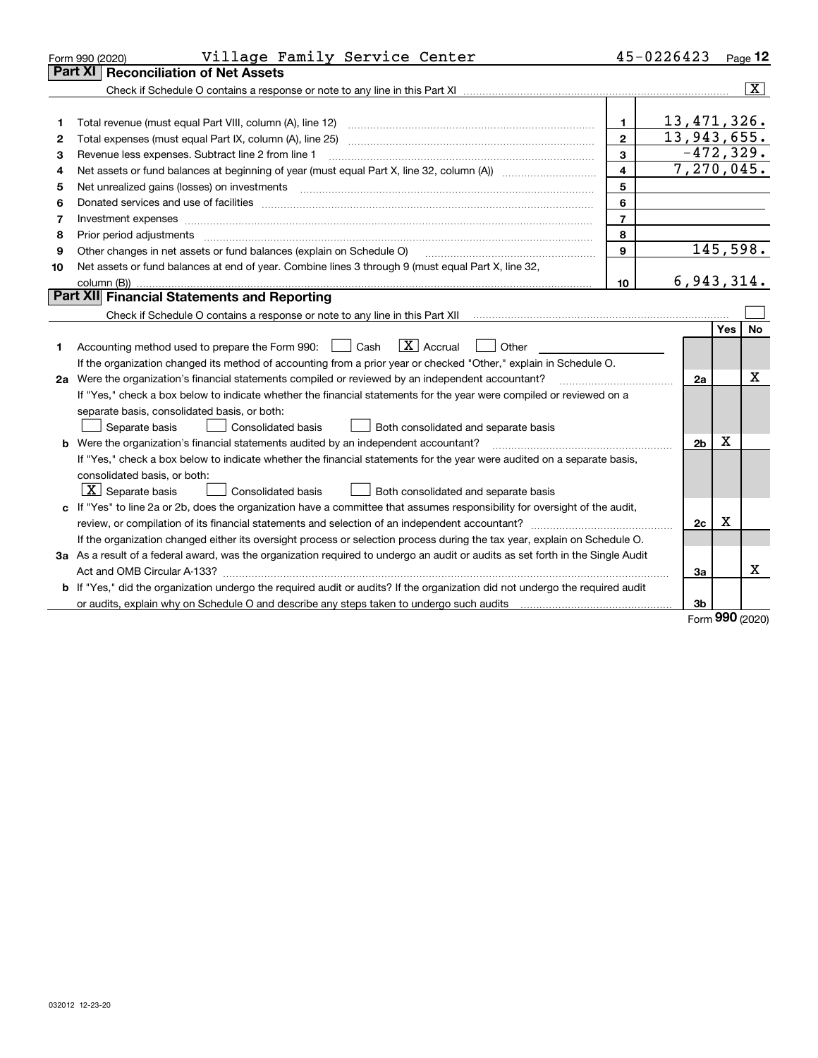Form 990 (2020) Village Family Service Center 45-0226423 Page 12

## Part XI Reconciliation of Net Assets

Check if Schedule O contains a response or note to any line in this Part XI ..... [X]

| | | | |
|---|---|---|---|
| 1 | Total revenue (must equal Part VIII, column (A), line 12) | 1 | 13,471,326. |
| 2 | Total expenses (must equal Part IX, column (A), line 25) | 2 | 13,943,655. |
| 3 | Revenue less expenses. Subtract line 2 from line 1 | 3 | -472,329. |
| 4 | Net assets or fund balances at beginning of year (must equal Part X, line 32, column (A)) | 4 | 7,270,045. |
| 5 | Net unrealized gains (losses) on investments | 5 | |
| 6 | Donated services and use of facilities | 6 | |
| 7 | Investment expenses | 7 | |
| 8 | Prior period adjustments | 8 | |
| 9 | Other changes in net assets or fund balances (explain on Schedule O) | 9 | 145,598. |
| 10 | Net assets or fund balances at end of year. Combine lines 3 through 9 (must equal Part X, line 32, column (B)) | 10 | 6,943,314. |

## Part XII Financial Statements and Reporting

Check if Schedule O contains a response or note to any line in this Part XII ..... [ ]

| | | | Yes | No |
|---|---|---|---|---|
| 1 | Accounting method used to prepare the Form 990: [ ] Cash [X] Accrual [ ] Other<br>If the organization changed its method of accounting from a prior year or checked "Other," explain in Schedule O. | | | |
| 2a | Were the organization's financial statements compiled or reviewed by an independent accountant?<br>If "Yes," check a box below to indicate whether the financial statements for the year were compiled or reviewed on a separate basis, consolidated basis, or both:<br>[ ] Separate basis [ ] Consolidated basis [ ] Both consolidated and separate basis | 2a | | X |
| b | Were the organization's financial statements audited by an independent accountant?<br>If "Yes," check a box below to indicate whether the financial statements for the year were audited on a separate basis, consolidated basis, or both:<br>[X] Separate basis [ ] Consolidated basis [ ] Both consolidated and separate basis | 2b | X | |
| c | If "Yes" to line 2a or 2b, does the organization have a committee that assumes responsibility for oversight of the audit, review, or compilation of its financial statements and selection of an independent accountant?<br>If the organization changed either its oversight process or selection process during the tax year, explain on Schedule O. | 2c | X | |
| 3a | As a result of a federal award, was the organization required to undergo an audit or audits as set forth in the Single Audit Act and OMB Circular A-133? | 3a | | X |
| b | If "Yes," did the organization undergo the required audit or audits? If the organization did not undergo the required audit or audits, explain why on Schedule O and describe any steps taken to undergo such audits | 3b | | |

Form 990 (2020)

032012 12-23-20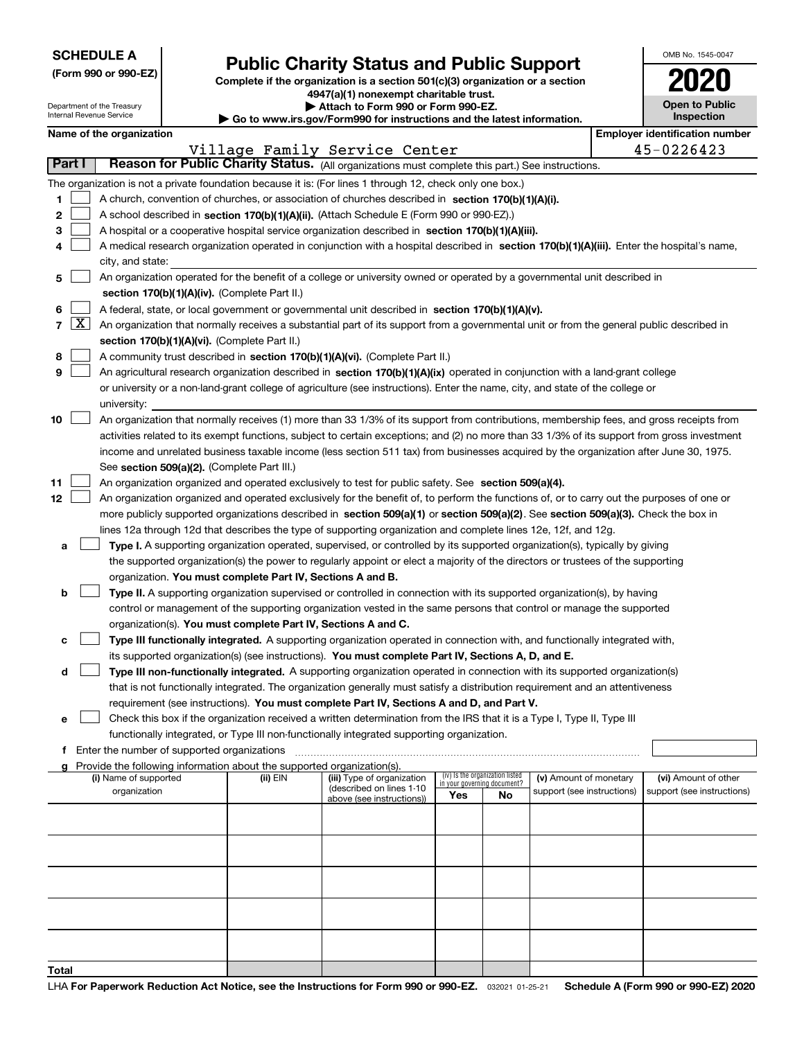**SCHEDULE A**
**(Form 990 or 990-EZ)**

Department of the Treasury
Internal Revenue Service

# Public Charity Status and Public Support

**Complete if the organization is a section 501(c)(3) organization or a section 4947(a)(1) nonexempt charitable trust.**
**▶ Attach to Form 990 or Form 990-EZ.**
**▶ Go to www.irs.gov/Form990 for instructions and the latest information.**

OMB No. 1545-0047

**2020**

**Open to Public Inspection**

**Name of the organization**
Village Family Service Center

**Employer identification number**
45-0226423

## Part I — Reason for Public Charity Status. (All organizations must complete this part.) See instructions.

The organization is not a private foundation because it is: (For lines 1 through 12, check only one box.)

1. [ ] A church, convention of churches, or association of churches described in **section 170(b)(1)(A)(i).**
2. [ ] A school described in **section 170(b)(1)(A)(ii).** (Attach Schedule E (Form 990 or 990-EZ).)
3. [ ] A hospital or a cooperative hospital service organization described in **section 170(b)(1)(A)(iii).**
4. [ ] A medical research organization operated in conjunction with a hospital described in **section 170(b)(1)(A)(iii).** Enter the hospital's name, city, and state:
5. [ ] An organization operated for the benefit of a college or university owned or operated by a governmental unit described in **section 170(b)(1)(A)(iv).** (Complete Part II.)
6. [ ] A federal, state, or local government or governmental unit described in **section 170(b)(1)(A)(v).**
7. [X] An organization that normally receives a substantial part of its support from a governmental unit or from the general public described in **section 170(b)(1)(A)(vi).** (Complete Part II.)
8. [ ] A community trust described in **section 170(b)(1)(A)(vi).** (Complete Part II.)
9. [ ] An agricultural research organization described in **section 170(b)(1)(A)(ix)** operated in conjunction with a land-grant college or university or a non-land-grant college of agriculture (see instructions). Enter the name, city, and state of the college or university:
10. [ ] An organization that normally receives (1) more than 33 1/3% of its support from contributions, membership fees, and gross receipts from activities related to its exempt functions, subject to certain exceptions; and (2) no more than 33 1/3% of its support from gross investment income and unrelated business taxable income (less section 511 tax) from businesses acquired by the organization after June 30, 1975. See **section 509(a)(2).** (Complete Part III.)
11. [ ] An organization organized and operated exclusively to test for public safety. See **section 509(a)(4).**
12. [ ] An organization organized and operated exclusively for the benefit of, to perform the functions of, or to carry out the purposes of one or more publicly supported organizations described in **section 509(a)(1)** or **section 509(a)(2).** See **section 509(a)(3).** Check the box in lines 12a through 12d that describes the type of supporting organization and complete lines 12e, 12f, and 12g.
   - **a** [ ] **Type I.** A supporting organization operated, supervised, or controlled by its supported organization(s), typically by giving the supported organization(s) the power to regularly appoint or elect a majority of the directors or trustees of the supporting organization. **You must complete Part IV, Sections A and B.**
   - **b** [ ] **Type II.** A supporting organization supervised or controlled in connection with its supported organization(s), by having control or management of the supporting organization vested in the same persons that control or manage the supported organization(s). **You must complete Part IV, Sections A and C.**
   - **c** [ ] **Type III functionally integrated.** A supporting organization operated in connection with, and functionally integrated with, its supported organization(s) (see instructions). **You must complete Part IV, Sections A, D, and E.**
   - **d** [ ] **Type III non-functionally integrated.** A supporting organization operated in connection with its supported organization(s) that is not functionally integrated. The organization generally must satisfy a distribution requirement and an attentiveness requirement (see instructions). **You must complete Part IV, Sections A and D, and Part V.**
   - **e** [ ] Check this box if the organization received a written determination from the IRS that it is a Type I, Type II, Type III functionally integrated, or Type III non-functionally integrated supporting organization.
   - **f** Enter the number of supported organizations
   - **g** Provide the following information about the supported organization(s).

| (i) Name of supported organization | (ii) EIN | (iii) Type of organization (described on lines 1-10 above (see instructions)) | (iv) Is the organization listed in your governing document? Yes | No | (v) Amount of monetary support (see instructions) | (vi) Amount of other support (see instructions) |
|---|---|---|---|---|---|---|
| | | | | | | |
| | | | | | | |
| | | | | | | |
| | | | | | | |
| | | | | | | |
| **Total** | | | | | | |

LHA **For Paperwork Reduction Act Notice, see the Instructions for Form 990 or 990-EZ.** 032021 01-25-21 **Schedule A (Form 990 or 990-EZ) 2020**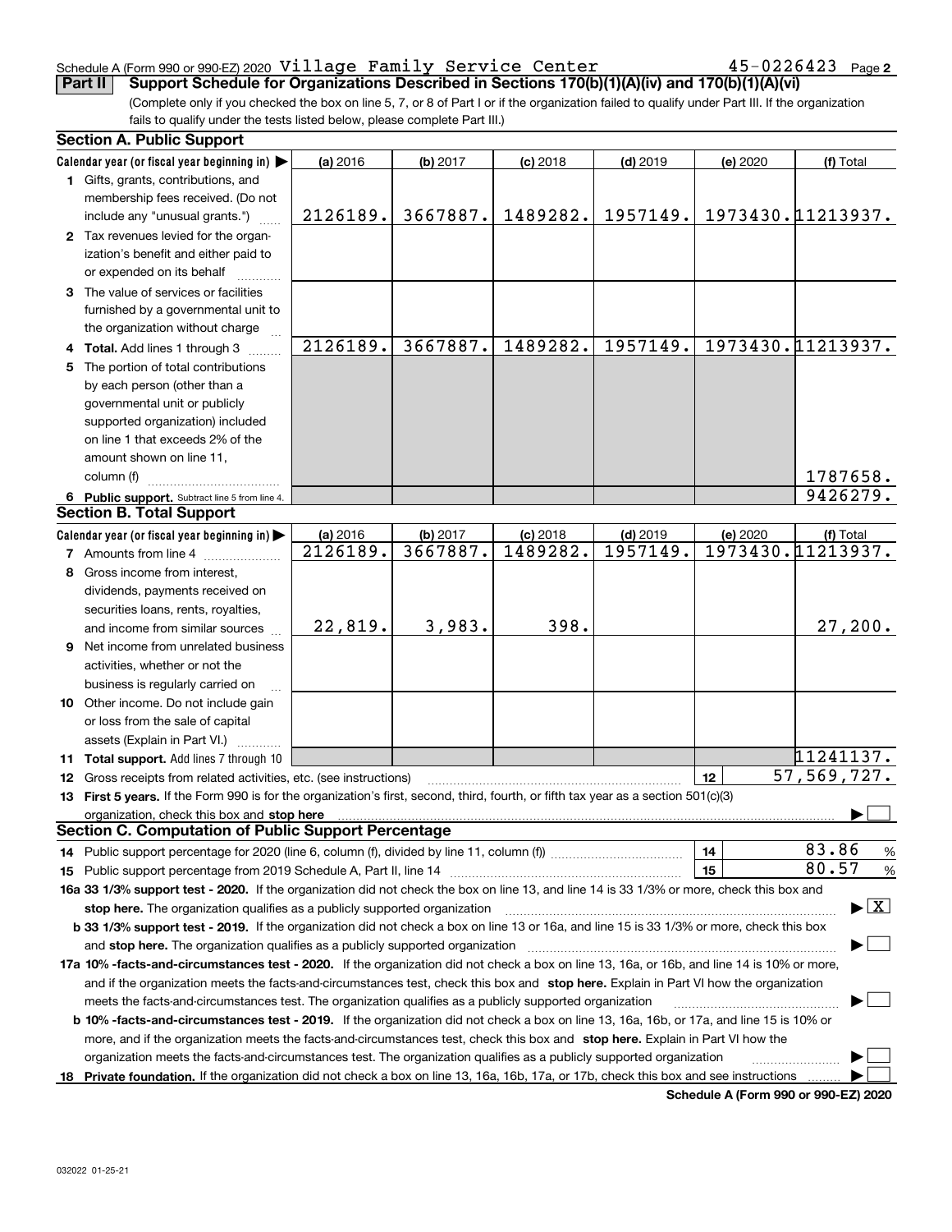Schedule A (Form 990 or 990-EZ) 2020 Village Family Service Center 45-0226423 Page 2

**Part II** **Support Schedule for Organizations Described in Sections 170(b)(1)(A)(iv) and 170(b)(1)(A)(vi)**

(Complete only if you checked the box on line 5, 7, or 8 of Part I or if the organization failed to qualify under Part III. If the organization fails to qualify under the tests listed below, please complete Part III.)

**Section A. Public Support**

| Calendar year (or fiscal year beginning in) ▶ | (a) 2016 | (b) 2017 | (c) 2018 | (d) 2019 | (e) 2020 | (f) Total |
|---|---|---|---|---|---|---|
| **1** Gifts, grants, contributions, and membership fees received. (Do not include any "unusual grants.") | 2126189. | 3667887. | 1489282. | 1957149. | 1973430. | 11213937. |
| **2** Tax revenues levied for the organization's benefit and either paid to or expended on its behalf | | | | | | |
| **3** The value of services or facilities furnished by a governmental unit to the organization without charge | | | | | | |
| **4 Total.** Add lines 1 through 3 | 2126189. | 3667887. | 1489282. | 1957149. | 1973430. | 11213937. |
| **5** The portion of total contributions by each person (other than a governmental unit or publicly supported organization) included on line 1 that exceeds 2% of the amount shown on line 11, column (f) | | | | | | 1787658. |
| **6 Public support.** Subtract line 5 from line 4. | | | | | | 9426279. |

**Section B. Total Support**

| Calendar year (or fiscal year beginning in) ▶ | (a) 2016 | (b) 2017 | (c) 2018 | (d) 2019 | (e) 2020 | (f) Total |
|---|---|---|---|---|---|---|
| **7** Amounts from line 4 | 2126189. | 3667887. | 1489282. | 1957149. | 1973430. | 11213937. |
| **8** Gross income from interest, dividends, payments received on securities loans, rents, royalties, and income from similar sources | 22,819. | 3,983. | 398. | | | 27,200. |
| **9** Net income from unrelated business activities, whether or not the business is regularly carried on | | | | | | |
| **10** Other income. Do not include gain or loss from the sale of capital assets (Explain in Part VI.) | | | | | | |
| **11 Total support.** Add lines 7 through 10 | | | | | | 11241137. |

**12** Gross receipts from related activities, etc. (see instructions) — **12** — 57,569,727.

**13 First 5 years.** If the Form 990 is for the organization's first, second, third, fourth, or fifth tax year as a section 501(c)(3) organization, check this box and **stop here** ▶ ☐

**Section C. Computation of Public Support Percentage**

**14** Public support percentage for 2020 (line 6, column (f), divided by line 11, column (f)) — **14** — 83.86 %

**15** Public support percentage from 2019 Schedule A, Part II, line 14 — **15** — 80.57 %

**16a 33 1/3% support test - 2020.** If the organization did not check the box on line 13, and line 14 is 33 1/3% or more, check this box and **stop here.** The organization qualifies as a publicly supported organization ▶ ☒

**b 33 1/3% support test - 2019.** If the organization did not check a box on line 13 or 16a, and line 15 is 33 1/3% or more, check this box and **stop here.** The organization qualifies as a publicly supported organization ▶ ☐

**17a 10% -facts-and-circumstances test - 2020.** If the organization did not check a box on line 13, 16a, or 16b, and line 14 is 10% or more, and if the organization meets the facts-and-circumstances test, check this box and **stop here.** Explain in Part VI how the organization meets the facts-and-circumstances test. The organization qualifies as a publicly supported organization ▶ ☐

**b 10% -facts-and-circumstances test - 2019.** If the organization did not check a box on line 13, 16a, 16b, or 17a, and line 15 is 10% or more, and if the organization meets the facts-and-circumstances test, check this box and **stop here.** Explain in Part VI how the organization meets the facts-and-circumstances test. The organization qualifies as a publicly supported organization ▶ ☐

**18 Private foundation.** If the organization did not check a box on line 13, 16a, 16b, 17a, or 17b, check this box and see instructions ▶ ☐

**Schedule A (Form 990 or 990-EZ) 2020**

032022 01-25-21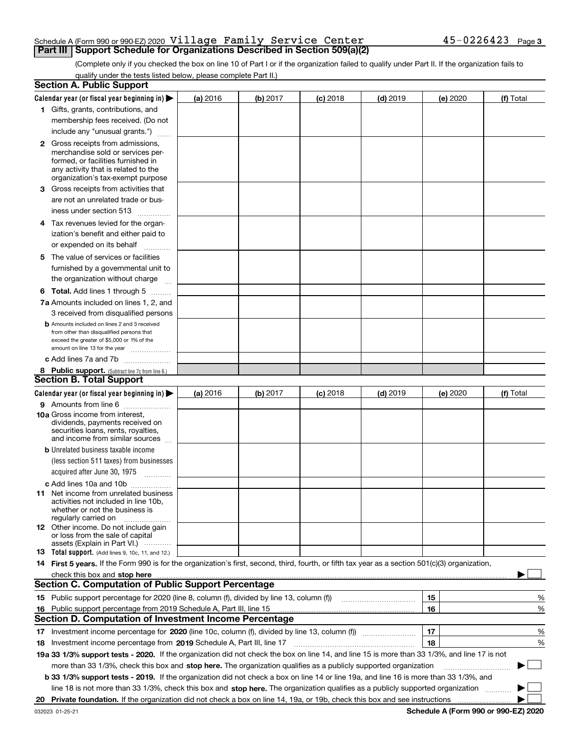Schedule A (Form 990 or 990-EZ) 2020 Village Family Service Center 45-0226423 Page 3

## Part III Support Schedule for Organizations Described in Section 509(a)(2)

(Complete only if you checked the box on line 10 of Part I or if the organization failed to qualify under Part II. If the organization fails to qualify under the tests listed below, please complete Part II.)

### Section A. Public Support

| Calendar year (or fiscal year beginning in) ▶ | (a) 2016 | (b) 2017 | (c) 2018 | (d) 2019 | (e) 2020 | (f) Total |
|---|---|---|---|---|---|---|
| 1 Gifts, grants, contributions, and membership fees received. (Do not include any "unusual grants.") | | | | | | |
| 2 Gross receipts from admissions, merchandise sold or services performed, or facilities furnished in any activity that is related to the organization's tax-exempt purpose | | | | | | |
| 3 Gross receipts from activities that are not an unrelated trade or business under section 513 | | | | | | |
| 4 Tax revenues levied for the organization's benefit and either paid to or expended on its behalf | | | | | | |
| 5 The value of services or facilities furnished by a governmental unit to the organization without charge | | | | | | |
| 6 **Total.** Add lines 1 through 5 | | | | | | |
| 7a Amounts included on lines 1, 2, and 3 received from disqualified persons | | | | | | |
| b Amounts included on lines 2 and 3 received from other than disqualified persons that exceed the greater of $5,000 or 1% of the amount on line 13 for the year | | | | | | |
| c Add lines 7a and 7b | | | | | | |
| 8 **Public support.** (Subtract line 7c from line 6.) | | | | | | |

### Section B. Total Support

| Calendar year (or fiscal year beginning in) ▶ | (a) 2016 | (b) 2017 | (c) 2018 | (d) 2019 | (e) 2020 | (f) Total |
|---|---|---|---|---|---|---|
| 9 Amounts from line 6 | | | | | | |
| 10a Gross income from interest, dividends, payments received on securities loans, rents, royalties, and income from similar sources | | | | | | |
| b Unrelated business taxable income (less section 511 taxes) from businesses acquired after June 30, 1975 | | | | | | |
| c Add lines 10a and 10b | | | | | | |
| 11 Net income from unrelated business activities not included in line 10b, whether or not the business is regularly carried on | | | | | | |
| 12 Other income. Do not include gain or loss from the sale of capital assets (Explain in Part VI.) | | | | | | |
| 13 **Total support.** (Add lines 9, 10c, 11, and 12.) | | | | | | |

14 **First 5 years.** If the Form 990 is for the organization's first, second, third, fourth, or fifth tax year as a section 501(c)(3) organization, check this box and **stop here** ▶ ☐

### Section C. Computation of Public Support Percentage

| | | |
|---|---|---|
| 15 Public support percentage for 2020 (line 8, column (f), divided by line 13, column (f)) | 15 | % |
| 16 Public support percentage from 2019 Schedule A, Part III, line 15 | 16 | % |

### Section D. Computation of Investment Income Percentage

| | | |
|---|---|---|
| 17 Investment income percentage for **2020** (line 10c, column (f), divided by line 13, column (f)) | 17 | % |
| 18 Investment income percentage from **2019** Schedule A, Part III, line 17 | 18 | % |

**19a 33 1/3% support tests - 2020.** If the organization did not check the box on line 14, and line 15 is more than 33 1/3%, and line 17 is not more than 33 1/3%, check this box and **stop here.** The organization qualifies as a publicly supported organization ▶ ☐

**b 33 1/3% support tests - 2019.** If the organization did not check a box on line 14 or line 19a, and line 16 is more than 33 1/3%, and line 18 is not more than 33 1/3%, check this box and **stop here.** The organization qualifies as a publicly supported organization ▶ ☐

**20 Private foundation.** If the organization did not check a box on line 14, 19a, or 19b, check this box and see instructions ▶ ☐

032023 01-25-21 **Schedule A (Form 990 or 990-EZ) 2020**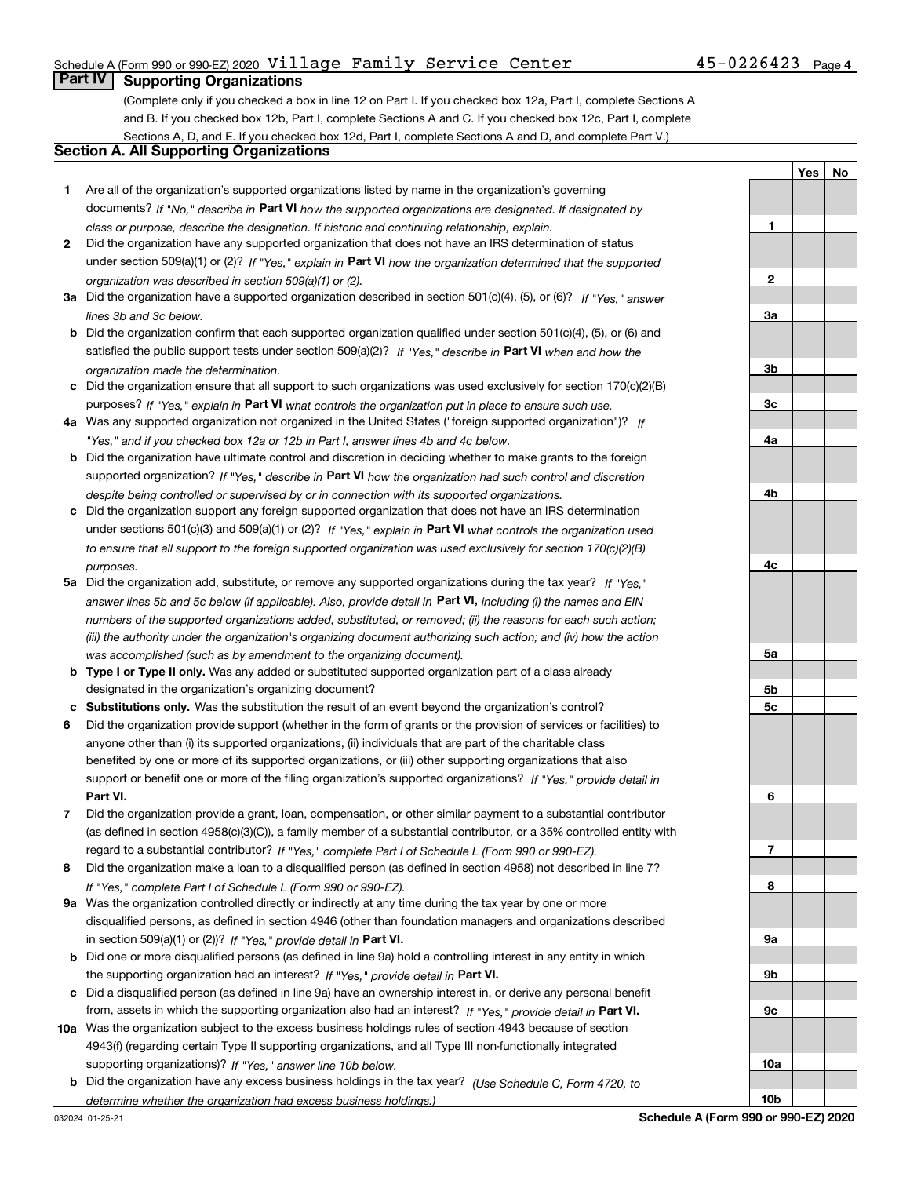Schedule A (Form 990 or 990-EZ) 2020 Village Family Service Center 45-0226423

## Part IV Supporting Organizations

(Complete only if you checked a box in line 12 on Part I. If you checked box 12a, Part I, complete Sections A and B. If you checked box 12b, Part I, complete Sections A and C. If you checked box 12c, Part I, complete Sections A, D, and E. If you checked box 12d, Part I, complete Sections A and D, and complete Part V.)

### Section A. All Supporting Organizations

| | | | Yes | No |
|---|---|---|---|---|
| 1 | Are all of the organization's supported organizations listed by name in the organization's governing documents? *If "No," describe in* **Part VI** *how the supported organizations are designated. If designated by class or purpose, describe the designation. If historic and continuing relationship, explain.* | 1 | | |
| 2 | Did the organization have any supported organization that does not have an IRS determination of status under section 509(a)(1) or (2)? *If "Yes," explain in* **Part VI** *how the organization determined that the supported organization was described in section 509(a)(1) or (2).* | 2 | | |
| 3a | Did the organization have a supported organization described in section 501(c)(4), (5), or (6)? *If "Yes," answer lines 3b and 3c below.* | 3a | | |
| b | Did the organization confirm that each supported organization qualified under section 501(c)(4), (5), or (6) and satisfied the public support tests under section 509(a)(2)? *If "Yes," describe in* **Part VI** *when and how the organization made the determination.* | 3b | | |
| c | Did the organization ensure that all support to such organizations was used exclusively for section 170(c)(2)(B) purposes? *If "Yes," explain in* **Part VI** *what controls the organization put in place to ensure such use.* | 3c | | |
| 4a | Was any supported organization not organized in the United States ("foreign supported organization")? *If "Yes," and if you checked box 12a or 12b in Part I, answer lines 4b and 4c below.* | 4a | | |
| b | Did the organization have ultimate control and discretion in deciding whether to make grants to the foreign supported organization? *If "Yes," describe in* **Part VI** *how the organization had such control and discretion despite being controlled or supervised by or in connection with its supported organizations.* | 4b | | |
| c | Did the organization support any foreign supported organization that does not have an IRS determination under sections 501(c)(3) and 509(a)(1) or (2)? *If "Yes," explain in* **Part VI** *what controls the organization used to ensure that all support to the foreign supported organization was used exclusively for section 170(c)(2)(B) purposes.* | 4c | | |
| 5a | Did the organization add, substitute, or remove any supported organizations during the tax year? *If "Yes," answer lines 5b and 5c below (if applicable). Also, provide detail in* **Part VI,** *including (i) the names and EIN numbers of the supported organizations added, substituted, or removed; (ii) the reasons for each such action; (iii) the authority under the organization's organizing document authorizing such action; and (iv) how the action was accomplished (such as by amendment to the organizing document).* | 5a | | |
| b | **Type I or Type II only.** Was any added or substituted supported organization part of a class already designated in the organization's organizing document? | 5b | | |
| c | **Substitutions only.** Was the substitution the result of an event beyond the organization's control? | 5c | | |
| 6 | Did the organization provide support (whether in the form of grants or the provision of services or facilities) to anyone other than (i) its supported organizations, (ii) individuals that are part of the charitable class benefited by one or more of its supported organizations, or (iii) other supporting organizations that also support or benefit one or more of the filing organization's supported organizations? *If "Yes," provide detail in* **Part VI.** | 6 | | |
| 7 | Did the organization provide a grant, loan, compensation, or other similar payment to a substantial contributor (as defined in section 4958(c)(3)(C)), a family member of a substantial contributor, or a 35% controlled entity with regard to a substantial contributor? *If "Yes," complete Part I of Schedule L (Form 990 or 990-EZ).* | 7 | | |
| 8 | Did the organization make a loan to a disqualified person (as defined in section 4958) not described in line 7? *If "Yes," complete Part I of Schedule L (Form 990 or 990-EZ).* | 8 | | |
| 9a | Was the organization controlled directly or indirectly at any time during the tax year by one or more disqualified persons, as defined in section 4946 (other than foundation managers and organizations described in section 509(a)(1) or (2))? *If "Yes," provide detail in* **Part VI.** | 9a | | |
| b | Did one or more disqualified persons (as defined in line 9a) hold a controlling interest in any entity in which the supporting organization had an interest? *If "Yes," provide detail in* **Part VI.** | 9b | | |
| c | Did a disqualified person (as defined in line 9a) have an ownership interest in, or derive any personal benefit from, assets in which the supporting organization also had an interest? *If "Yes," provide detail in* **Part VI.** | 9c | | |
| 10a | Was the organization subject to the excess business holdings rules of section 4943 because of section 4943(f) (regarding certain Type II supporting organizations, and all Type III non-functionally integrated supporting organizations)? *If "Yes," answer line 10b below.* | 10a | | |
| b | Did the organization have any excess business holdings in the tax year? *(Use Schedule C, Form 4720, to determine whether the organization had excess business holdings.)* | 10b | | |

032024 01-25-21 **Schedule A (Form 990 or 990-EZ) 2020**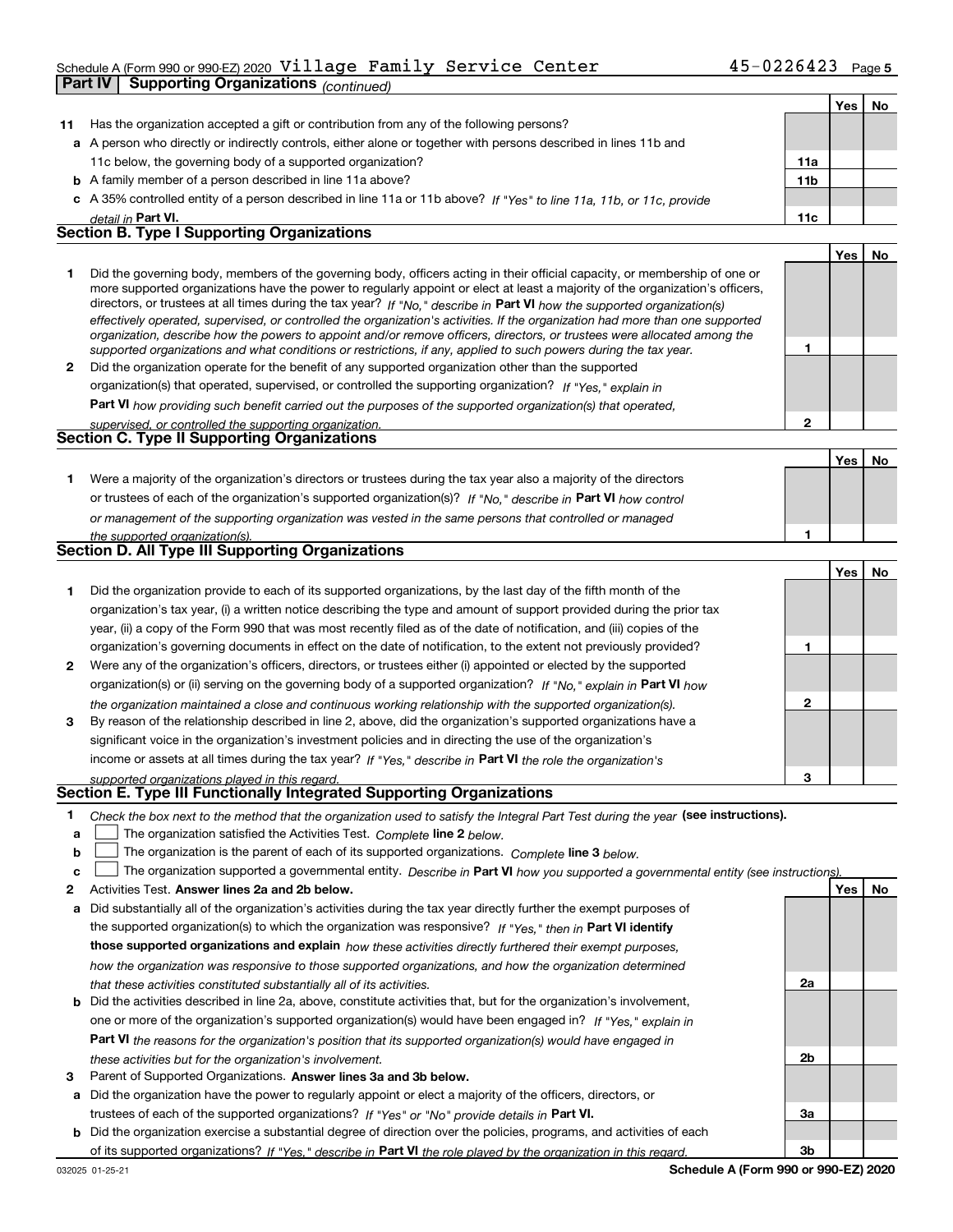Schedule A (Form 990 or 990-EZ) 2020 Village Family Service Center 45-0226423

**Part IV | Supporting Organizations** *(continued)*

| | | | Yes | No |
|---|---|---|---|---|
| **11** | Has the organization accepted a gift or contribution from any of the following persons? | | | |
| **a** | A person who directly or indirectly controls, either alone or together with persons described in lines 11b and 11c below, the governing body of a supported organization? | **11a** | | |
| **b** | A family member of a person described in line 11a above? | **11b** | | |
| **c** | A 35% controlled entity of a person described in line 11a or 11b above? *If "Yes" to line 11a, 11b, or 11c, provide detail in* **Part VI.** | **11c** | | |

## Section B. Type I Supporting Organizations

| | | | Yes | No |
|---|---|---|---|---|
| **1** | Did the governing body, members of the governing body, officers acting in their official capacity, or membership of one or more supported organizations have the power to regularly appoint or elect at least a majority of the organization's officers, directors, or trustees at all times during the tax year? *If "No," describe in* **Part VI** *how the supported organization(s) effectively operated, supervised, or controlled the organization's activities. If the organization had more than one supported organization, describe how the powers to appoint and/or remove officers, directors, or trustees were allocated among the supported organizations and what conditions or restrictions, if any, applied to such powers during the tax year.* | **1** | | |
| **2** | Did the organization operate for the benefit of any supported organization other than the supported organization(s) that operated, supervised, or controlled the supporting organization? *If "Yes," explain in* **Part VI** *how providing such benefit carried out the purposes of the supported organization(s) that operated, supervised, or controlled the supporting organization.* | **2** | | |

## Section C. Type II Supporting Organizations

| | | | Yes | No |
|---|---|---|---|---|
| **1** | Were a majority of the organization's directors or trustees during the tax year also a majority of the directors or trustees of each of the organization's supported organization(s)? *If "No," describe in* **Part VI** *how control or management of the supporting organization was vested in the same persons that controlled or managed the supported organization(s).* | **1** | | |

## Section D. All Type III Supporting Organizations

| | | | Yes | No |
|---|---|---|---|---|
| **1** | Did the organization provide to each of its supported organizations, by the last day of the fifth month of the organization's tax year, (i) a written notice describing the type and amount of support provided during the prior tax year, (ii) a copy of the Form 990 that was most recently filed as of the date of notification, and (iii) copies of the organization's governing documents in effect on the date of notification, to the extent not previously provided? | **1** | | |
| **2** | Were any of the organization's officers, directors, or trustees either (i) appointed or elected by the supported organization(s) or (ii) serving on the governing body of a supported organization? *If "No," explain in* **Part VI** *how the organization maintained a close and continuous working relationship with the supported organization(s).* | **2** | | |
| **3** | By reason of the relationship described in line 2, above, did the organization's supported organizations have a significant voice in the organization's investment policies and in directing the use of the organization's income or assets at all times during the tax year? *If "Yes," describe in* **Part VI** *the role the organization's supported organizations played in this regard.* | **3** | | |

## Section E. Type III Functionally Integrated Supporting Organizations

**1** *Check the box next to the method that the organization used to satisfy the Integral Part Test during the year* **(see instructions).**

- **a** ☐ The organization satisfied the Activities Test. *Complete* **line 2** *below.*
- **b** ☐ The organization is the parent of each of its supported organizations. *Complete* **line 3** *below.*
- **c** ☐ The organization supported a governmental entity. *Describe in* **Part VI** *how you supported a governmental entity (see instructions).*

| | | | Yes | No |
|---|---|---|---|---|
| **2** | Activities Test. **Answer lines 2a and 2b below.** | | | |
| **a** | Did substantially all of the organization's activities during the tax year directly further the exempt purposes of the supported organization(s) to which the organization was responsive? *If "Yes," then in* **Part VI identify those supported organizations and explain** *how these activities directly furthered their exempt purposes, how the organization was responsive to those supported organizations, and how the organization determined that these activities constituted substantially all of its activities.* | **2a** | | |
| **b** | Did the activities described in line 2a, above, constitute activities that, but for the organization's involvement, one or more of the organization's supported organization(s) would have been engaged in? *If "Yes," explain in* **Part VI** *the reasons for the organization's position that its supported organization(s) would have engaged in these activities but for the organization's involvement.* | **2b** | | |
| **3** | Parent of Supported Organizations. **Answer lines 3a and 3b below.** | | | |
| **a** | Did the organization have the power to regularly appoint or elect a majority of the officers, directors, or trustees of each of the supported organizations? *If "Yes" or "No" provide details in* **Part VI.** | **3a** | | |
| **b** | Did the organization exercise a substantial degree of direction over the policies, programs, and activities of each of its supported organizations? *If "Yes," describe in* **Part VI** *the role played by the organization in this regard.* | **3b** | | |

032025 01-25-21 **Schedule A (Form 990 or 990-EZ) 2020**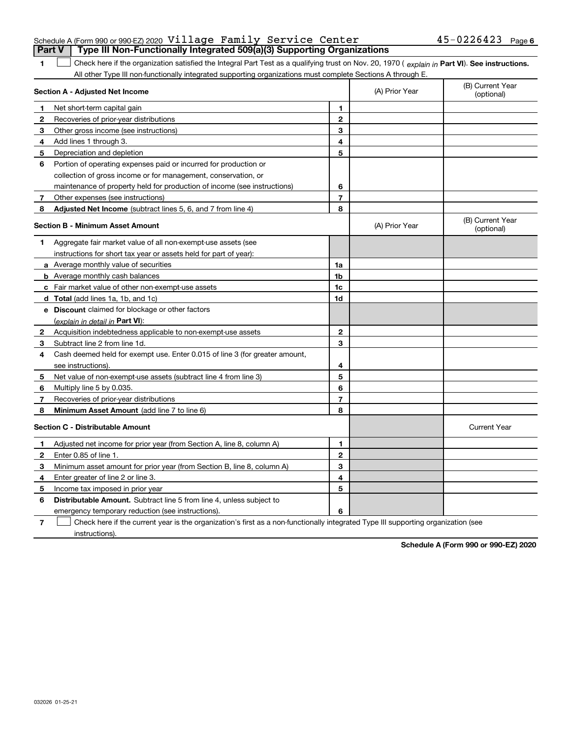Schedule A (Form 990 or 990-EZ) 2020 Village Family Service Center 45-0226423 Page 6

## Part V Type III Non-Functionally Integrated 509(a)(3) Supporting Organizations

**1** ☐ Check here if the organization satisfied the Integral Part Test as a qualifying trust on Nov. 20, 1970 ( *explain in* **Part VI**). **See instructions.** All other Type III non-functionally integrated supporting organizations must complete Sections A through E.

| **Section A - Adjusted Net Income** | | | (A) Prior Year | (B) Current Year (optional) |
|---|---|---|---|---|
| **1** | Net short-term capital gain | **1** | | |
| **2** | Recoveries of prior-year distributions | **2** | | |
| **3** | Other gross income (see instructions) | **3** | | |
| **4** | Add lines 1 through 3. | **4** | | |
| **5** | Depreciation and depletion | **5** | | |
| **6** | Portion of operating expenses paid or incurred for production or collection of gross income or for management, conservation, or maintenance of property held for production of income (see instructions) | **6** | | |
| **7** | Other expenses (see instructions) | **7** | | |
| **8** | **Adjusted Net Income** (subtract lines 5, 6, and 7 from line 4) | **8** | | |

| **Section B - Minimum Asset Amount** | | | (A) Prior Year | (B) Current Year (optional) |
|---|---|---|---|---|
| **1** | Aggregate fair market value of all non-exempt-use assets (see instructions for short tax year or assets held for part of year): | | | |
| **a** | Average monthly value of securities | **1a** | | |
| **b** | Average monthly cash balances | **1b** | | |
| **c** | Fair market value of other non-exempt-use assets | **1c** | | |
| **d** | **Total** (add lines 1a, 1b, and 1c) | **1d** | | |
| **e** | **Discount** claimed for blockage or other factors (*explain in detail in* **Part VI**): | | | |
| **2** | Acquisition indebtedness applicable to non-exempt-use assets | **2** | | |
| **3** | Subtract line 2 from line 1d. | **3** | | |
| **4** | Cash deemed held for exempt use. Enter 0.015 of line 3 (for greater amount, see instructions). | **4** | | |
| **5** | Net value of non-exempt-use assets (subtract line 4 from line 3) | **5** | | |
| **6** | Multiply line 5 by 0.035. | **6** | | |
| **7** | Recoveries of prior-year distributions | **7** | | |
| **8** | **Minimum Asset Amount** (add line 7 to line 6) | **8** | | |

| **Section C - Distributable Amount** | | | | Current Year |
|---|---|---|---|---|
| **1** | Adjusted net income for prior year (from Section A, line 8, column A) | **1** | | |
| **2** | Enter 0.85 of line 1. | **2** | | |
| **3** | Minimum asset amount for prior year (from Section B, line 8, column A) | **3** | | |
| **4** | Enter greater of line 2 or line 3. | **4** | | |
| **5** | Income tax imposed in prior year | **5** | | |
| **6** | **Distributable Amount.** Subtract line 5 from line 4, unless subject to emergency temporary reduction (see instructions). | **6** | | |

**7** ☐ Check here if the current year is the organization's first as a non-functionally integrated Type III supporting organization (see instructions).

**Schedule A (Form 990 or 990-EZ) 2020**

032026 01-25-21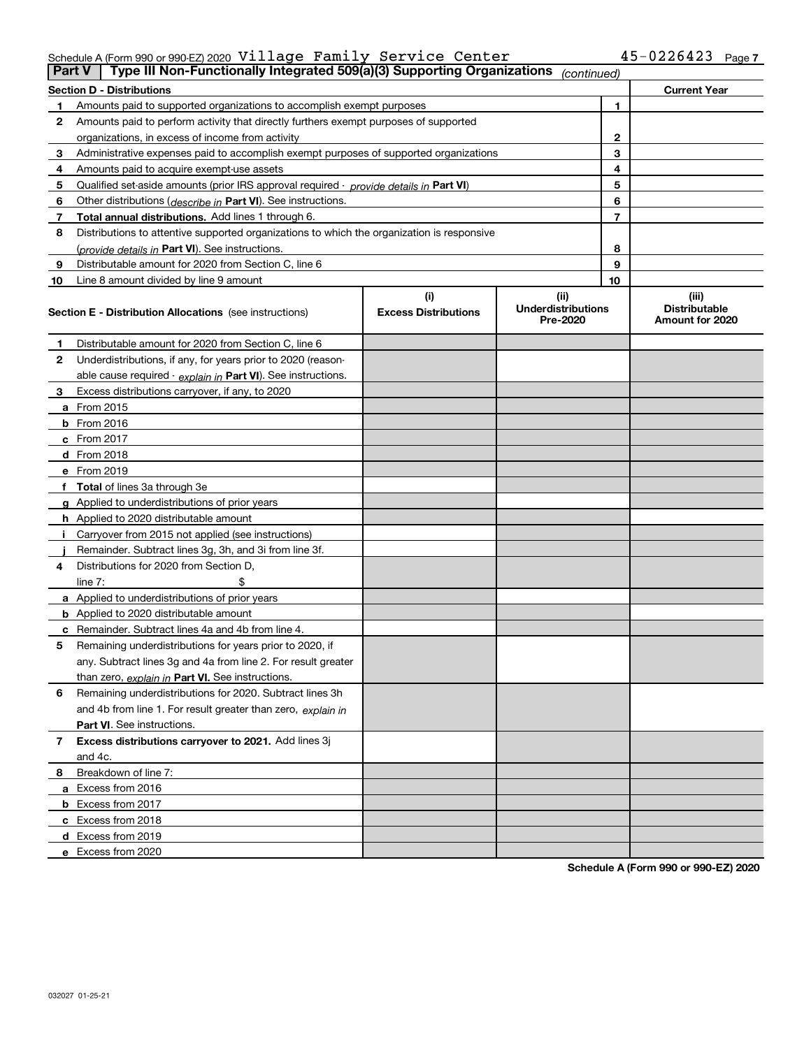Schedule A (Form 990 or 990-EZ) 2020 Village Family Service Center 45-0226423

## Part V Type III Non-Functionally Integrated 509(a)(3) Supporting Organizations *(continued)*

| Section D - Distributions | | Current Year |
|---|---|---|
| 1 Amounts paid to supported organizations to accomplish exempt purposes | 1 | |
| 2 Amounts paid to perform activity that directly furthers exempt purposes of supported organizations, in excess of income from activity | 2 | |
| 3 Administrative expenses paid to accomplish exempt purposes of supported organizations | 3 | |
| 4 Amounts paid to acquire exempt-use assets | 4 | |
| 5 Qualified set-aside amounts (prior IRS approval required - *provide details in* **Part VI**) | 5 | |
| 6 Other distributions (*describe in* **Part VI**). See instructions. | 6 | |
| 7 **Total annual distributions.** Add lines 1 through 6. | 7 | |
| 8 Distributions to attentive supported organizations to which the organization is responsive (*provide details in* **Part VI**). See instructions. | 8 | |
| 9 Distributable amount for 2020 from Section C, line 6 | 9 | |
| 10 Line 8 amount divided by line 9 amount | 10 | |

| Section E - Distribution Allocations (see instructions) | (i) Excess Distributions | (ii) Underdistributions Pre-2020 | (iii) Distributable Amount for 2020 |
|---|---|---|---|
| 1 Distributable amount for 2020 from Section C, line 6 | | | |
| 2 Underdistributions, if any, for years prior to 2020 (reasonable cause required - *explain in* **Part VI**). See instructions. | | | |
| 3 Excess distributions carryover, if any, to 2020 | | | |
| a From 2015 | | | |
| b From 2016 | | | |
| c From 2017 | | | |
| d From 2018 | | | |
| e From 2019 | | | |
| f **Total** of lines 3a through 3e | | | |
| g Applied to underdistributions of prior years | | | |
| h Applied to 2020 distributable amount | | | |
| i Carryover from 2015 not applied (see instructions) | | | |
| j Remainder. Subtract lines 3g, 3h, and 3i from line 3f. | | | |
| 4 Distributions for 2020 from Section D, line 7: $ | | | |
| a Applied to underdistributions of prior years | | | |
| b Applied to 2020 distributable amount | | | |
| c Remainder. Subtract lines 4a and 4b from line 4. | | | |
| 5 Remaining underdistributions for years prior to 2020, if any. Subtract lines 3g and 4a from line 2. For result greater than zero, *explain in* **Part VI.** See instructions. | | | |
| 6 Remaining underdistributions for 2020. Subtract lines 3h and 4b from line 1. For result greater than zero, *explain in* **Part VI**. See instructions. | | | |
| 7 **Excess distributions carryover to 2021.** Add lines 3j and 4c. | | | |
| 8 Breakdown of line 7: | | | |
| a Excess from 2016 | | | |
| b Excess from 2017 | | | |
| c Excess from 2018 | | | |
| d Excess from 2019 | | | |
| e Excess from 2020 | | | |

**Schedule A (Form 990 or 990-EZ) 2020**

032027 01-25-21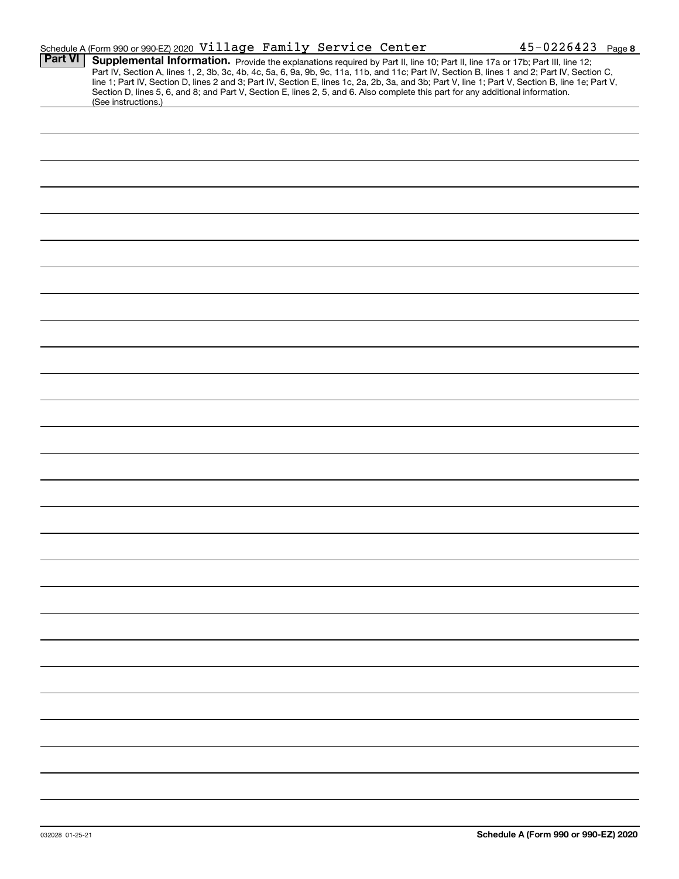Schedule A (Form 990 or 990-EZ) 2020 Village Family Service Center 45-0226423 Page 8

## Part VI Supplemental Information.

Provide the explanations required by Part II, line 10; Part II, line 17a or 17b; Part III, line 12; Part IV, Section A, lines 1, 2, 3b, 3c, 4b, 4c, 5a, 6, 9a, 9b, 9c, 11a, 11b, and 11c; Part IV, Section B, lines 1 and 2; Part IV, Section C, line 1; Part IV, Section D, lines 2 and 3; Part IV, Section E, lines 1c, 2a, 2b, 3a, and 3b; Part V, line 1; Part V, Section B, line 1e; Part V, Section D, lines 5, 6, and 8; and Part V, Section E, lines 2, 5, and 6. Also complete this part for any additional information. (See instructions.)

032028 01-25-21

**Schedule A (Form 990 or 990-EZ) 2020**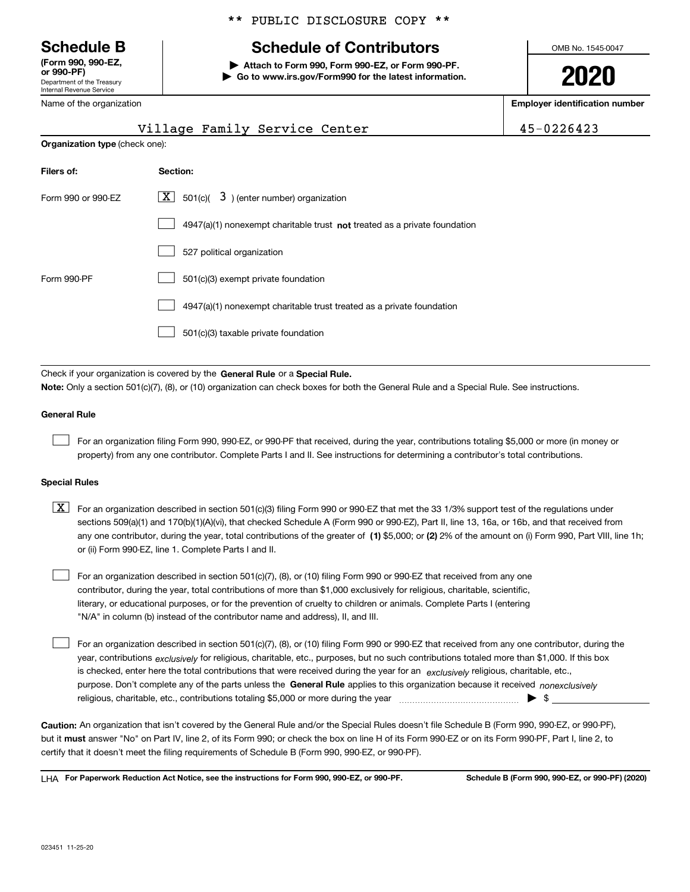\*\* PUBLIC DISCLOSURE COPY \*\*

# Schedule B

**(Form 990, 990-EZ, or 990-PF)**
Department of the Treasury
Internal Revenue Service

## Schedule of Contributors

▶ **Attach to Form 990, Form 990-EZ, or Form 990-PF.**
▶ **Go to www.irs.gov/Form990 for the latest information.**

OMB No. 1545-0047

**2020**

Name of the organization: Village Family Service Center

**Employer identification number:** 45-0226423

**Organization type** (check one):

| Filers of: | Section: |
|---|---|
| Form 990 or 990-EZ | [X] 501(c)( 3 ) (enter number) organization |
| | [ ] 4947(a)(1) nonexempt charitable trust **not** treated as a private foundation |
| | [ ] 527 political organization |
| Form 990-PF | [ ] 501(c)(3) exempt private foundation |
| | [ ] 4947(a)(1) nonexempt charitable trust treated as a private foundation |
| | [ ] 501(c)(3) taxable private foundation |

Check if your organization is covered by the **General Rule** or a **Special Rule.**

**Note:** Only a section 501(c)(7), (8), or (10) organization can check boxes for both the General Rule and a Special Rule. See instructions.

### General Rule

[ ] For an organization filing Form 990, 990-EZ, or 990-PF that received, during the year, contributions totaling $5,000 or more (in money or property) from any one contributor. Complete Parts I and II. See instructions for determining a contributor's total contributions.

### Special Rules

[X] For an organization described in section 501(c)(3) filing Form 990 or 990-EZ that met the 33 1/3% support test of the regulations under sections 509(a)(1) and 170(b)(1)(A)(vi), that checked Schedule A (Form 990 or 990-EZ), Part II, line 13, 16a, or 16b, and that received from any one contributor, during the year, total contributions of the greater of **(1)** $5,000; or **(2)** 2% of the amount on (i) Form 990, Part VIII, line 1h; or (ii) Form 990-EZ, line 1. Complete Parts I and II.

[ ] For an organization described in section 501(c)(7), (8), or (10) filing Form 990 or 990-EZ that received from any one contributor, during the year, total contributions of more than $1,000 exclusively for religious, charitable, scientific, literary, or educational purposes, or for the prevention of cruelty to children or animals. Complete Parts I (entering "N/A" in column (b) instead of the contributor name and address), II, and III.

[ ] For an organization described in section 501(c)(7), (8), or (10) filing Form 990 or 990-EZ that received from any one contributor, during the year, contributions *exclusively* for religious, charitable, etc., purposes, but no such contributions totaled more than $1,000. If this box is checked, enter here the total contributions that were received during the year for an *exclusively* religious, charitable, etc., purpose. Don't complete any of the parts unless the **General Rule** applies to this organization because it received *nonexclusively* religious, charitable, etc., contributions totaling $5,000 or more during the year ▶ $

**Caution:** An organization that isn't covered by the General Rule and/or the Special Rules doesn't file Schedule B (Form 990, 990-EZ, or 990-PF), but it **must** answer "No" on Part IV, line 2, of its Form 990; or check the box on line H of its Form 990-EZ or on its Form 990-PF, Part I, line 2, to certify that it doesn't meet the filing requirements of Schedule B (Form 990, 990-EZ, or 990-PF).

LHA **For Paperwork Reduction Act Notice, see the instructions for Form 990, 990-EZ, or 990-PF.** **Schedule B (Form 990, 990-EZ, or 990-PF) (2020)**

023451 11-25-20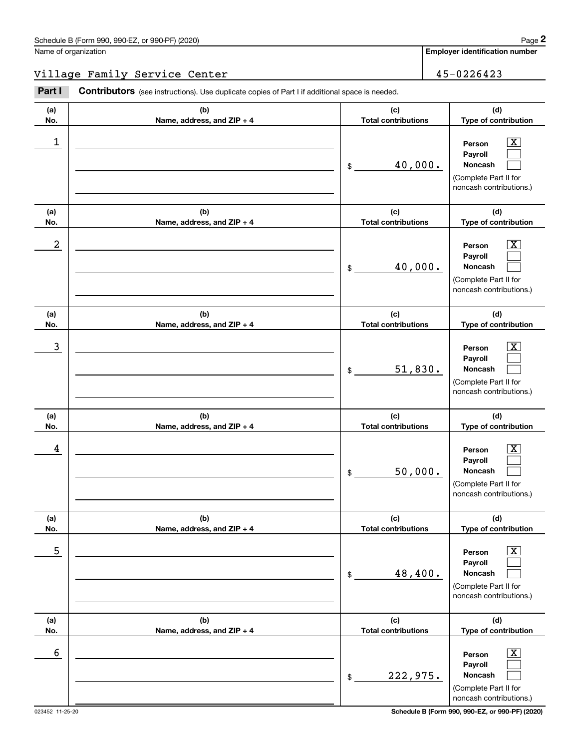Schedule B (Form 990, 990-EZ, or 990-PF) (2020)

Name of organization: Village Family Service Center

**Employer identification number:** 45-0226423

## Part I Contributors

(see instructions). Use duplicate copies of Part I if additional space is needed.

| (a) No. | (b) Name, address, and ZIP + 4 | (c) Total contributions | (d) Type of contribution |
|---|---|---|---|
| 1 | | $ 40,000. | Person [X] Payroll [ ] Noncash [ ] (Complete Part II for noncash contributions.) |
| 2 | | $ 40,000. | Person [X] Payroll [ ] Noncash [ ] (Complete Part II for noncash contributions.) |
| 3 | | $ 51,830. | Person [X] Payroll [ ] Noncash [ ] (Complete Part II for noncash contributions.) |
| 4 | | $ 50,000. | Person [X] Payroll [ ] Noncash [ ] (Complete Part II for noncash contributions.) |
| 5 | | $ 48,400. | Person [X] Payroll [ ] Noncash [ ] (Complete Part II for noncash contributions.) |
| 6 | | $ 222,975. | Person [X] Payroll [ ] Noncash [ ] (Complete Part II for noncash contributions.) |

023452 11-25-20

Schedule B (Form 990, 990-EZ, or 990-PF) (2020)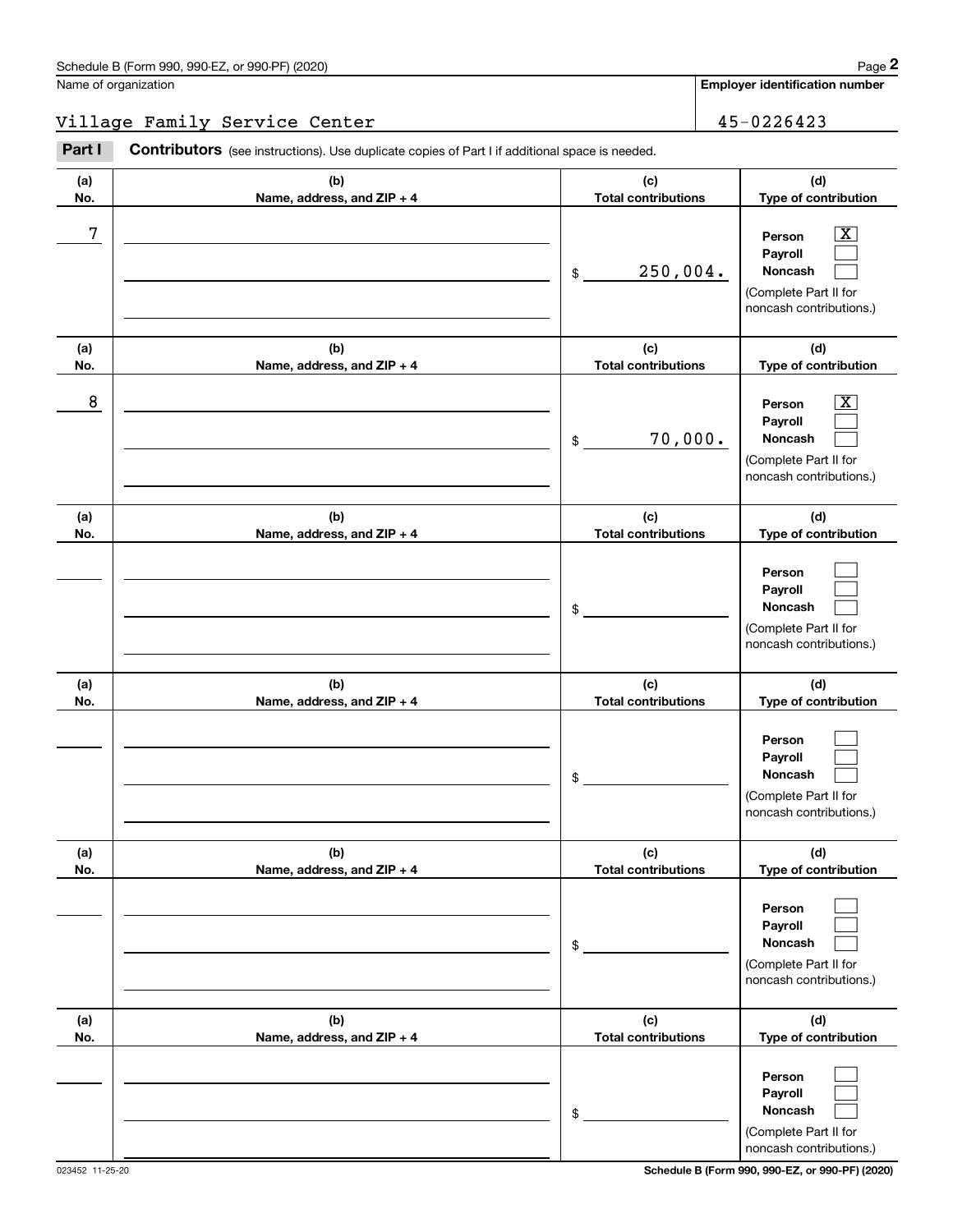Name of organization

**Employer identification number**

Village Family Service Center | 45-0226423

**Part I** **Contributors** (see instructions). Use duplicate copies of Part I if additional space is needed.

| (a) No. | (b) Name, address, and ZIP + 4 | (c) Total contributions | (d) Type of contribution |
|---|---|---|---|
| 7 | | $ 250,004. | Person [X] Payroll [ ] Noncash [ ] (Complete Part II for noncash contributions.) |
| 8 | | $ 70,000. | Person [X] Payroll [ ] Noncash [ ] (Complete Part II for noncash contributions.) |
| | | $ | Person [ ] Payroll [ ] Noncash [ ] (Complete Part II for noncash contributions.) |
| | | $ | Person [ ] Payroll [ ] Noncash [ ] (Complete Part II for noncash contributions.) |
| | | $ | Person [ ] Payroll [ ] Noncash [ ] (Complete Part II for noncash contributions.) |
| | | $ | Person [ ] Payroll [ ] Noncash [ ] (Complete Part II for noncash contributions.) |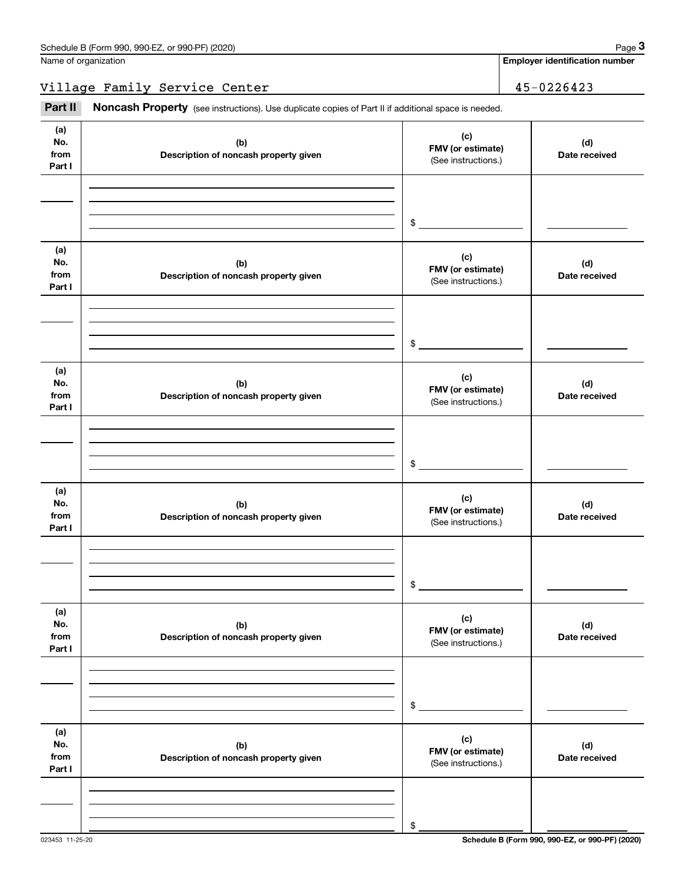Name of organization

Village Family Service Center

**Employer identification number**

45-0226423

**Part II** **Noncash Property** (see instructions). Use duplicate copies of Part II if additional space is needed.

| (a) No. from Part I | (b) Description of noncash property given | (c) FMV (or estimate) (See instructions.) | (d) Date received |
|---|---|---|---|
| | | $ | |

| (a) No. from Part I | (b) Description of noncash property given | (c) FMV (or estimate) (See instructions.) | (d) Date received |
|---|---|---|---|
| | | $ | |

| (a) No. from Part I | (b) Description of noncash property given | (c) FMV (or estimate) (See instructions.) | (d) Date received |
|---|---|---|---|
| | | $ | |

| (a) No. from Part I | (b) Description of noncash property given | (c) FMV (or estimate) (See instructions.) | (d) Date received |
|---|---|---|---|
| | | $ | |

| (a) No. from Part I | (b) Description of noncash property given | (c) FMV (or estimate) (See instructions.) | (d) Date received |
|---|---|---|---|
| | | $ | |

| (a) No. from Part I | (b) Description of noncash property given | (c) FMV (or estimate) (See instructions.) | (d) Date received |
|---|---|---|---|
| | | $ | |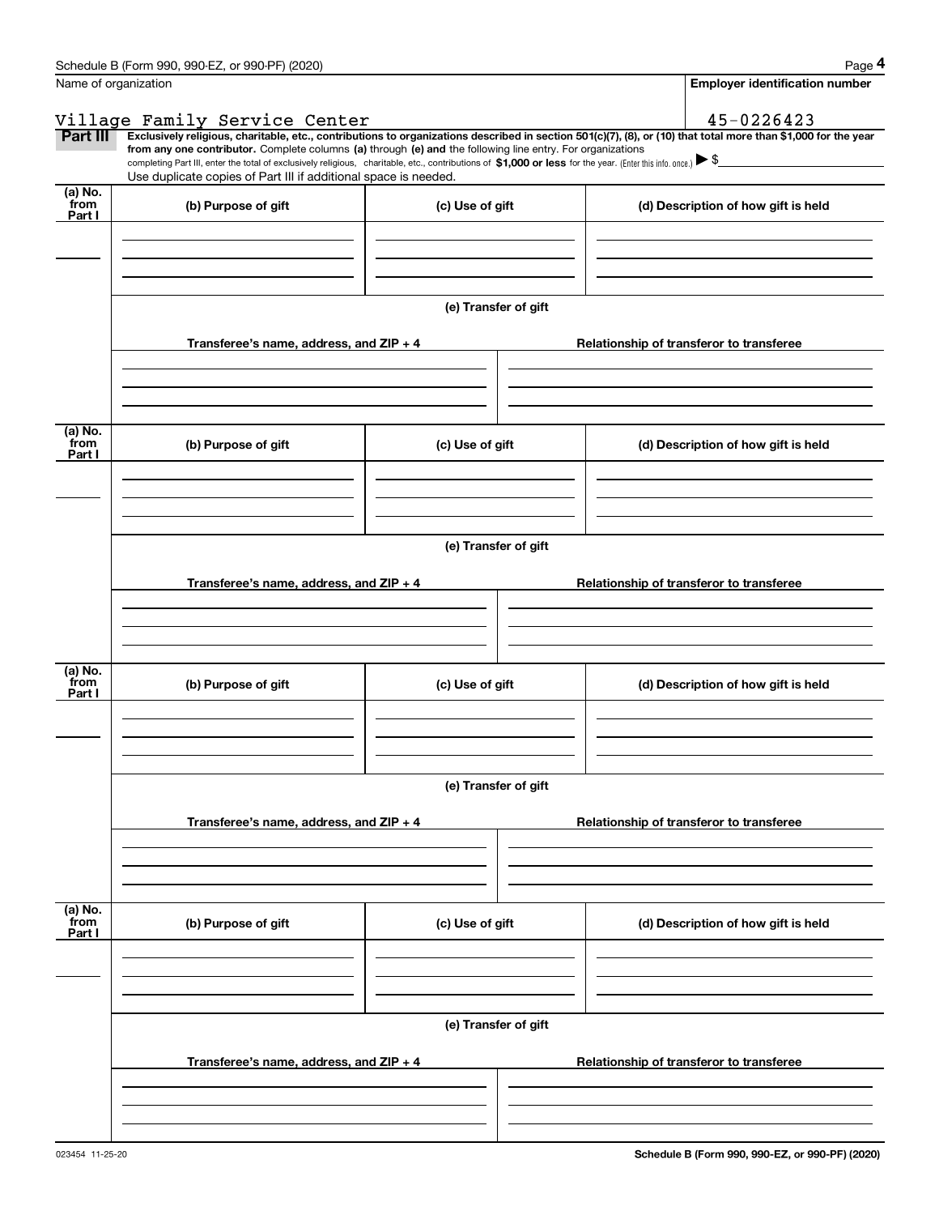Name of organization

Village Family Service Center

**Employer identification number**

45-0226423

**Part III** **Exclusively religious, charitable, etc., contributions to organizations described in section 501(c)(7), (8), or (10) that total more than $1,000 for the year from any one contributor.** Complete columns **(a)** through **(e) and** the following line entry. For organizations completing Part III, enter the total of exclusively religious, charitable, etc., contributions of **$1,000 or less** for the year. (Enter this info. once.) ▶ $

Use duplicate copies of Part III if additional space is needed.

| (a) No. from Part I | (b) Purpose of gift | (c) Use of gift | (d) Description of how gift is held |
|---|---|---|---|
| | | | |

**(e) Transfer of gift**

| Transferee's name, address, and ZIP + 4 | Relationship of transferor to transferee |
|---|---|
| | |

| (a) No. from Part I | (b) Purpose of gift | (c) Use of gift | (d) Description of how gift is held |
|---|---|---|---|
| | | | |

**(e) Transfer of gift**

| Transferee's name, address, and ZIP + 4 | Relationship of transferor to transferee |
|---|---|
| | |

| (a) No. from Part I | (b) Purpose of gift | (c) Use of gift | (d) Description of how gift is held |
|---|---|---|---|
| | | | |

**(e) Transfer of gift**

| Transferee's name, address, and ZIP + 4 | Relationship of transferor to transferee |
|---|---|
| | |

| (a) No. from Part I | (b) Purpose of gift | (c) Use of gift | (d) Description of how gift is held |
|---|---|---|---|
| | | | |

**(e) Transfer of gift**

| Transferee's name, address, and ZIP + 4 | Relationship of transferor to transferee |
|---|---|
| | |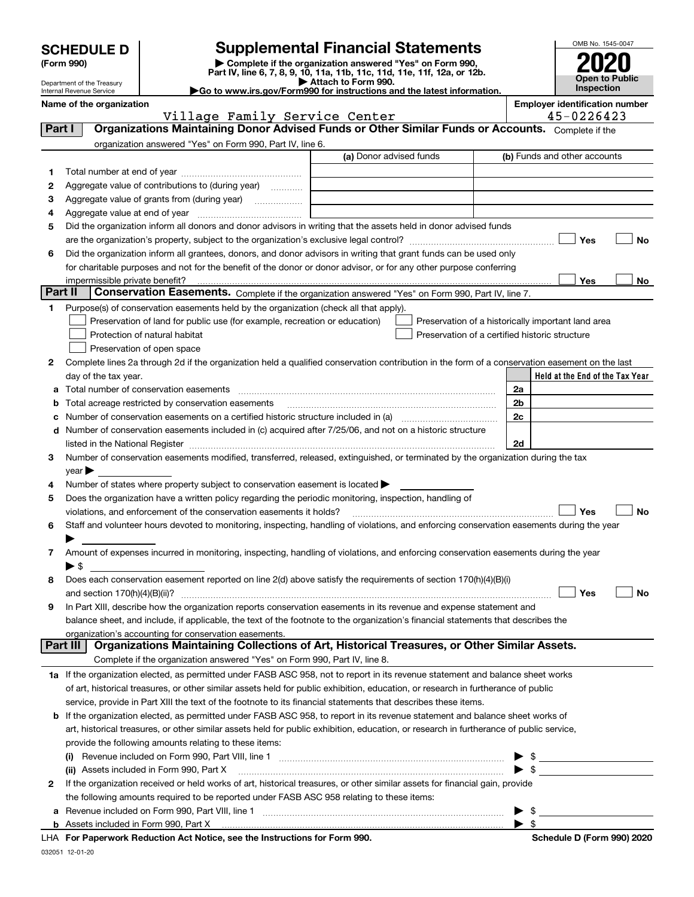# SCHEDULE D (Form 990)

Department of the Treasury
Internal Revenue Service

## Supplemental Financial Statements

▶ Complete if the organization answered "Yes" on Form 990, Part IV, line 6, 7, 8, 9, 10, 11a, 11b, 11c, 11d, 11e, 11f, 12a, or 12b.
▶ Attach to Form 990.
▶Go to www.irs.gov/Form990 for instructions and the latest information.

OMB No. 1545-0047

**2020**

**Open to Public Inspection**

**Name of the organization:** Village Family Service Center

**Employer identification number:** 45-0226423

## Part I Organizations Maintaining Donor Advised Funds or Other Similar Funds or Accounts.

Complete if the organization answered "Yes" on Form 990, Part IV, line 6.

| | | (a) Donor advised funds | (b) Funds and other accounts |
|---|---|---|---|
| 1 | Total number at end of year | | |
| 2 | Aggregate value of contributions to (during year) | | |
| 3 | Aggregate value of grants from (during year) | | |
| 4 | Aggregate value at end of year | | |

5 Did the organization inform all donors and donor advisors in writing that the assets held in donor advised funds are the organization's property, subject to the organization's exclusive legal control? ☐ Yes ☐ No

6 Did the organization inform all grantees, donors, and donor advisors in writing that grant funds can be used only for charitable purposes and not for the benefit of the donor or donor advisor, or for any other purpose conferring impermissible private benefit? ☐ Yes ☐ No

## Part II Conservation Easements.

Complete if the organization answered "Yes" on Form 990, Part IV, line 7.

1 Purpose(s) of conservation easements held by the organization (check all that apply).

- ☐ Preservation of land for public use (for example, recreation or education)
- ☐ Protection of natural habitat
- ☐ Preservation of open space
- ☐ Preservation of a historically important land area
- ☐ Preservation of a certified historic structure

2 Complete lines 2a through 2d if the organization held a qualified conservation contribution in the form of a conservation easement on the last day of the tax year.

| | | | Held at the End of the Tax Year |
|---|---|---|---|
| a | Total number of conservation easements | 2a | |
| b | Total acreage restricted by conservation easements | 2b | |
| c | Number of conservation easements on a certified historic structure included in (a) | 2c | |
| d | Number of conservation easements included in (c) acquired after 7/25/06, and not on a historic structure listed in the National Register | 2d | |

3 Number of conservation easements modified, transferred, released, extinguished, or terminated by the organization during the tax year ▶

4 Number of states where property subject to conservation easement is located ▶

5 Does the organization have a written policy regarding the periodic monitoring, inspection, handling of violations, and enforcement of the conservation easements it holds? ☐ Yes ☐ No

6 Staff and volunteer hours devoted to monitoring, inspecting, handling of violations, and enforcing conservation easements during the year ▶

7 Amount of expenses incurred in monitoring, inspecting, handling of violations, and enforcing conservation easements during the year ▶ $

8 Does each conservation easement reported on line 2(d) above satisfy the requirements of section 170(h)(4)(B)(i) and section 170(h)(4)(B)(ii)? ☐ Yes ☐ No

9 In Part XIII, describe how the organization reports conservation easements in its revenue and expense statement and balance sheet, and include, if applicable, the text of the footnote to the organization's financial statements that describes the organization's accounting for conservation easements.

## Part III Organizations Maintaining Collections of Art, Historical Treasures, or Other Similar Assets.

Complete if the organization answered "Yes" on Form 990, Part IV, line 8.

1a If the organization elected, as permitted under FASB ASC 958, not to report in its revenue statement and balance sheet works of art, historical treasures, or other similar assets held for public exhibition, education, or research in furtherance of public service, provide in Part XIII the text of the footnote to its financial statements that describes these items.

b If the organization elected, as permitted under FASB ASC 958, to report in its revenue statement and balance sheet works of art, historical treasures, or other similar assets held for public exhibition, education, or research in furtherance of public service, provide the following amounts relating to these items:

(i) Revenue included on Form 990, Part VIII, line 1 ▶ $

(ii) Assets included in Form 990, Part X ▶ $

2 If the organization received or held works of art, historical treasures, or other similar assets for financial gain, provide the following amounts required to be reported under FASB ASC 958 relating to these items:

a Revenue included on Form 990, Part VIII, line 1 ▶ $

b Assets included in Form 990, Part X ▶ $

LHA **For Paperwork Reduction Act Notice, see the Instructions for Form 990.** **Schedule D (Form 990) 2020**

032051 12-01-20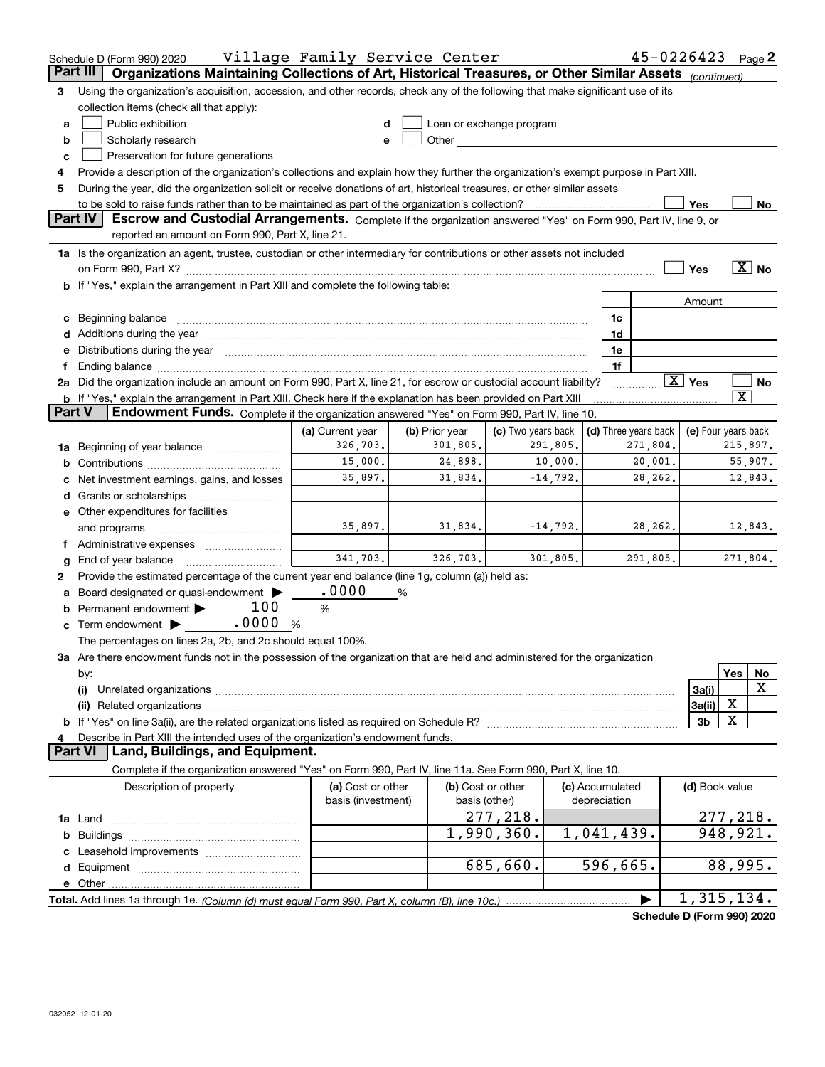Schedule D (Form 990) 2020 Village Family Service Center 45-0226423 Page 2

**Part III** Organizations Maintaining Collections of Art, Historical Treasures, or Other Similar Assets *(continued)*

3 Using the organization's acquisition, accession, and other records, check any of the following that make significant use of its collection items (check all that apply):

a ☐ Public exhibition
b ☐ Scholarly research
c ☐ Preservation for future generations
d ☐ Loan or exchange program
e ☐ Other

4 Provide a description of the organization's collections and explain how they further the organization's exempt purpose in Part XIII.

5 During the year, did the organization solicit or receive donations of art, historical treasures, or other similar assets to be sold to raise funds rather than to be maintained as part of the organization's collection? ☐ Yes ☐ No

**Part IV** Escrow and Custodial Arrangements. Complete if the organization answered "Yes" on Form 990, Part IV, line 9, or reported an amount on Form 990, Part X, line 21.

1a Is the organization an agent, trustee, custodian or other intermediary for contributions or other assets not included on Form 990, Part X? ☐ Yes ☒ No

b If "Yes," explain the arrangement in Part XIII and complete the following table:

| | | Amount |
|---|---|---|
| c Beginning balance | 1c | |
| d Additions during the year | 1d | |
| e Distributions during the year | 1e | |
| f Ending balance | 1f | |

2a Did the organization include an amount on Form 990, Part X, line 21, for escrow or custodial account liability? ☒ Yes ☐ No

b If "Yes," explain the arrangement in Part XIII. Check here if the explanation has been provided on Part XIII ☒

**Part V** Endowment Funds. Complete if the organization answered "Yes" on Form 990, Part IV, line 10.

| | (a) Current year | (b) Prior year | (c) Two years back | (d) Three years back | (e) Four years back |
|---|---|---|---|---|---|
| 1a Beginning of year balance | 326,703. | 301,805. | 291,805. | 271,804. | 215,897. |
| b Contributions | 15,000. | 24,898. | 10,000. | 20,001. | 55,907. |
| c Net investment earnings, gains, and losses | 35,897. | 31,834. | -14,792. | 28,262. | 12,843. |
| d Grants or scholarships | | | | | |
| e Other expenditures for facilities and programs | 35,897. | 31,834. | -14,792. | 28,262. | 12,843. |
| f Administrative expenses | | | | | |
| g End of year balance | 341,703. | 326,703. | 301,805. | 291,805. | 271,804. |

2 Provide the estimated percentage of the current year end balance (line 1g, column (a)) held as:

a Board designated or quasi-endowment ▶ .0000 %
b Permanent endowment ▶ 100 %
c Term endowment ▶ .0000 %

The percentages on lines 2a, 2b, and 2c should equal 100%.

3a Are there endowment funds not in the possession of the organization that are held and administered for the organization by:

| | | Yes | No |
|---|---|---|---|
| (i) Unrelated organizations | 3a(i) | | X |
| (ii) Related organizations | 3a(ii) | X | |
| b If "Yes" on line 3a(ii), are the related organizations listed as required on Schedule R? | 3b | X | |

4 Describe in Part XIII the intended uses of the organization's endowment funds.

**Part VI** Land, Buildings, and Equipment.

Complete if the organization answered "Yes" on Form 990, Part IV, line 11a. See Form 990, Part X, line 10.

| Description of property | (a) Cost or other basis (investment) | (b) Cost or other basis (other) | (c) Accumulated depreciation | (d) Book value |
|---|---|---|---|---|
| 1a Land | | 277,218. | | 277,218. |
| b Buildings | | 1,990,360. | 1,041,439. | 948,921. |
| c Leasehold improvements | | | | |
| d Equipment | | 685,660. | 596,665. | 88,995. |
| e Other | | | | |
| **Total.** Add lines 1a through 1e. *(Column (d) must equal Form 990, Part X, column (B), line 10c.)* | | | ▶ | 1,315,134. |

Schedule D (Form 990) 2020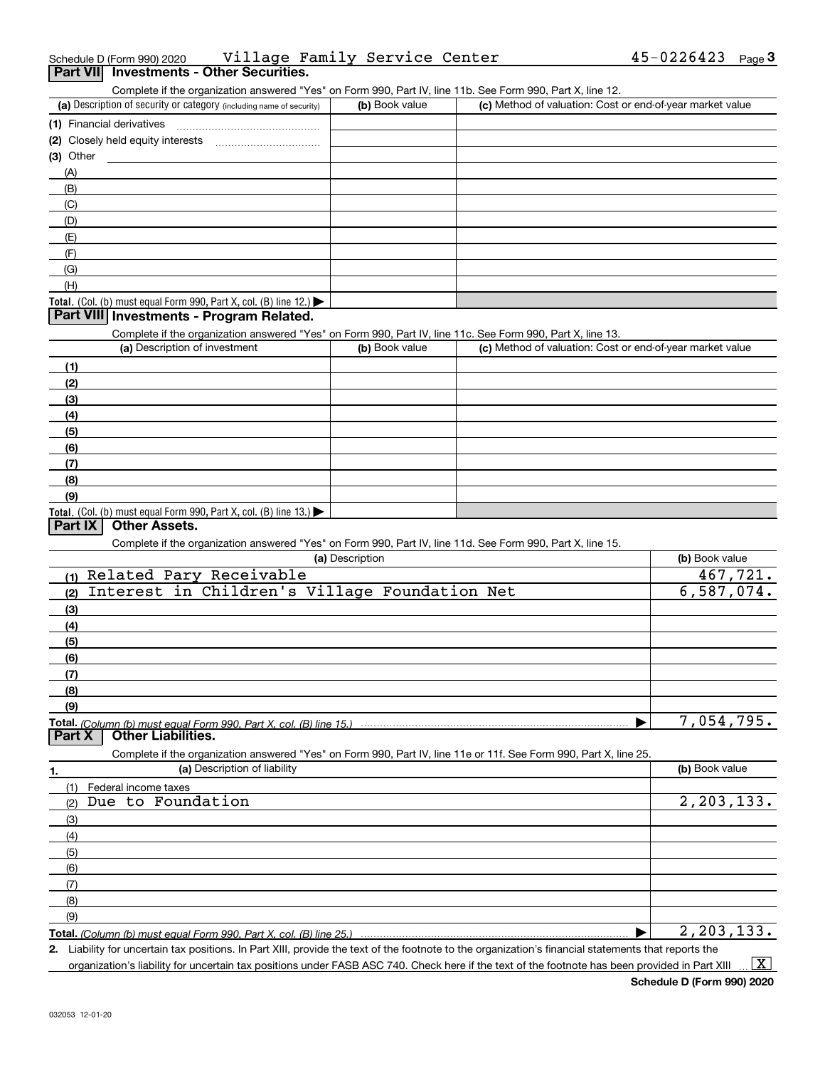Schedule D (Form 990) 2020 Village Family Service Center 45-0226423 Page 3

## Part VII Investments - Other Securities.

Complete if the organization answered "Yes" on Form 990, Part IV, line 11b. See Form 990, Part X, line 12.

| (a) Description of security or category (including name of security) | (b) Book value | (c) Method of valuation: Cost or end-of-year market value |
|---|---|---|
| (1) Financial derivatives | | |
| (2) Closely held equity interests | | |
| (3) Other | | |
| (A) | | |
| (B) | | |
| (C) | | |
| (D) | | |
| (E) | | |
| (F) | | |
| (G) | | |
| (H) | | |
| **Total.** (Col. (b) must equal Form 990, Part X, col. (B) line 12.) ▶ | | |

## Part VIII Investments - Program Related.

Complete if the organization answered "Yes" on Form 990, Part IV, line 11c. See Form 990, Part X, line 13.

| (a) Description of investment | (b) Book value | (c) Method of valuation: Cost or end-of-year market value |
|---|---|---|
| (1) | | |
| (2) | | |
| (3) | | |
| (4) | | |
| (5) | | |
| (6) | | |
| (7) | | |
| (8) | | |
| (9) | | |
| **Total.** (Col. (b) must equal Form 990, Part X, col. (B) line 13.) ▶ | | |

## Part IX Other Assets.

Complete if the organization answered "Yes" on Form 990, Part IV, line 11d. See Form 990, Part X, line 15.

| (a) Description | (b) Book value |
|---|---|
| (1) Related Pary Receivable | 467,721. |
| (2) Interest in Children's Village Foundation Net | 6,587,074. |
| (3) | |
| (4) | |
| (5) | |
| (6) | |
| (7) | |
| (8) | |
| (9) | |
| **Total.** *(Column (b) must equal Form 990, Part X, col. (B) line 15.)* ▶ | 7,054,795. |

## Part X Other Liabilities.

Complete if the organization answered "Yes" on Form 990, Part IV, line 11e or 11f. See Form 990, Part X, line 25.

| 1. (a) Description of liability | (b) Book value |
|---|---|
| (1) Federal income taxes | |
| (2) Due to Foundation | 2,203,133. |
| (3) | |
| (4) | |
| (5) | |
| (6) | |
| (7) | |
| (8) | |
| (9) | |
| **Total.** *(Column (b) must equal Form 990, Part X, col. (B) line 25.)* ▶ | 2,203,133. |

2. Liability for uncertain tax positions. In Part XIII, provide the text of the footnote to the organization's financial statements that reports the organization's liability for uncertain tax positions under FASB ASC 740. Check here if the text of the footnote has been provided in Part XIII ... [X]

Schedule D (Form 990) 2020

032053 12-01-20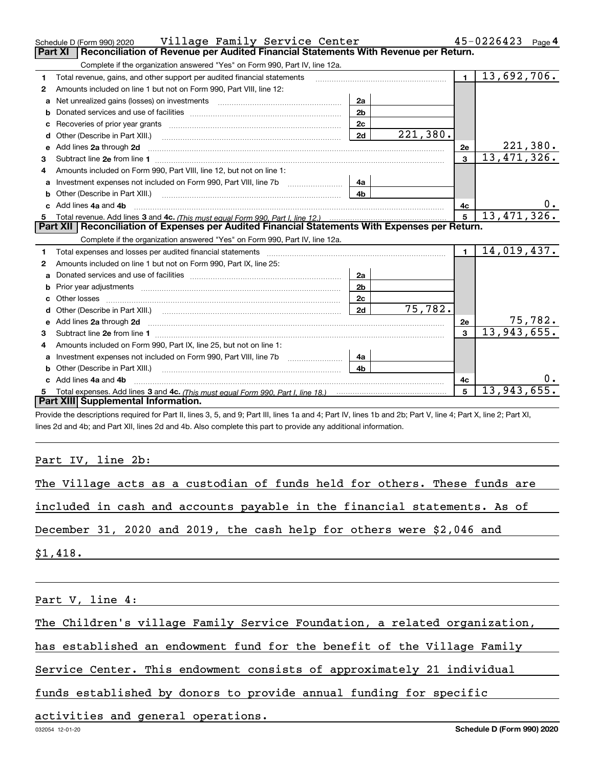Schedule D (Form 990) 2020 Village Family Service Center 45-0226423 Page 4

## Part XI Reconciliation of Revenue per Audited Financial Statements With Revenue per Return.

Complete if the organization answered "Yes" on Form 990, Part IV, line 12a.

| | | | | | |
|---|---|---|---|---|---|
| 1 | Total revenue, gains, and other support per audited financial statements | | | 1 | 13,692,706. |
| 2 | Amounts included on line 1 but not on Form 990, Part VIII, line 12: | | | | |
| a | Net unrealized gains (losses) on investments | 2a | | | |
| b | Donated services and use of facilities | 2b | | | |
| c | Recoveries of prior year grants | 2c | | | |
| d | Other (Describe in Part XIII.) | 2d | 221,380. | | |
| e | Add lines 2a through 2d | | | 2e | 221,380. |
| 3 | Subtract line 2e from line 1 | | | 3 | 13,471,326. |
| 4 | Amounts included on Form 990, Part VIII, line 12, but not on line 1: | | | | |
| a | Investment expenses not included on Form 990, Part VIII, line 7b | 4a | | | |
| b | Other (Describe in Part XIII.) | 4b | | | |
| c | Add lines 4a and 4b | | | 4c | 0. |
| 5 | Total revenue. Add lines 3 and 4c. *(This must equal Form 990, Part I, line 12.)* | | | 5 | 13,471,326. |

## Part XII Reconciliation of Expenses per Audited Financial Statements With Expenses per Return.

Complete if the organization answered "Yes" on Form 990, Part IV, line 12a.

| | | | | | |
|---|---|---|---|---|---|
| 1 | Total expenses and losses per audited financial statements | | | 1 | 14,019,437. |
| 2 | Amounts included on line 1 but not on Form 990, Part IX, line 25: | | | | |
| a | Donated services and use of facilities | 2a | | | |
| b | Prior year adjustments | 2b | | | |
| c | Other losses | 2c | | | |
| d | Other (Describe in Part XIII.) | 2d | 75,782. | | |
| e | Add lines 2a through 2d | | | 2e | 75,782. |
| 3 | Subtract line 2e from line 1 | | | 3 | 13,943,655. |
| 4 | Amounts included on Form 990, Part IX, line 25, but not on line 1: | | | | |
| a | Investment expenses not included on Form 990, Part VIII, line 7b | 4a | | | |
| b | Other (Describe in Part XIII.) | 4b | | | |
| c | Add lines 4a and 4b | | | 4c | 0. |
| 5 | Total expenses. Add lines 3 and 4c. *(This must equal Form 990, Part I, line 18.)* | | | 5 | 13,943,655. |

## Part XIII Supplemental Information.

Provide the descriptions required for Part II, lines 3, 5, and 9; Part III, lines 1a and 4; Part IV, lines 1b and 2b; Part V, line 4; Part X, line 2; Part XI, lines 2d and 4b; and Part XII, lines 2d and 4b. Also complete this part to provide any additional information.

Part IV, line 2b:

The Village acts as a custodian of funds held for others. These funds are included in cash and accounts payable in the financial statements. As of December 31, 2020 and 2019, the cash help for others were $2,046 and $1,418.

Part V, line 4:

The Children's village Family Service Foundation, a related organization, has established an endowment fund for the benefit of the Village Family Service Center. This endowment consists of approximately 21 individual funds established by donors to provide annual funding for specific activities and general operations.

032054 12-01-20 Schedule D (Form 990) 2020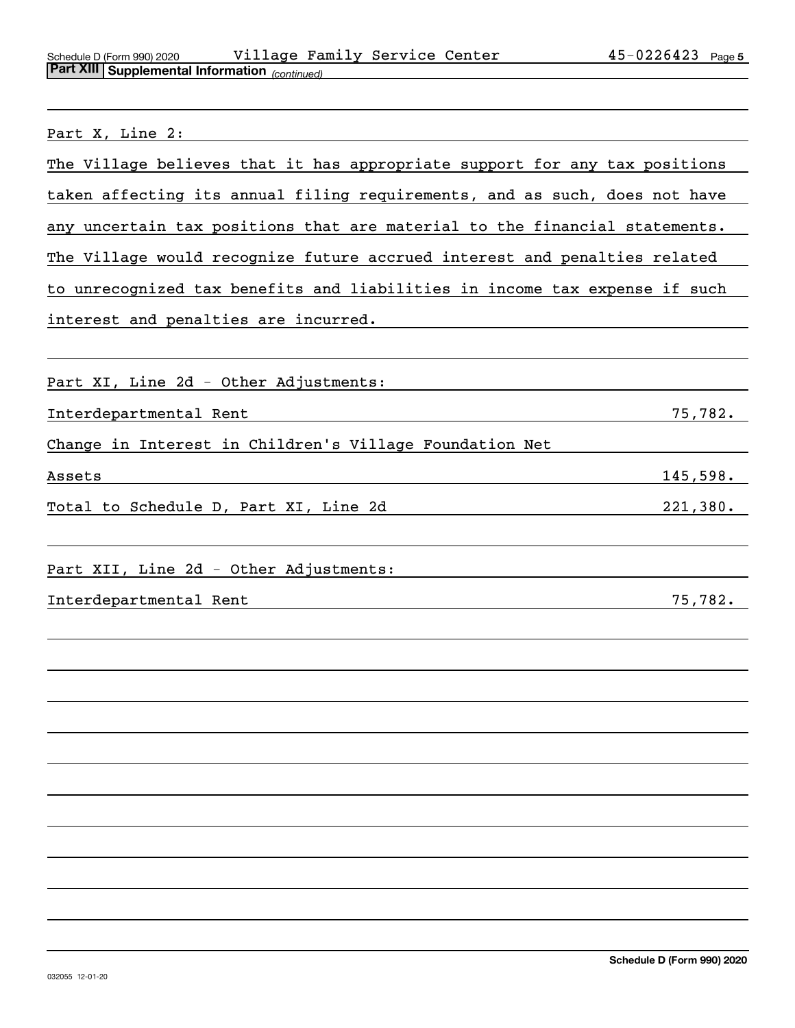**Part XIII Supplemental Information** *(continued)*

Part X, Line 2:

The Village believes that it has appropriate support for any tax positions taken affecting its annual filing requirements, and as such, does not have any uncertain tax positions that are material to the financial statements. The Village would recognize future accrued interest and penalties related to unrecognized tax benefits and liabilities in income tax expense if such interest and penalties are incurred.

Part XI, Line 2d - Other Adjustments:

| | |
|---|---|
| Interdepartmental Rent | 75,782. |
| Change in Interest in Children's Village Foundation Net Assets | 145,598. |
| Total to Schedule D, Part XI, Line 2d | 221,380. |

Part XII, Line 2d - Other Adjustments:

| | |
|---|---|
| Interdepartmental Rent | 75,782. |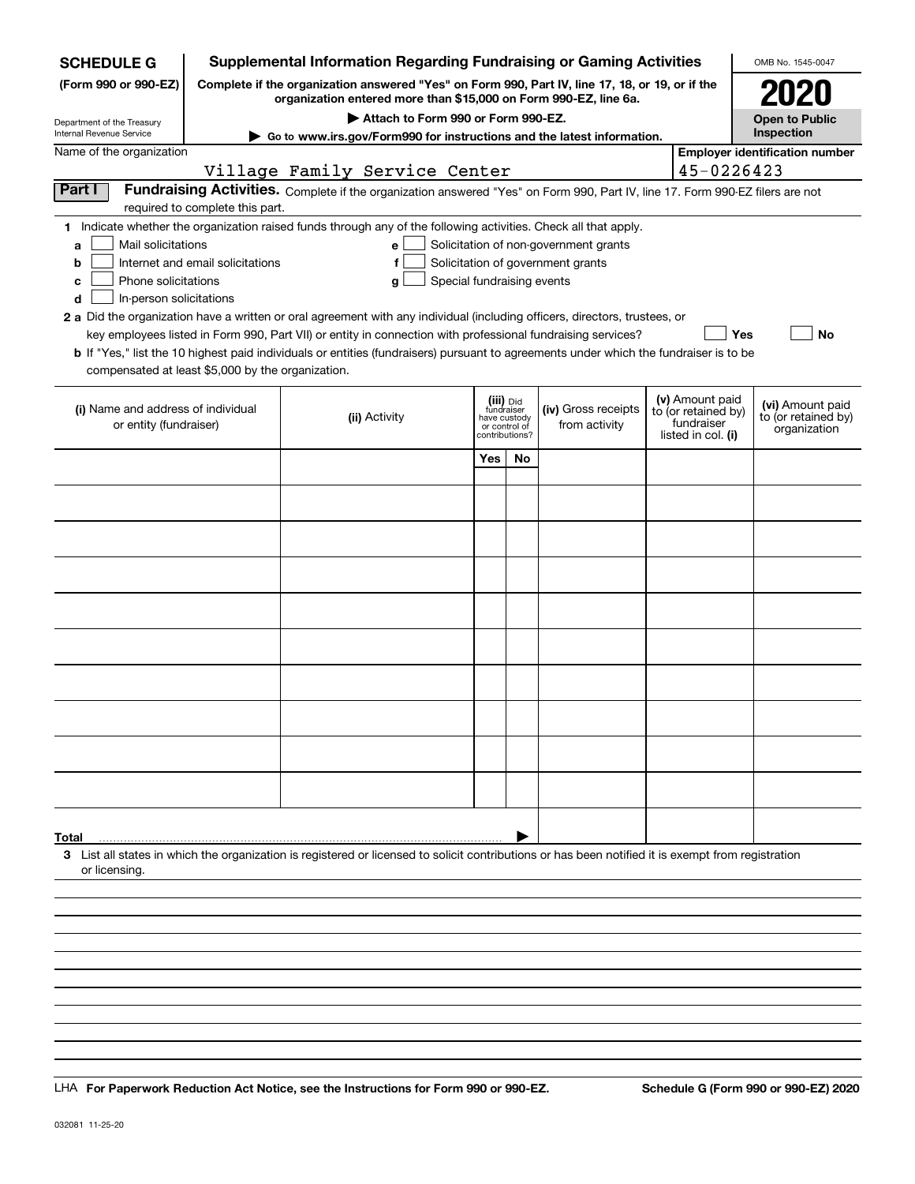**SCHEDULE G**
**(Form 990 or 990-EZ)**

Department of the Treasury
Internal Revenue Service

# Supplemental Information Regarding Fundraising or Gaming Activities

**Complete if the organization answered "Yes" on Form 990, Part IV, line 17, 18, or 19, or if the organization entered more than $15,000 on Form 990-EZ, line 6a.**

**▶ Attach to Form 990 or Form 990-EZ.**

**▶ Go to www.irs.gov/Form990 for instructions and the latest information.**

OMB No. 1545-0047

**2020**

**Open to Public Inspection**

Name of the organization: Village Family Service Center

**Employer identification number:** 45-0226423

**Part I** **Fundraising Activities.** Complete if the organization answered "Yes" on Form 990, Part IV, line 17. Form 990-EZ filers are not required to complete this part.

**1** Indicate whether the organization raised funds through any of the following activities. Check all that apply.

- **a** ☐ Mail solicitations
- **b** ☐ Internet and email solicitations
- **c** ☐ Phone solicitations
- **d** ☐ In-person solicitations
- **e** ☐ Solicitation of non-government grants
- **f** ☐ Solicitation of government grants
- **g** ☐ Special fundraising events

**2 a** Did the organization have a written or oral agreement with any individual (including officers, directors, trustees, or key employees listed in Form 990, Part VII) or entity in connection with professional fundraising services? ☐ **Yes** ☐ **No**

**b** If "Yes," list the 10 highest paid individuals or entities (fundraisers) pursuant to agreements under which the fundraiser is to be compensated at least $5,000 by the organization.

| (i) Name and address of individual or entity (fundraiser) | (ii) Activity | (iii) Did fundraiser have custody or control of contributions? | | (iv) Gross receipts from activity | (v) Amount paid to (or retained by) fundraiser listed in col. (i) | (vi) Amount paid to (or retained by) organization |
|---|---|---|---|---|---|---|
| | | Yes | No | | | |
| | | | | | | |
| | | | | | | |
| | | | | | | |
| | | | | | | |
| | | | | | | |
| | | | | | | |
| | | | | | | |
| | | | | | | |
| | | | | | | |
| | | | | | | |
| **Total** | | | ▶ | | | |

**3** List all states in which the organization is registered or licensed to solicit contributions or has been notified it is exempt from registration or licensing.

LHA **For Paperwork Reduction Act Notice, see the Instructions for Form 990 or 990-EZ.**

**Schedule G (Form 990 or 990-EZ) 2020**

032081 11-25-20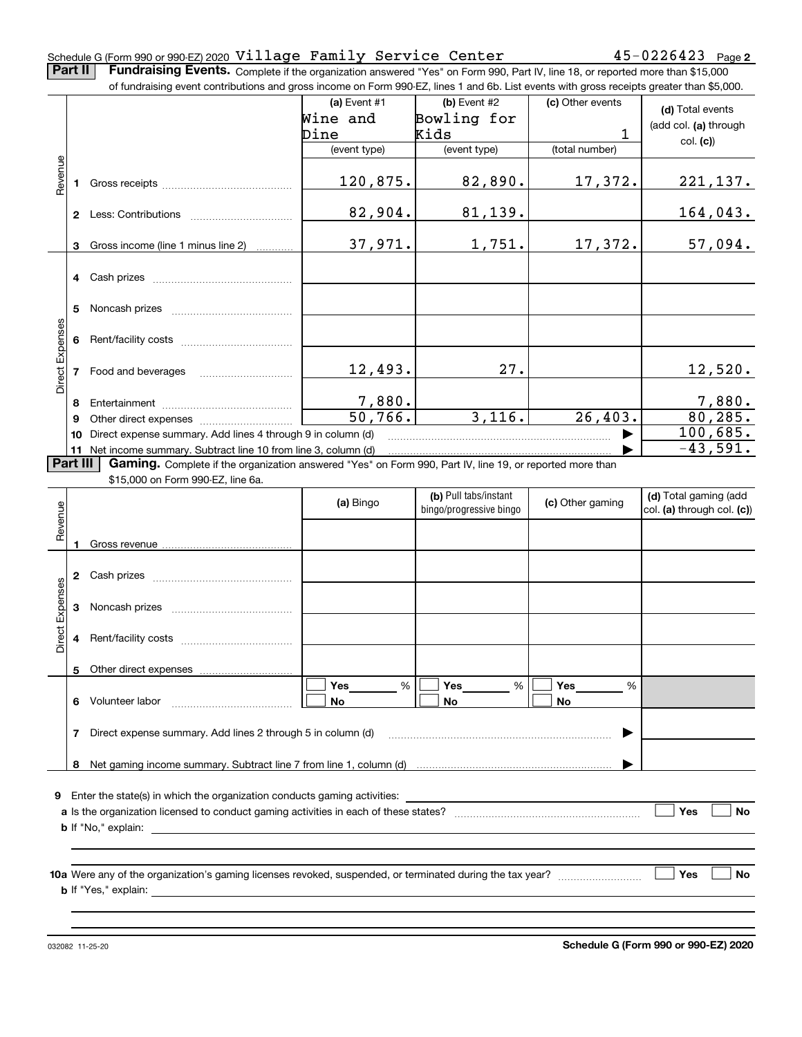Schedule G (Form 990 or 990-EZ) 2020 Village Family Service Center 45-0226423 Page 2

**Part II** **Fundraising Events.** Complete if the organization answered "Yes" on Form 990, Part IV, line 18, or reported more than $15,000 of fundraising event contributions and gross income on Form 990-EZ, lines 1 and 6b. List events with gross receipts greater than $5,000.

| | | (a) Event #1 Wine and Dine (event type) | (b) Event #2 Bowling for Kids (event type) | (c) Other events 1 (total number) | (d) Total events (add col. (a) through col. (c)) |
|---|---|---|---|---|---|
| Revenue | 1 Gross receipts | 120,875. | 82,890. | 17,372. | 221,137. |
| | 2 Less: Contributions | 82,904. | 81,139. | | 164,043. |
| | 3 Gross income (line 1 minus line 2) | 37,971. | 1,751. | 17,372. | 57,094. |
| Direct Expenses | 4 Cash prizes | | | | |
| | 5 Noncash prizes | | | | |
| | 6 Rent/facility costs | | | | |
| | 7 Food and beverages | 12,493. | 27. | | 12,520. |
| | 8 Entertainment | 7,880. | | | 7,880. |
| | 9 Other direct expenses | 50,766. | 3,116. | 26,403. | 80,285. |
| | 10 Direct expense summary. Add lines 4 through 9 in column (d) | | | ▶ | 100,685. |
| | 11 Net income summary. Subtract line 10 from line 3, column (d) | | | ▶ | -43,591. |

**Part III** **Gaming.** Complete if the organization answered "Yes" on Form 990, Part IV, line 19, or reported more than $15,000 on Form 990-EZ, line 6a.

| | | (a) Bingo | (b) Pull tabs/instant bingo/progressive bingo | (c) Other gaming | (d) Total gaming (add col. (a) through col. (c)) |
|---|---|---|---|---|---|
| Revenue | 1 Gross revenue | | | | |
| Direct Expenses | 2 Cash prizes | | | | |
| | 3 Noncash prizes | | | | |
| | 4 Rent/facility costs | | | | |
| | 5 Other direct expenses | | | | |
| | 6 Volunteer labor | ☐ Yes ____ % ☐ No | ☐ Yes ____ % ☐ No | ☐ Yes ____ % ☐ No | |
| | 7 Direct expense summary. Add lines 2 through 5 in column (d) | | | ▶ | |
| | 8 Net gaming income summary. Subtract line 7 from line 1, column (d) | | | ▶ | |

**9** Enter the state(s) in which the organization conducts gaming activities: ____________

**a** Is the organization licensed to conduct gaming activities in each of these states? ☐ Yes ☐ No

**b** If "No," explain: ____________

**10a** Were any of the organization's gaming licenses revoked, suspended, or terminated during the tax year? ☐ Yes ☐ No

**b** If "Yes," explain: ____________

032082 11-25-20 **Schedule G (Form 990 or 990-EZ) 2020**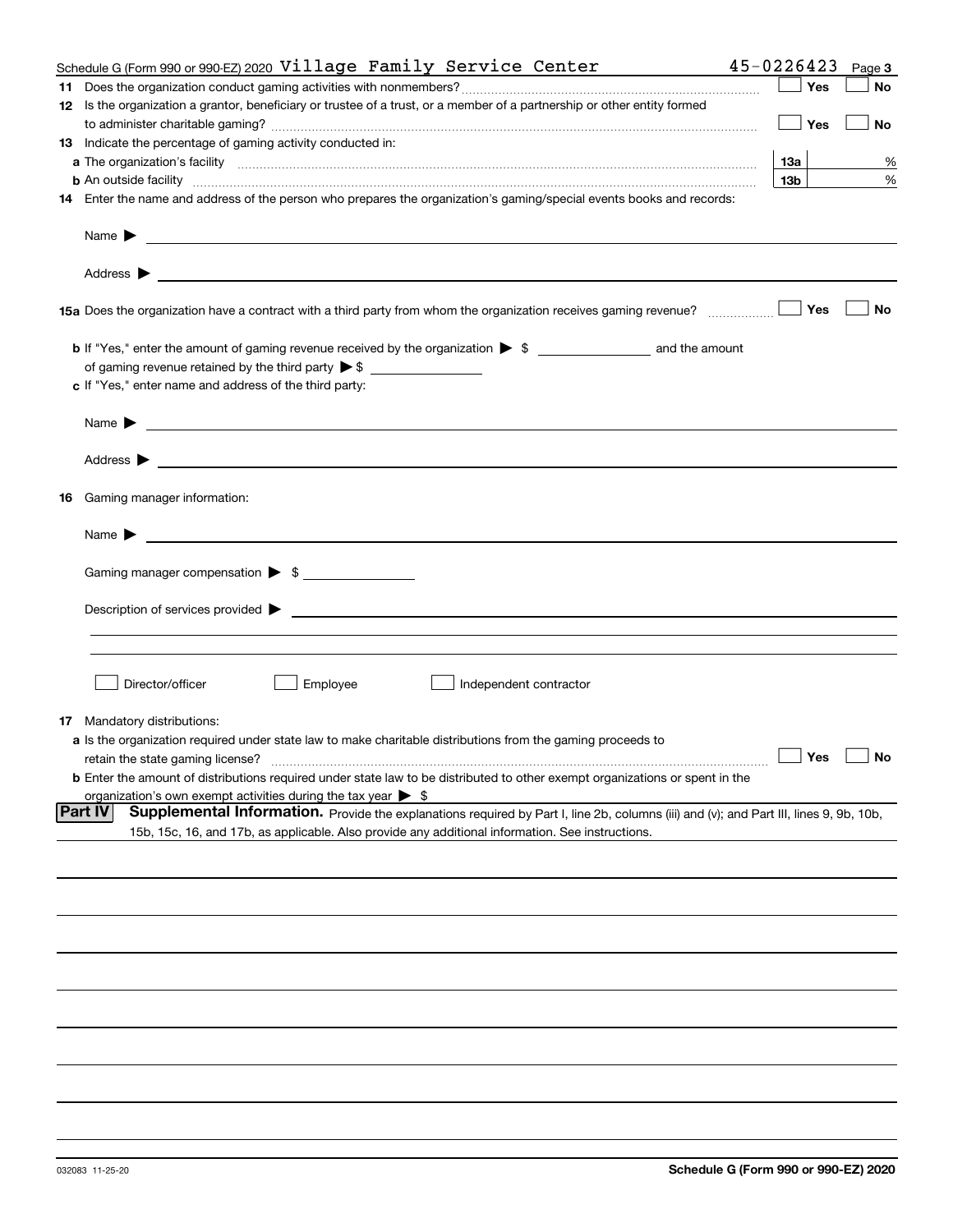Schedule G (Form 990 or 990-EZ) 2020 Village Family Service Center 45-0226423 Page 3

**11** Does the organization conduct gaming activities with nonmembers? ☐ Yes ☐ No

**12** Is the organization a grantor, beneficiary or trustee of a trust, or a member of a partnership or other entity formed to administer charitable gaming? ☐ Yes ☐ No

**13** Indicate the percentage of gaming activity conducted in:

**a** The organization's facility **13a** %

**b** An outside facility **13b** %

**14** Enter the name and address of the person who prepares the organization's gaming/special events books and records:

Name ▶

Address ▶

**15a** Does the organization have a contract with a third party from whom the organization receives gaming revenue? ☐ Yes ☐ No

**b** If "Yes," enter the amount of gaming revenue received by the organization ▶ $ \_\_\_\_\_\_ and the amount of gaming revenue retained by the third party ▶ $ \_\_\_\_\_\_

**c** If "Yes," enter name and address of the third party:

Name ▶

Address ▶

**16** Gaming manager information:

Name ▶

Gaming manager compensation ▶ $

Description of services provided ▶

☐ Director/officer ☐ Employee ☐ Independent contractor

**17** Mandatory distributions:

**a** Is the organization required under state law to make charitable distributions from the gaming proceeds to retain the state gaming license? ☐ Yes ☐ No

**b** Enter the amount of distributions required under state law to be distributed to other exempt organizations or spent in the organization's own exempt activities during the tax year ▶ $

**Part IV** **Supplemental Information.** Provide the explanations required by Part I, line 2b, columns (iii) and (v); and Part III, lines 9, 9b, 10b, 15b, 15c, 16, and 17b, as applicable. Also provide any additional information. See instructions.

032083 11-25-20 **Schedule G (Form 990 or 990-EZ) 2020**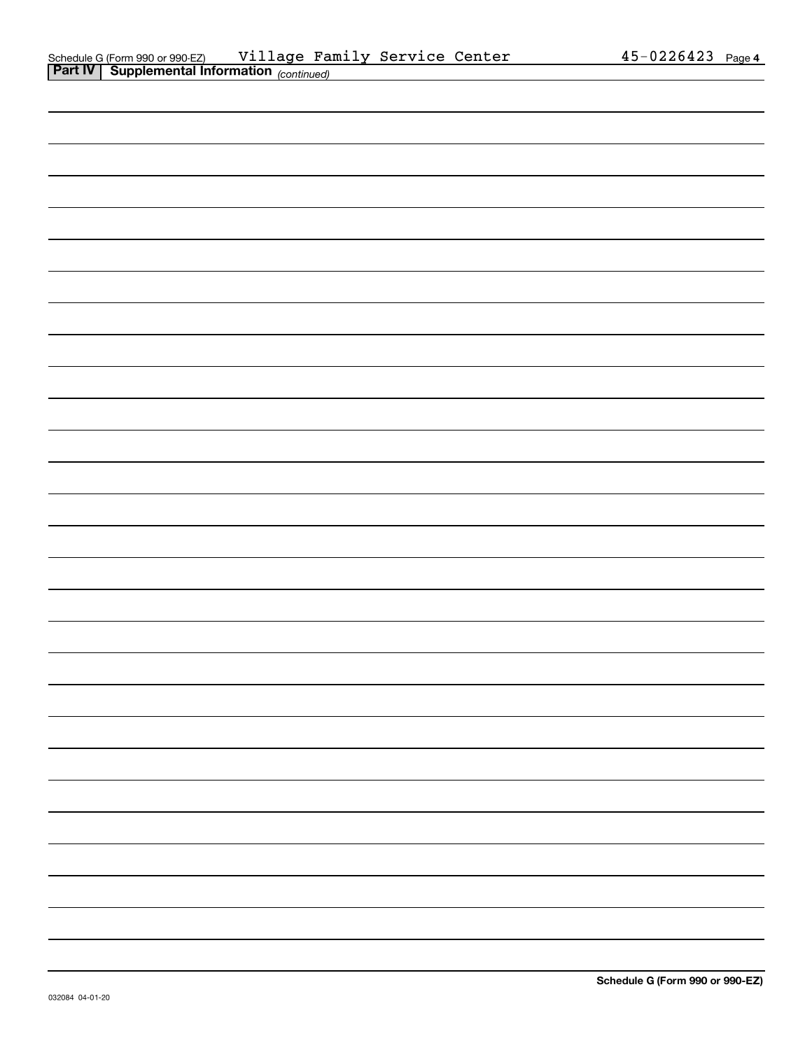Schedule G (Form 990 or 990-EZ) Village Family Service Center 45-0226423 Page 4

**Part IV | Supplemental Information** *(continued)*

**Schedule G (Form 990 or 990-EZ)**

032084 04-01-20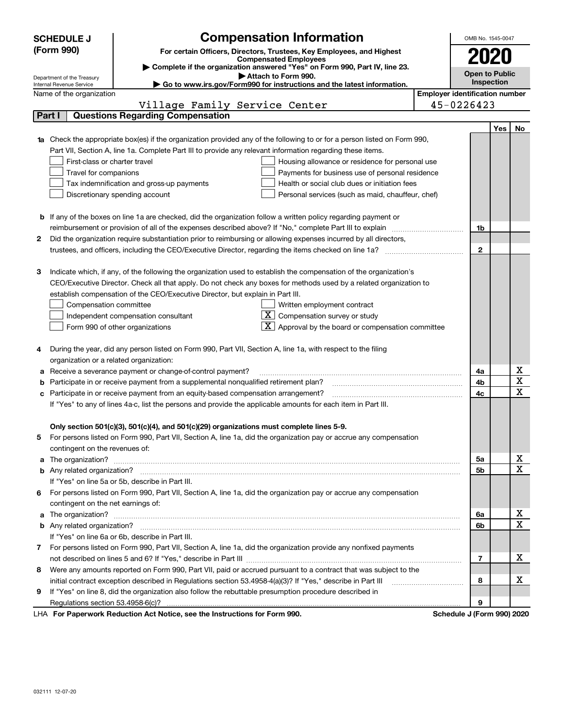**SCHEDULE J (Form 990)**

Department of the Treasury
Internal Revenue Service

# Compensation Information

**For certain Officers, Directors, Trustees, Key Employees, and Highest Compensated Employees**

▶ Complete if the organization answered "Yes" on Form 990, Part IV, line 23.

▶ Attach to Form 990.

▶ Go to www.irs.gov/Form990 for instructions and the latest information.

OMB No. 1545-0047

**2020**

**Open to Public Inspection**

Name of the organization: Village Family Service Center

**Employer identification number:** 45-0226423

## Part I Questions Regarding Compensation

| | | | Yes | No |
|---|---|---|---|---|
| **1a** | Check the appropriate box(es) if the organization provided any of the following to or for a person listed on Form 990, Part VII, Section A, line 1a. Complete Part III to provide any relevant information regarding these items.<br>☐ First-class or charter travel ☐ Housing allowance or residence for personal use<br>☐ Travel for companions ☐ Payments for business use of personal residence<br>☐ Tax indemnification and gross-up payments ☐ Health or social club dues or initiation fees<br>☐ Discretionary spending account ☐ Personal services (such as maid, chauffeur, chef) | | | |
| **b** | If any of the boxes on line 1a are checked, did the organization follow a written policy regarding payment or reimbursement or provision of all of the expenses described above? If "No," complete Part III to explain | 1b | | |
| **2** | Did the organization require substantiation prior to reimbursing or allowing expenses incurred by all directors, trustees, and officers, including the CEO/Executive Director, regarding the items checked on line 1a? | 2 | | |
| **3** | Indicate which, if any, of the following the organization used to establish the compensation of the organization's CEO/Executive Director. Check all that apply. Do not check any boxes for methods used by a related organization to establish compensation of the CEO/Executive Director, but explain in Part III.<br>☐ Compensation committee ☐ Written employment contract<br>☐ Independent compensation consultant ☒ Compensation survey or study<br>☐ Form 990 of other organizations ☒ Approval by the board or compensation committee | | | |
| **4** | During the year, did any person listed on Form 990, Part VII, Section A, line 1a, with respect to the filing organization or a related organization: | | | |
| **a** | Receive a severance payment or change-of-control payment? | 4a | | X |
| **b** | Participate in or receive payment from a supplemental nonqualified retirement plan? | 4b | | X |
| **c** | Participate in or receive payment from an equity-based compensation arrangement? | 4c | | X |
| | If "Yes" to any of lines 4a-c, list the persons and provide the applicable amounts for each item in Part III. | | | |
| | **Only section 501(c)(3), 501(c)(4), and 501(c)(29) organizations must complete lines 5-9.** | | | |
| **5** | For persons listed on Form 990, Part VII, Section A, line 1a, did the organization pay or accrue any compensation contingent on the revenues of: | | | |
| **a** | The organization? | 5a | | X |
| **b** | Any related organization? | 5b | | X |
| | If "Yes" on line 5a or 5b, describe in Part III. | | | |
| **6** | For persons listed on Form 990, Part VII, Section A, line 1a, did the organization pay or accrue any compensation contingent on the net earnings of: | | | |
| **a** | The organization? | 6a | | X |
| **b** | Any related organization? | 6b | | X |
| | If "Yes" on line 6a or 6b, describe in Part III. | | | |
| **7** | For persons listed on Form 990, Part VII, Section A, line 1a, did the organization provide any nonfixed payments not described on lines 5 and 6? If "Yes," describe in Part III | 7 | | X |
| **8** | Were any amounts reported on Form 990, Part VII, paid or accrued pursuant to a contract that was subject to the initial contract exception described in Regulations section 53.4958-4(a)(3)? If "Yes," describe in Part III | 8 | | X |
| **9** | If "Yes" on line 8, did the organization also follow the rebuttable presumption procedure described in Regulations section 53.4958-6(c)? | 9 | | |

LHA **For Paperwork Reduction Act Notice, see the Instructions for Form 990.** **Schedule J (Form 990) 2020**

032111 12-07-20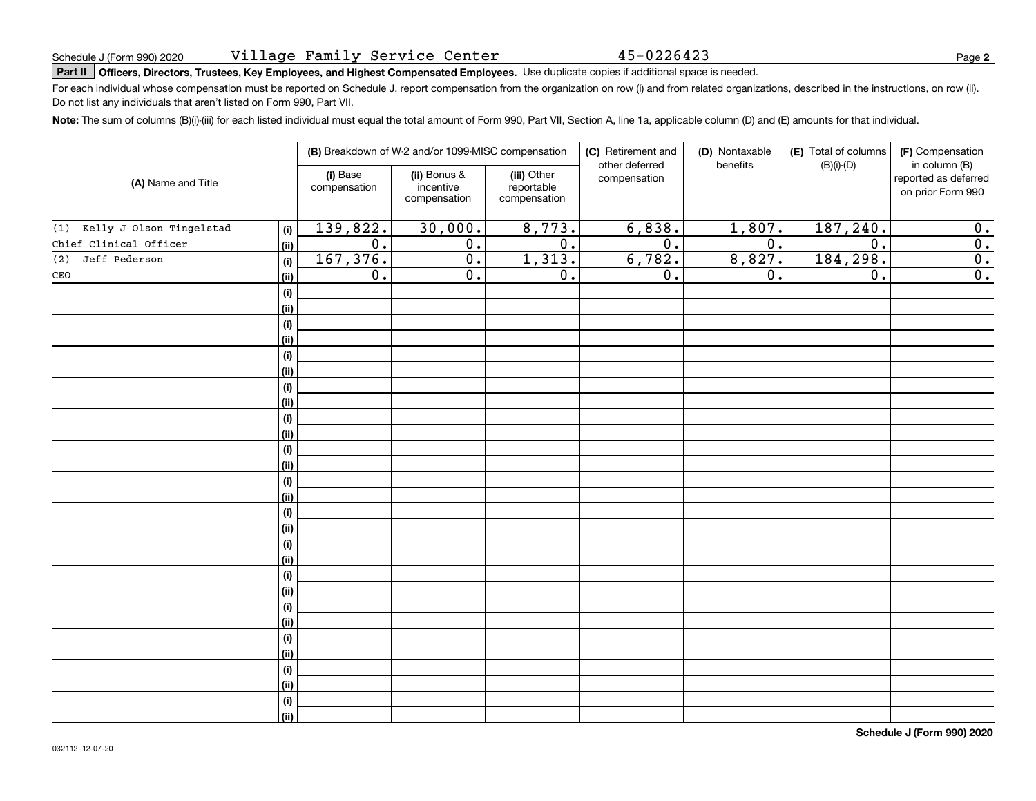Schedule J (Form 990) 2020 Village Family Service Center 45-0226423

**Part II** **Officers, Directors, Trustees, Key Employees, and Highest Compensated Employees.** Use duplicate copies if additional space is needed.

For each individual whose compensation must be reported on Schedule J, report compensation from the organization on row (i) and from related organizations, described in the instructions, on row (ii). Do not list any individuals that aren't listed on Form 990, Part VII.

**Note:** The sum of columns (B)(i)-(iii) for each listed individual must equal the total amount of Form 990, Part VII, Section A, line 1a, applicable column (D) and (E) amounts for that individual.

| (A) Name and Title | | (B) Breakdown of W-2 and/or 1099-MISC compensation | | | (C) Retirement and other deferred compensation | (D) Nontaxable benefits | (E) Total of columns (B)(i)-(D) | (F) Compensation in column (B) reported as deferred on prior Form 990 |
|---|---|---|---|---|---|---|---|---|
| | | (i) Base compensation | (ii) Bonus & incentive compensation | (iii) Other reportable compensation | | | | |
| (1) Kelly J Olson Tingelstad | (i) | 139,822. | 30,000. | 8,773. | 6,838. | 1,807. | 187,240. | 0. |
| Chief Clinical Officer | (ii) | 0. | 0. | 0. | 0. | 0. | 0. | 0. |
| (2) Jeff Pederson | (i) | 167,376. | 0. | 1,313. | 6,782. | 8,827. | 184,298. | 0. |
| CEO | (ii) | 0. | 0. | 0. | 0. | 0. | 0. | 0. |

Schedule J (Form 990) 2020

032112 12-07-20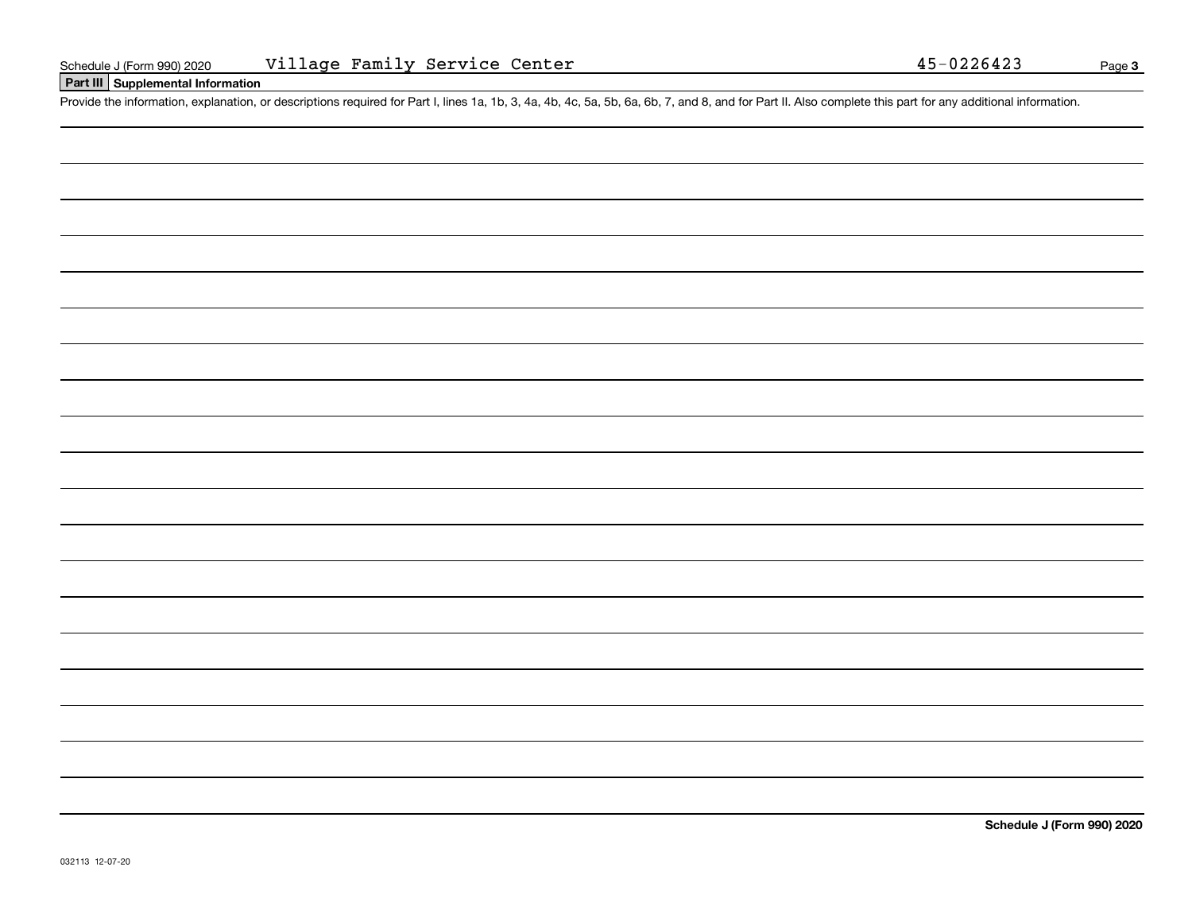Schedule J (Form 990) 2020 Village Family Service Center 45-0226423

**Part III Supplemental Information**

Provide the information, explanation, or descriptions required for Part I, lines 1a, 1b, 3, 4a, 4b, 4c, 5a, 5b, 6a, 6b, 7, and 8, and for Part II. Also complete this part for any additional information.

**Schedule J (Form 990) 2020**

032113 12-07-20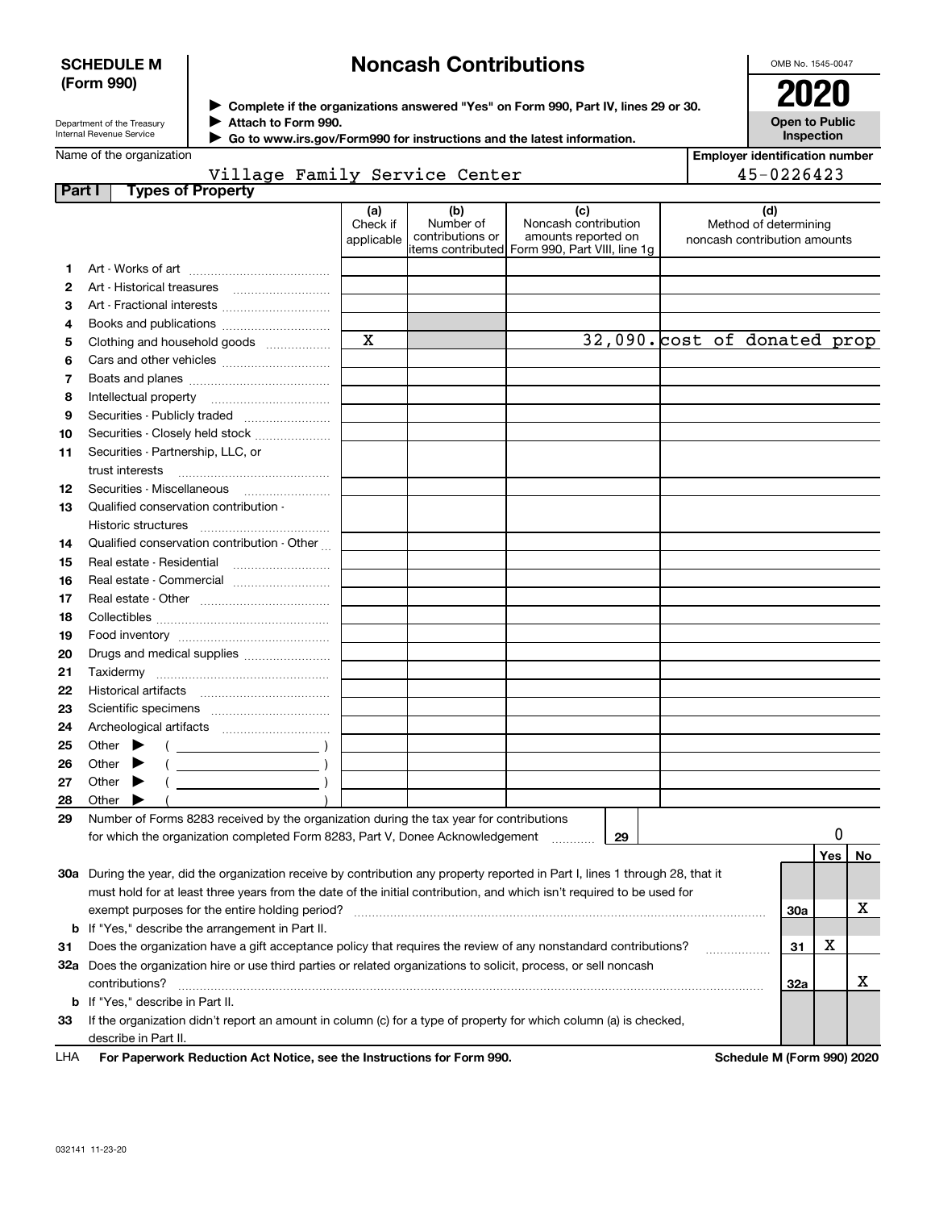**SCHEDULE M (Form 990)**

Department of the Treasury
Internal Revenue Service

# Noncash Contributions

▶ Complete if the organizations answered "Yes" on Form 990, Part IV, lines 29 or 30.
▶ Attach to Form 990.
▶ Go to www.irs.gov/Form990 for instructions and the latest information.

OMB No. 1545-0047

**2020**

**Open to Public Inspection**

Name of the organization: Village Family Service Center

Employer identification number: 45-0226423

## Part I Types of Property

| | | (a) Check if applicable | (b) Number of contributions or items contributed | (c) Noncash contribution amounts reported on Form 990, Part VIII, line 1g | (d) Method of determining noncash contribution amounts |
|---|---|---|---|---|---|
| 1 | Art - Works of art | | | | |
| 2 | Art - Historical treasures | | | | |
| 3 | Art - Fractional interests | | | | |
| 4 | Books and publications | | | | |
| 5 | Clothing and household goods | X | | 32,090. | cost of donated prop |
| 6 | Cars and other vehicles | | | | |
| 7 | Boats and planes | | | | |
| 8 | Intellectual property | | | | |
| 9 | Securities - Publicly traded | | | | |
| 10 | Securities - Closely held stock | | | | |
| 11 | Securities - Partnership, LLC, or trust interests | | | | |
| 12 | Securities - Miscellaneous | | | | |
| 13 | Qualified conservation contribution - Historic structures | | | | |
| 14 | Qualified conservation contribution - Other | | | | |
| 15 | Real estate - Residential | | | | |
| 16 | Real estate - Commercial | | | | |
| 17 | Real estate - Other | | | | |
| 18 | Collectibles | | | | |
| 19 | Food inventory | | | | |
| 20 | Drugs and medical supplies | | | | |
| 21 | Taxidermy | | | | |
| 22 | Historical artifacts | | | | |
| 23 | Scientific specimens | | | | |
| 24 | Archeological artifacts | | | | |
| 25 | Other ▶ ( ) | | | | |
| 26 | Other ▶ ( ) | | | | |
| 27 | Other ▶ ( ) | | | | |
| 28 | Other ▶ ( ) | | | | |

29 Number of Forms 8283 received by the organization during the tax year for contributions for which the organization completed Form 8283, Part V, Donee Acknowledgement ..... **29** | 0

| | | | Yes | No |
|---|---|---|---|---|
| 30a | During the year, did the organization receive by contribution any property reported in Part I, lines 1 through 28, that it must hold for at least three years from the date of the initial contribution, and which isn't required to be used for exempt purposes for the entire holding period? | 30a | | X |
| b | If "Yes," describe the arrangement in Part II. | | | |
| 31 | Does the organization have a gift acceptance policy that requires the review of any nonstandard contributions? | 31 | X | |
| 32a | Does the organization hire or use third parties or related organizations to solicit, process, or sell noncash contributions? | 32a | | X |
| b | If "Yes," describe in Part II. | | | |
| 33 | If the organization didn't report an amount in column (c) for a type of property for which column (a) is checked, describe in Part II. | | | |

LHA For Paperwork Reduction Act Notice, see the Instructions for Form 990. Schedule M (Form 990) 2020

032141 11-23-20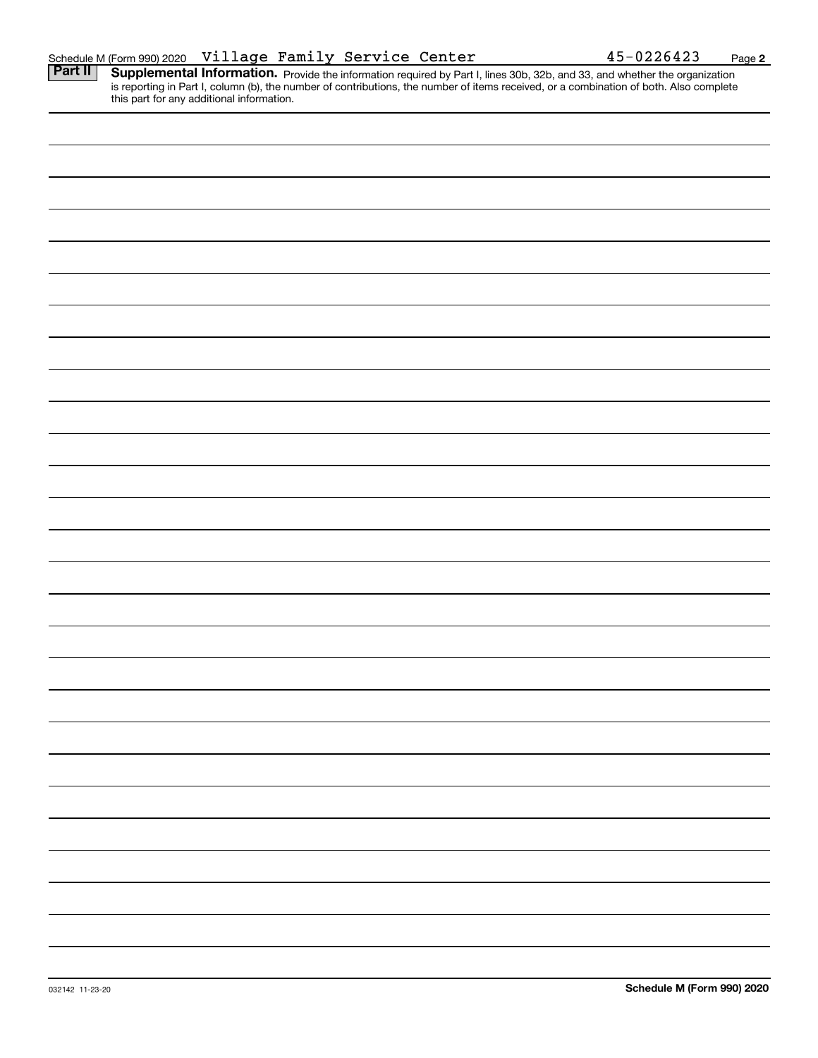Schedule M (Form 990) 2020 Village Family Service Center 45-0226423

**Part II** **Supplemental Information.** Provide the information required by Part I, lines 30b, 32b, and 33, and whether the organization is reporting in Part I, column (b), the number of contributions, the number of items received, or a combination of both. Also complete this part for any additional information.

032142 11-23-20

**Schedule M (Form 990) 2020**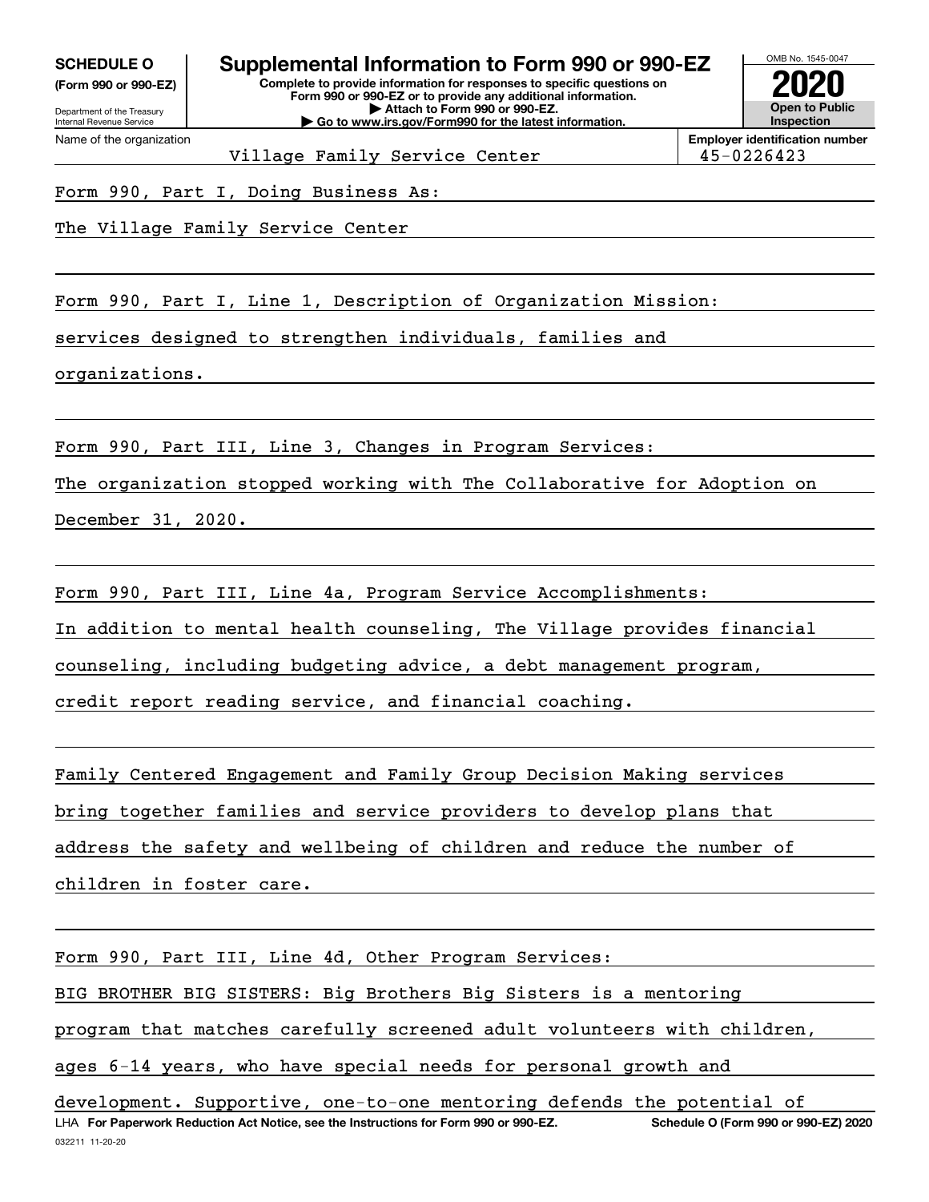**SCHEDULE O**
**(Form 990 or 990-EZ)**

Department of the Treasury
Internal Revenue Service

# Supplemental Information to Form 990 or 990-EZ

**Complete to provide information for responses to specific questions on Form 990 or 990-EZ or to provide any additional information.**
**▶ Attach to Form 990 or 990-EZ.**
**▶ Go to www.irs.gov/Form990 for the latest information.**

OMB No. 1545-0047

**2020**

**Open to Public Inspection**

Name of the organization: Village Family Service Center

**Employer identification number:** 45-0226423

Form 990, Part I, Doing Business As:

The Village Family Service Center

Form 990, Part I, Line 1, Description of Organization Mission:

services designed to strengthen individuals, families and organizations.

Form 990, Part III, Line 3, Changes in Program Services:

The organization stopped working with The Collaborative for Adoption on December 31, 2020.

Form 990, Part III, Line 4a, Program Service Accomplishments:

In addition to mental health counseling, The Village provides financial counseling, including budgeting advice, a debt management program, credit report reading service, and financial coaching.

Family Centered Engagement and Family Group Decision Making services bring together families and service providers to develop plans that address the safety and wellbeing of children and reduce the number of children in foster care.

Form 990, Part III, Line 4d, Other Program Services:

BIG BROTHER BIG SISTERS: Big Brothers Big Sisters is a mentoring program that matches carefully screened adult volunteers with children, ages 6-14 years, who have special needs for personal growth and development. Supportive, one-to-one mentoring defends the potential of

LHA **For Paperwork Reduction Act Notice, see the Instructions for Form 990 or 990-EZ.** **Schedule O (Form 990 or 990-EZ) 2020**

032211 11-20-20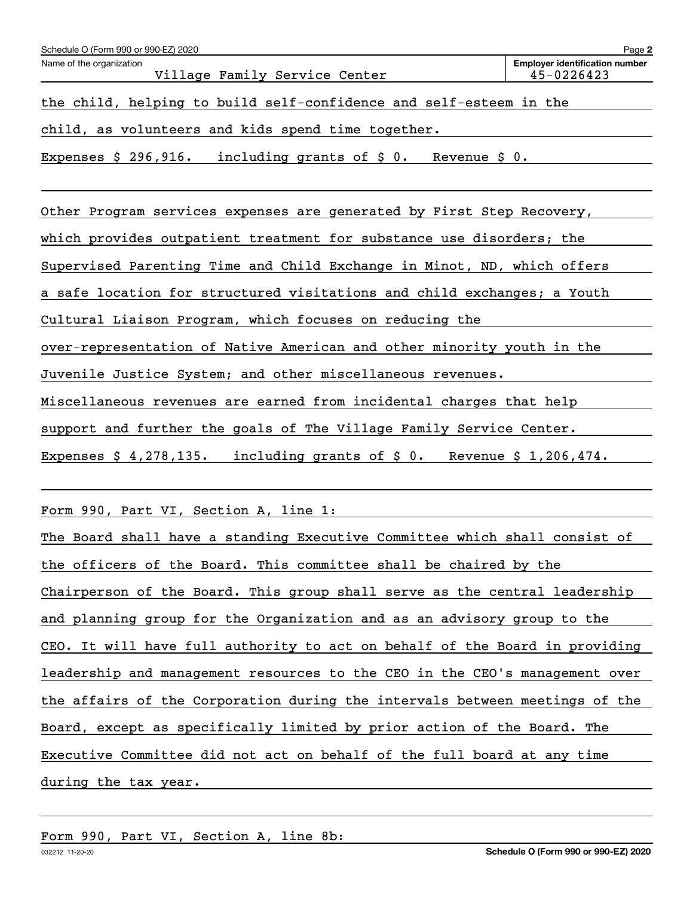Name of the organization: Village Family Service Center

Employer identification number: 45-0226423

the child, helping to build self-confidence and self-esteem in the child, as volunteers and kids spend time together.

Expenses $ 296,916. including grants of $ 0. Revenue $ 0.

Other Program services expenses are generated by First Step Recovery, which provides outpatient treatment for substance use disorders; the Supervised Parenting Time and Child Exchange in Minot, ND, which offers a safe location for structured visitations and child exchanges; a Youth Cultural Liaison Program, which focuses on reducing the over-representation of Native American and other minority youth in the Juvenile Justice System; and other miscellaneous revenues. Miscellaneous revenues are earned from incidental charges that help support and further the goals of The Village Family Service Center.

Expenses $ 4,278,135. including grants of $ 0. Revenue $ 1,206,474.

Form 990, Part VI, Section A, line 1:

The Board shall have a standing Executive Committee which shall consist of the officers of the Board. This committee shall be chaired by the Chairperson of the Board. This group shall serve as the central leadership and planning group for the Organization and as an advisory group to the CEO. It will have full authority to act on behalf of the Board in providing leadership and management resources to the CEO in the CEO's management over the affairs of the Corporation during the intervals between meetings of the Board, except as specifically limited by prior action of the Board. The Executive Committee did not act on behalf of the full board at any time during the tax year.

Form 990, Part VI, Section A, line 8b: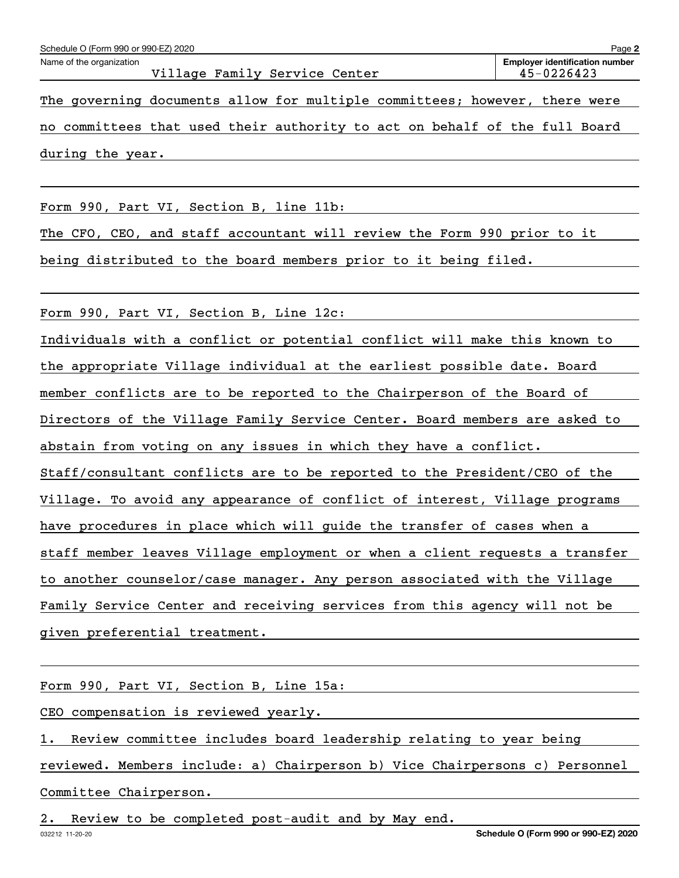Name of the organization: Village Family Service Center

Employer identification number: 45-0226423

The governing documents allow for multiple committees; however, there were no committees that used their authority to act on behalf of the full Board during the year.

Form 990, Part VI, Section B, line 11b:

The CFO, CEO, and staff accountant will review the Form 990 prior to it being distributed to the board members prior to it being filed.

Form 990, Part VI, Section B, Line 12c:

Individuals with a conflict or potential conflict will make this known to the appropriate Village individual at the earliest possible date. Board member conflicts are to be reported to the Chairperson of the Board of Directors of the Village Family Service Center. Board members are asked to abstain from voting on any issues in which they have a conflict. Staff/consultant conflicts are to be reported to the President/CEO of the Village. To avoid any appearance of conflict of interest, Village programs have procedures in place which will guide the transfer of cases when a staff member leaves Village employment or when a client requests a transfer to another counselor/case manager. Any person associated with the Village Family Service Center and receiving services from this agency will not be given preferential treatment.

Form 990, Part VI, Section B, Line 15a:

CEO compensation is reviewed yearly.

1. Review committee includes board leadership relating to year being reviewed. Members include: a) Chairperson b) Vice Chairpersons c) Personnel Committee Chairperson.

2. Review to be completed post-audit and by May end.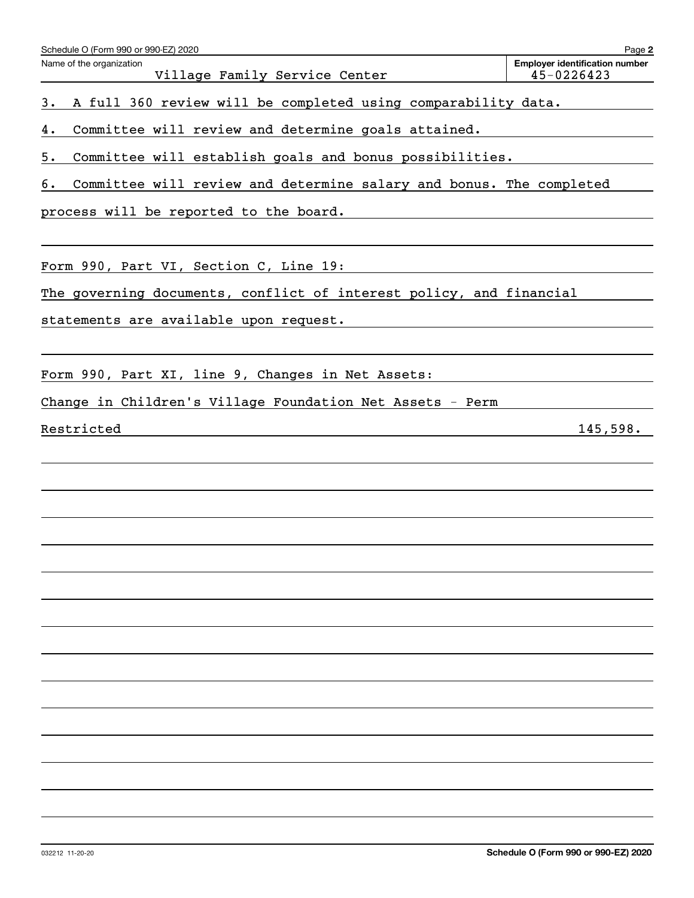Schedule O (Form 990 or 990-EZ) 2020

Name of the organization: Village Family Service Center

Employer identification number: 45-0226423

3. A full 360 review will be completed using comparability data.

4. Committee will review and determine goals attained.

5. Committee will establish goals and bonus possibilities.

6. Committee will review and determine salary and bonus. The completed process will be reported to the board.

Form 990, Part VI, Section C, Line 19:

The governing documents, conflict of interest policy, and financial statements are available upon request.

Form 990, Part XI, line 9, Changes in Net Assets:

| | |
|---|---|
| Change in Children's Village Foundation Net Assets - Perm Restricted | 145,598. |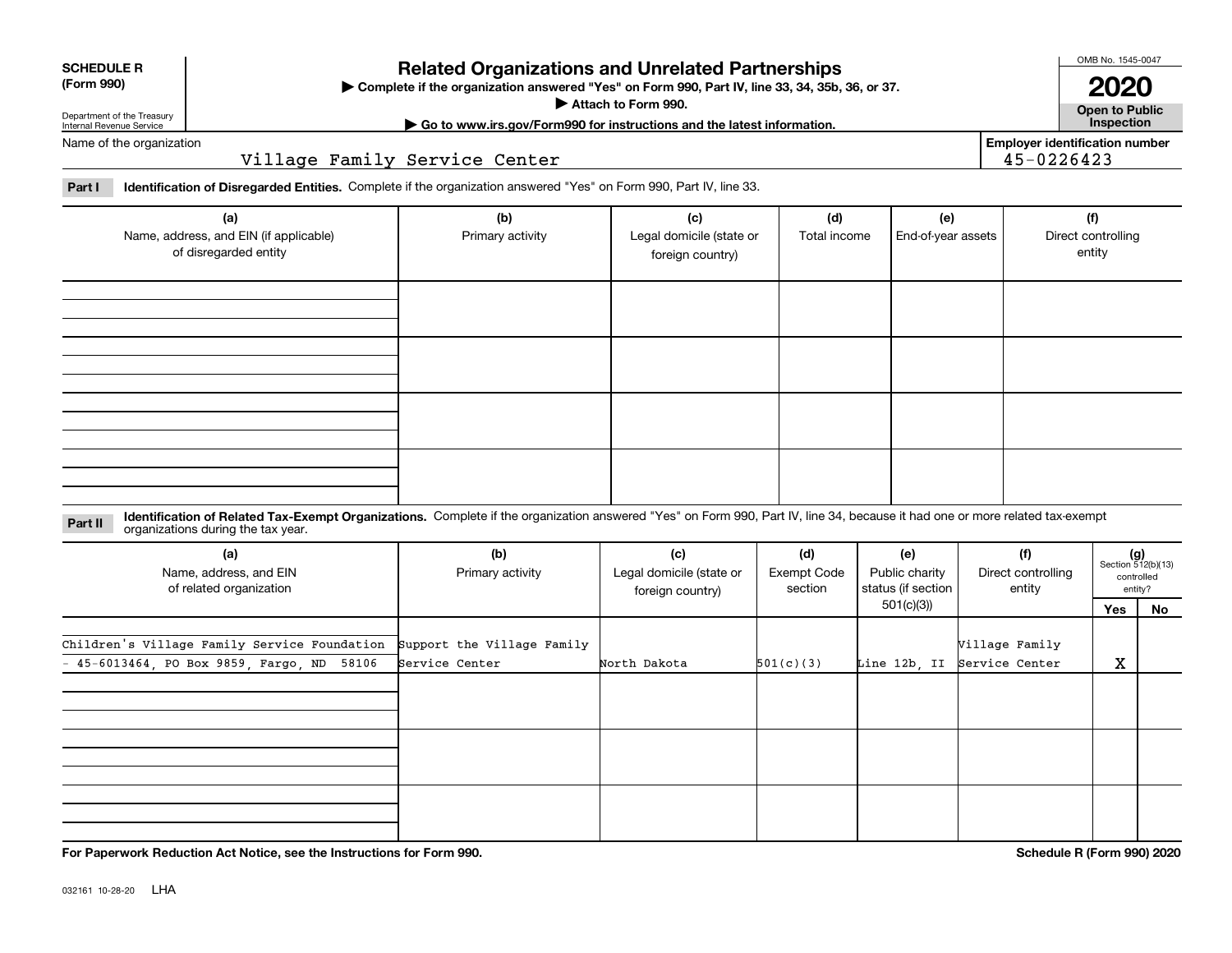**SCHEDULE R (Form 990)**

Department of the Treasury
Internal Revenue Service

# Related Organizations and Unrelated Partnerships

▶ Complete if the organization answered "Yes" on Form 990, Part IV, line 33, 34, 35b, 36, or 37.
▶ Attach to Form 990.
▶ Go to www.irs.gov/Form990 for instructions and the latest information.

OMB No. 1545-0047

**2020**

**Open to Public Inspection**

Name of the organization: Village Family Service Center

Employer identification number: 45-0226423

**Part I** **Identification of Disregarded Entities.** Complete if the organization answered "Yes" on Form 990, Part IV, line 33.

| (a) Name, address, and EIN (if applicable) of disregarded entity | (b) Primary activity | (c) Legal domicile (state or foreign country) | (d) Total income | (e) End-of-year assets | (f) Direct controlling entity |
|---|---|---|---|---|---|
| | | | | | |
| | | | | | |
| | | | | | |
| | | | | | |

**Part II** **Identification of Related Tax-Exempt Organizations.** Complete if the organization answered "Yes" on Form 990, Part IV, line 34, because it had one or more related tax-exempt organizations during the tax year.

| (a) Name, address, and EIN of related organization | (b) Primary activity | (c) Legal domicile (state or foreign country) | (d) Exempt Code section | (e) Public charity status (if section 501(c)(3)) | (f) Direct controlling entity | (g) Section 512(b)(13) controlled entity? | |
|---|---|---|---|---|---|---|---|
| | | | | | | Yes | No |
| Children's Village Family Service Foundation - 45-6013464, PO Box 9859, Fargo, ND 58106 | Support the Village Family Service Center | North Dakota | 501(c)(3) | Line 12b, II | Village Family Service Center | X | |
| | | | | | | | |
| | | | | | | | |
| | | | | | | | |

**For Paperwork Reduction Act Notice, see the Instructions for Form 990.**

**Schedule R (Form 990) 2020**

032161 10-28-20 LHA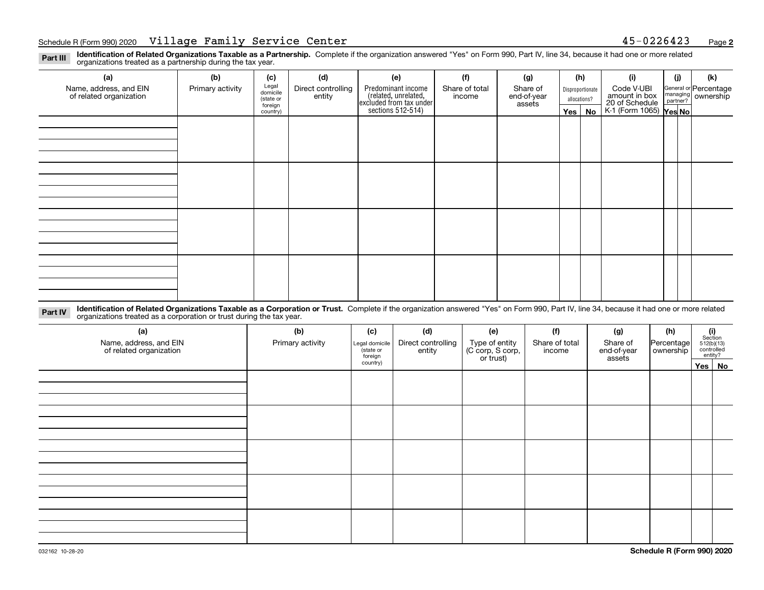Schedule R (Form 990) 2020 Village Family Service Center 45-0226423

## Part III Identification of Related Organizations Taxable as a Partnership.

Complete if the organization answered "Yes" on Form 990, Part IV, line 34, because it had one or more related organizations treated as a partnership during the tax year.

| (a) Name, address, and EIN of related organization | (b) Primary activity | (c) Legal domicile (state or foreign country) | (d) Direct controlling entity | (e) Predominant income (related, unrelated, excluded from tax under sections 512-514) | (f) Share of total income | (g) Share of end-of-year assets | (h) Disproportionate allocations? Yes | No | (i) Code V-UBI amount in box 20 of Schedule K-1 (Form 1065) | (j) General or managing partner? Yes | No | (k) Percentage ownership |
|---|---|---|---|---|---|---|---|---|---|---|---|---|
| | | | | | | | | | | | | |
| | | | | | | | | | | | | |
| | | | | | | | | | | | | |
| | | | | | | | | | | | | |

## Part IV Identification of Related Organizations Taxable as a Corporation or Trust.

Complete if the organization answered "Yes" on Form 990, Part IV, line 34, because it had one or more related organizations treated as a corporation or trust during the tax year.

| (a) Name, address, and EIN of related organization | (b) Primary activity | (c) Legal domicile (state or foreign country) | (d) Direct controlling entity | (e) Type of entity (C corp, S corp, or trust) | (f) Share of total income | (g) Share of end-of-year assets | (h) Percentage ownership | (i) Section 512(b)(13) controlled entity? Yes | No |
|---|---|---|---|---|---|---|---|---|---|
| | | | | | | | | | |
| | | | | | | | | | |
| | | | | | | | | | |
| | | | | | | | | | |
| | | | | | | | | | |

032162 10-28-20 **Schedule R (Form 990) 2020**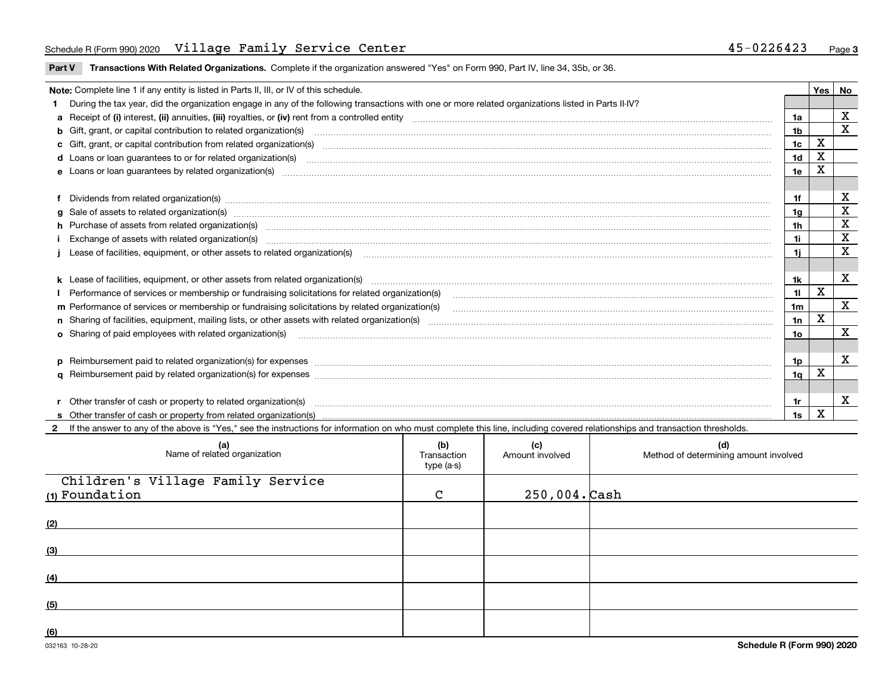Schedule R (Form 990) 2020 Village Family Service Center 45-0226423

## Part V Transactions With Related Organizations.

Complete if the organization answered "Yes" on Form 990, Part IV, line 34, 35b, or 36.

| **Note:** Complete line 1 if any entity is listed in Parts II, III, or IV of this schedule. | | Yes | No |
|---|---|---|---|
| **1** During the tax year, did the organization engage in any of the following transactions with one or more related organizations listed in Parts II-IV? | | | |
| **a** Receipt of **(i)** interest, **(ii)** annuities, **(iii)** royalties, or **(iv)** rent from a controlled entity | 1a | | X |
| **b** Gift, grant, or capital contribution to related organization(s) | 1b | | X |
| **c** Gift, grant, or capital contribution from related organization(s) | 1c | X | |
| **d** Loans or loan guarantees to or for related organization(s) | 1d | X | |
| **e** Loans or loan guarantees by related organization(s) | 1e | X | |
| **f** Dividends from related organization(s) | 1f | | X |
| **g** Sale of assets to related organization(s) | 1g | | X |
| **h** Purchase of assets from related organization(s) | 1h | | X |
| **i** Exchange of assets with related organization(s) | 1i | | X |
| **j** Lease of facilities, equipment, or other assets to related organization(s) | 1j | | X |
| **k** Lease of facilities, equipment, or other assets from related organization(s) | 1k | | X |
| **l** Performance of services or membership or fundraising solicitations for related organization(s) | 1l | X | |
| **m** Performance of services or membership or fundraising solicitations by related organization(s) | 1m | | X |
| **n** Sharing of facilities, equipment, mailing lists, or other assets with related organization(s) | 1n | X | |
| **o** Sharing of paid employees with related organization(s) | 1o | | X |
| **p** Reimbursement paid to related organization(s) for expenses | 1p | | X |
| **q** Reimbursement paid by related organization(s) for expenses | 1q | X | |
| **r** Other transfer of cash or property to related organization(s) | 1r | | X |
| **s** Other transfer of cash or property from related organization(s) | 1s | X | |

**2** If the answer to any of the above is "Yes," see the instructions for information on who must complete this line, including covered relationships and transaction thresholds.

| | (a) Name of related organization | (b) Transaction type (a-s) | (c) Amount involved | (d) Method of determining amount involved |
|---|---|---|---|---|
| (1) | Children's Village Family Service Foundation | C | 250,004. | Cash |
| (2) | | | | |
| (3) | | | | |
| (4) | | | | |
| (5) | | | | |
| (6) | | | | |

032163 10-28-20 Schedule R (Form 990) 2020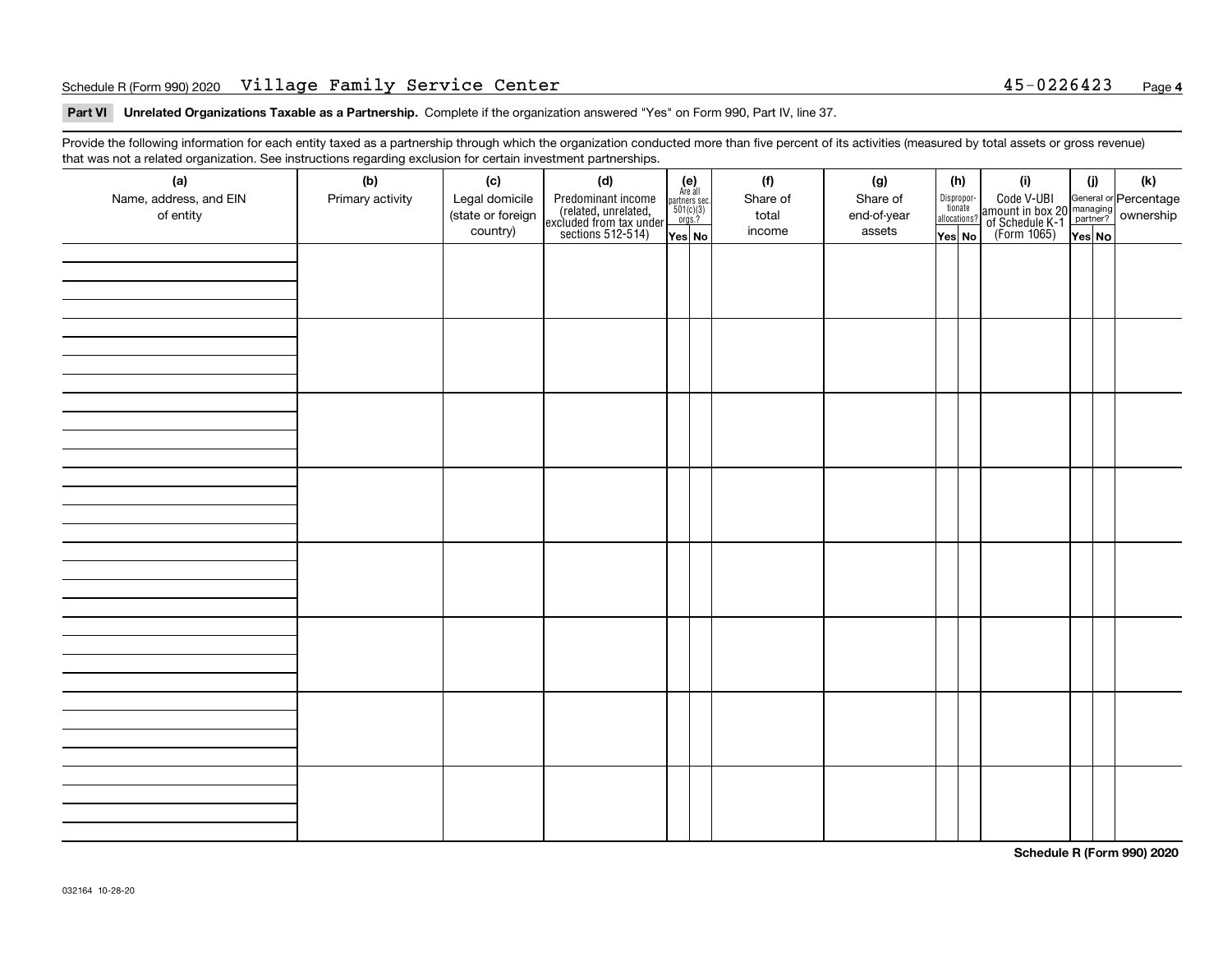Schedule R (Form 990) 2020 Village Family Service Center 45-0226423

**Part VI Unrelated Organizations Taxable as a Partnership.** Complete if the organization answered "Yes" on Form 990, Part IV, line 37.

Provide the following information for each entity taxed as a partnership through which the organization conducted more than five percent of its activities (measured by total assets or gross revenue) that was not a related organization. See instructions regarding exclusion for certain investment partnerships.

| (a) Name, address, and EIN of entity | (b) Primary activity | (c) Legal domicile (state or foreign country) | (d) Predominant income (related, unrelated, excluded from tax under sections 512-514) | (e) Are all partners sec. 501(c)(3) orgs.? | | (f) Share of total income | (g) Share of end-of-year assets | (h) Disproportionate allocations? | | (i) Code V-UBI amount in box 20 of Schedule K-1 (Form 1065) | (j) General or managing partner? | | (k) Percentage ownership |
|---|---|---|---|---|---|---|---|---|---|---|---|---|---|
| | | | | Yes | No | | | Yes | No | | Yes | No | |
| | | | | | | | | | | | | | |
| | | | | | | | | | | | | | |
| | | | | | | | | | | | | | |
| | | | | | | | | | | | | | |
| | | | | | | | | | | | | | |
| | | | | | | | | | | | | | |
| | | | | | | | | | | | | | |
| | | | | | | | | | | | | | |

Schedule R (Form 990) 2020

032164 10-28-20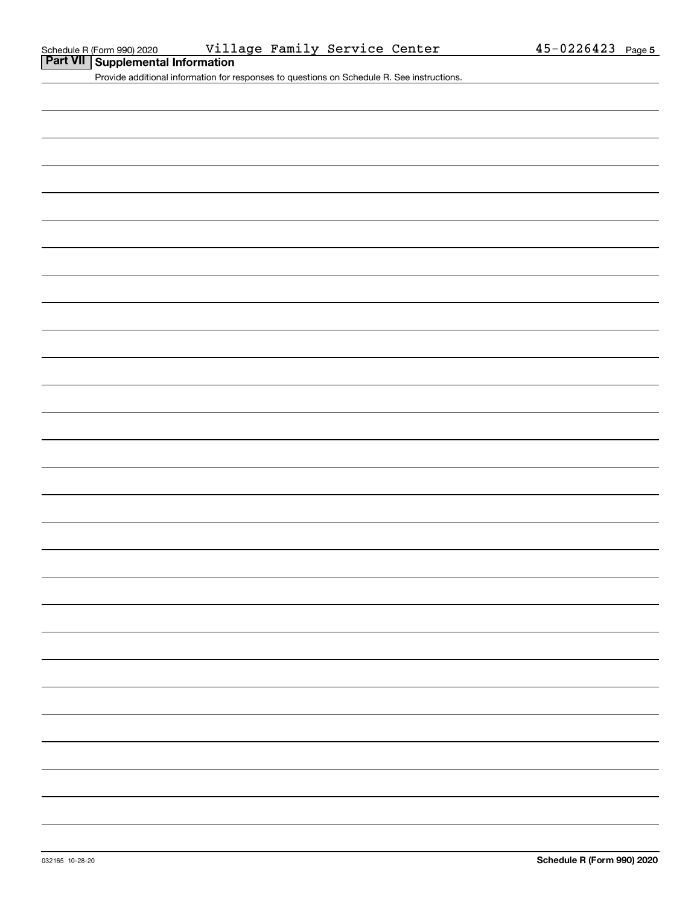## Part VII Supplemental Information

Provide additional information for responses to questions on Schedule R. See instructions.